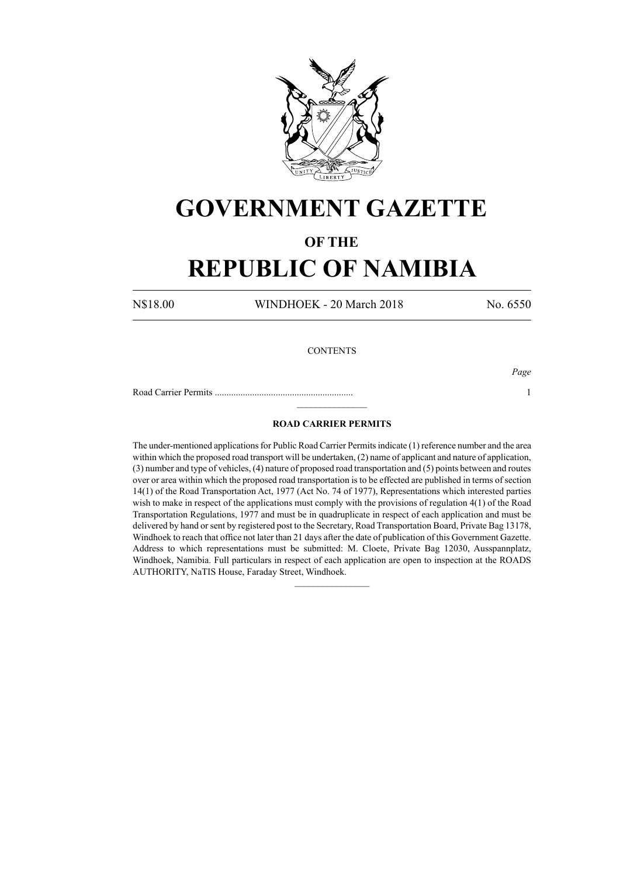# GOVERNMENT GAZETTE

## OF THE

# REPUBLIC OF NAMIBIA

N$18.00 WINDHOEK - 20 March 2018 No. 6550

CONTENTS

| | *Page* |
|---|---|
| Road Carrier Permits ........................................................... | 1 |

---

### ROAD CARRIER PERMITS

The under-mentioned applications for Public Road Carrier Permits indicate (1) reference number and the area within which the proposed road transport will be undertaken, (2) name of applicant and nature of application, (3) number and type of vehicles, (4) nature of proposed road transportation and (5) points between and routes over or area within which the proposed road transportation is to be effected are published in terms of section 14(1) of the Road Transportation Act, 1977 (Act No. 74 of 1977), Representations which interested parties wish to make in respect of the applications must comply with the provisions of regulation 4(1) of the Road Transportation Regulations, 1977 and must be in quadruplicate in respect of each application and must be delivered by hand or sent by registered post to the Secretary, Road Transportation Board, Private Bag 13178, Windhoek to reach that office not later than 21 days after the date of publication of this Government Gazette. Address to which representations must be submitted: M. Cloete, Private Bag 12030, Ausspannplatz, Windhoek, Namibia. Full particulars in respect of each application are open to inspection at the ROADS AUTHORITY, NaTIS House, Faraday Street, Windhoek.

---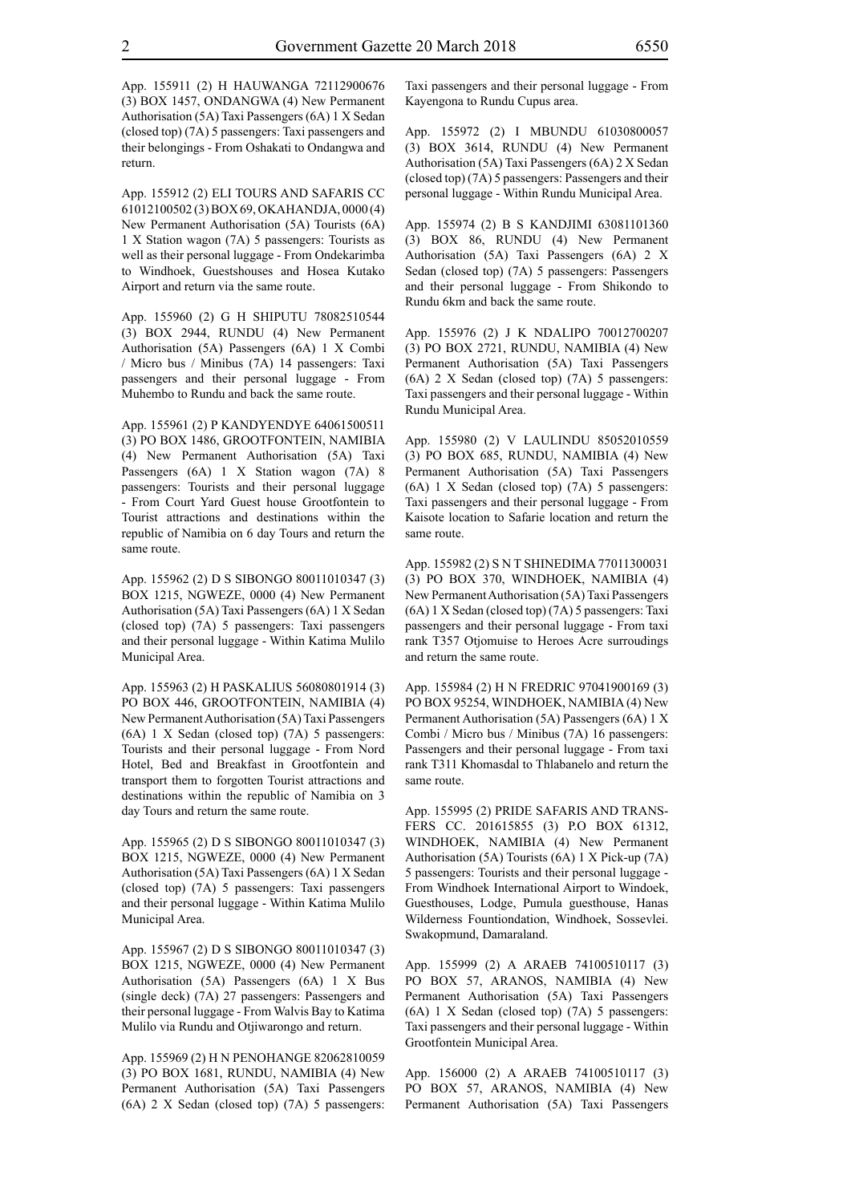App. 155911 (2) H HAUWANGA 72112900676 (3) BOX 1457, ONDANGWA (4) New Permanent Authorisation (5A) Taxi Passengers (6A) 1 X Sedan (closed top) (7A) 5 passengers: Taxi passengers and their belongings - From Oshakati to Ondangwa and return.

App. 155912 (2) ELI TOURS AND SAFARIS CC 61012100502 (3) BOX 69, OKAHANDJA, 0000 (4) New Permanent Authorisation (5A) Tourists (6A) 1 X Station wagon (7A) 5 passengers: Tourists as well as their personal luggage - From Ondekarimba to Windhoek, Guestshouses and Hosea Kutako Airport and return via the same route.

App. 155960 (2) G H SHIPUTU 78082510544 (3) BOX 2944, RUNDU (4) New Permanent Authorisation (5A) Passengers (6A) 1 X Combi / Micro bus / Minibus (7A) 14 passengers: Taxi passengers and their personal luggage - From Muhembo to Rundu and back the same route.

App. 155961 (2) P KANDYENDYE 64061500511 (3) PO BOX 1486, GROOTFONTEIN, NAMIBIA (4) New Permanent Authorisation (5A) Taxi Passengers (6A) 1 X Station wagon (7A) 8 passengers: Tourists and their personal luggage - From Court Yard Guest house Grootfontein to Tourist attractions and destinations within the republic of Namibia on 6 day Tours and return the same route.

App. 155962 (2) D S SIBONGO 80011010347 (3) BOX 1215, NGWEZE, 0000 (4) New Permanent Authorisation (5A) Taxi Passengers (6A) 1 X Sedan (closed top) (7A) 5 passengers: Taxi passengers and their personal luggage - Within Katima Mulilo Municipal Area.

App. 155963 (2) H PASKALIUS 56080801914 (3) PO BOX 446, GROOTFONTEIN, NAMIBIA (4) New Permanent Authorisation (5A) Taxi Passengers (6A) 1 X Sedan (closed top) (7A) 5 passengers: Tourists and their personal luggage - From Nord Hotel, Bed and Breakfast in Grootfontein and transport them to forgotten Tourist attractions and destinations within the republic of Namibia on 3 day Tours and return the same route.

App. 155965 (2) D S SIBONGO 80011010347 (3) BOX 1215, NGWEZE, 0000 (4) New Permanent Authorisation (5A) Taxi Passengers (6A) 1 X Sedan (closed top) (7A) 5 passengers: Taxi passengers and their personal luggage - Within Katima Mulilo Municipal Area.

App. 155967 (2) D S SIBONGO 80011010347 (3) BOX 1215, NGWEZE, 0000 (4) New Permanent Authorisation (5A) Passengers (6A) 1 X Bus (single deck) (7A) 27 passengers: Passengers and their personal luggage - From Walvis Bay to Katima Mulilo via Rundu and Otjiwarongo and return.

App. 155969 (2) H N PENOHANGE 82062810059 (3) PO BOX 1681, RUNDU, NAMIBIA (4) New Permanent Authorisation (5A) Taxi Passengers (6A) 2 X Sedan (closed top) (7A) 5 passengers: Taxi passengers and their personal luggage - From Kayengona to Rundu Cupus area.

App. 155972 (2) I MBUNDU 61030800057 (3) BOX 3614, RUNDU (4) New Permanent Authorisation (5A) Taxi Passengers (6A) 2 X Sedan (closed top) (7A) 5 passengers: Passengers and their personal luggage - Within Rundu Municipal Area.

App. 155974 (2) B S KANDJIMI 63081101360 (3) BOX 86, RUNDU (4) New Permanent Authorisation (5A) Taxi Passengers (6A) 2 X Sedan (closed top) (7A) 5 passengers: Passengers and their personal luggage - From Shikondo to Rundu 6km and back the same route.

App. 155976 (2) J K NDALIPO 70012700207 (3) PO BOX 2721, RUNDU, NAMIBIA (4) New Permanent Authorisation (5A) Taxi Passengers (6A) 2 X Sedan (closed top) (7A) 5 passengers: Taxi passengers and their personal luggage - Within Rundu Municipal Area.

App. 155980 (2) V LAULINDU 85052010559 (3) PO BOX 685, RUNDU, NAMIBIA (4) New Permanent Authorisation (5A) Taxi Passengers (6A) 1 X Sedan (closed top) (7A) 5 passengers: Taxi passengers and their personal luggage - From Kaisote location to Safarie location and return the same route.

App. 155982 (2) S N T SHINEDIMA 77011300031 (3) PO BOX 370, WINDHOEK, NAMIBIA (4) New Permanent Authorisation (5A) Taxi Passengers (6A) 1 X Sedan (closed top) (7A) 5 passengers: Taxi passengers and their personal luggage - From taxi rank T357 Otjomuise to Heroes Acre surroudings and return the same route.

App. 155984 (2) H N FREDRIC 97041900169 (3) PO BOX 95254, WINDHOEK, NAMIBIA (4) New Permanent Authorisation (5A) Passengers (6A) 1 X Combi / Micro bus / Minibus (7A) 16 passengers: Passengers and their personal luggage - From taxi rank T311 Khomasdal to Thlabanelo and return the same route.

App. 155995 (2) PRIDE SAFARIS AND TRANSFERS CC. 201615855 (3) P.O BOX 61312, WINDHOEK, NAMIBIA (4) New Permanent Authorisation (5A) Tourists (6A) 1 X Pick-up (7A) 5 passengers: Tourists and their personal luggage - From Windhoek International Airport to Windoek, Guesthouses, Lodge, Pumula guesthouse, Hanas Wilderness Fountiondation, Windhoek, Sossevlei. Swakopmund, Damaraland.

App. 155999 (2) A ARAEB 74100510117 (3) PO BOX 57, ARANOS, NAMIBIA (4) New Permanent Authorisation (5A) Taxi Passengers (6A) 1 X Sedan (closed top) (7A) 5 passengers: Taxi passengers and their personal luggage - Within Grootfontein Municipal Area.

App. 156000 (2) A ARAEB 74100510117 (3) PO BOX 57, ARANOS, NAMIBIA (4) New Permanent Authorisation (5A) Taxi Passengers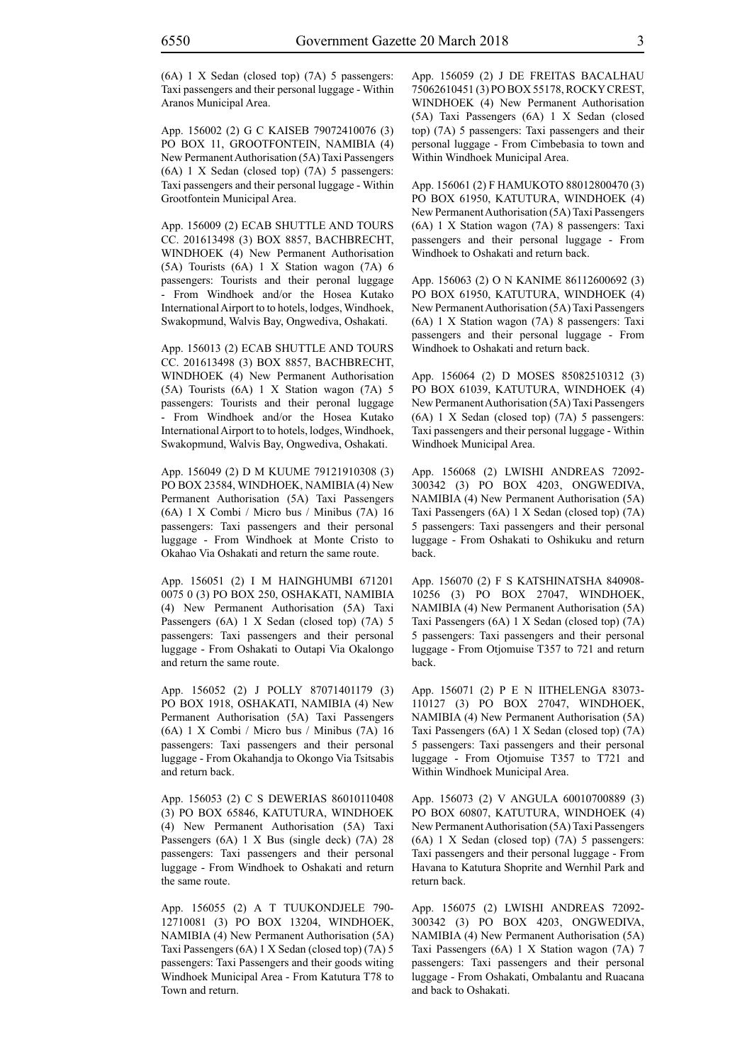(6A) 1 X Sedan (closed top) (7A) 5 passengers: Taxi passengers and their personal luggage - Within Aranos Municipal Area.

App. 156002 (2) G C KAISEB 79072410076 (3) PO BOX 11, GROOTFONTEIN, NAMIBIA (4) New Permanent Authorisation (5A) Taxi Passengers (6A) 1 X Sedan (closed top) (7A) 5 passengers: Taxi passengers and their personal luggage - Within Grootfontein Municipal Area.

App. 156009 (2) ECAB SHUTTLE AND TOURS CC. 201613498 (3) BOX 8857, BACHBRECHT, WINDHOEK (4) New Permanent Authorisation (5A) Tourists (6A) 1 X Station wagon (7A) 6 passengers: Tourists and their peronal luggage - From Windhoek and/or the Hosea Kutako International Airport to to hotels, lodges, Windhoek, Swakopmund, Walvis Bay, Ongwediva, Oshakati.

App. 156013 (2) ECAB SHUTTLE AND TOURS CC. 201613498 (3) BOX 8857, BACHBRECHT, WINDHOEK (4) New Permanent Authorisation (5A) Tourists (6A) 1 X Station wagon (7A) 5 passengers: Tourists and their peronal luggage - From Windhoek and/or the Hosea Kutako International Airport to to hotels, lodges, Windhoek, Swakopmund, Walvis Bay, Ongwediva, Oshakati.

App. 156049 (2) D M KUUME 79121910308 (3) PO BOX 23584, WINDHOEK, NAMIBIA (4) New Permanent Authorisation (5A) Taxi Passengers (6A) 1 X Combi / Micro bus / Minibus (7A) 16 passengers: Taxi passengers and their personal luggage - From Windhoek at Monte Cristo to Okahao Via Oshakati and return the same route.

App. 156051 (2) I M HAINGHUMBI 671201 0075 0 (3) PO BOX 250, OSHAKATI, NAMIBIA (4) New Permanent Authorisation (5A) Taxi Passengers (6A) 1 X Sedan (closed top) (7A) 5 passengers: Taxi passengers and their personal luggage - From Oshakati to Outapi Via Okalongo and return the same route.

App. 156052 (2) J POLLY 87071401179 (3) PO BOX 1918, OSHAKATI, NAMIBIA (4) New Permanent Authorisation (5A) Taxi Passengers (6A) 1 X Combi / Micro bus / Minibus (7A) 16 passengers: Taxi passengers and their personal luggage - From Okahandja to Okongo Via Tsitsabis and return back.

App. 156053 (2) C S DEWERIAS 86010110408 (3) PO BOX 65846, KATUTURA, WINDHOEK (4) New Permanent Authorisation (5A) Taxi Passengers (6A) 1 X Bus (single deck) (7A) 28 passengers: Taxi passengers and their personal luggage - From Windhoek to Oshakati and return the same route.

App. 156055 (2) A T TUUKONDJELE 790-12710081 (3) PO BOX 13204, WINDHOEK, NAMIBIA (4) New Permanent Authorisation (5A) Taxi Passengers (6A) 1 X Sedan (closed top) (7A) 5 passengers: Taxi Passengers and their goods witing Windhoek Municipal Area - From Katutura T78 to Town and return.

App. 156059 (2) J DE FREITAS BACALHAU 75062610451 (3) PO BOX 55178, ROCKY CREST, WINDHOEK (4) New Permanent Authorisation (5A) Taxi Passengers (6A) 1 X Sedan (closed top) (7A) 5 passengers: Taxi passengers and their personal luggage - From Cimbebasia to town and Within Windhoek Municipal Area.

App. 156061 (2) F HAMUKOTO 88012800470 (3) PO BOX 61950, KATUTURA, WINDHOEK (4) New Permanent Authorisation (5A) Taxi Passengers (6A) 1 X Station wagon (7A) 8 passengers: Taxi passengers and their personal luggage - From Windhoek to Oshakati and return back.

App. 156063 (2) O N KANIME 86112600692 (3) PO BOX 61950, KATUTURA, WINDHOEK (4) New Permanent Authorisation (5A) Taxi Passengers (6A) 1 X Station wagon (7A) 8 passengers: Taxi passengers and their personal luggage - From Windhoek to Oshakati and return back.

App. 156064 (2) D MOSES 85082510312 (3) PO BOX 61039, KATUTURA, WINDHOEK (4) New Permanent Authorisation (5A) Taxi Passengers (6A) 1 X Sedan (closed top) (7A) 5 passengers: Taxi passengers and their personal luggage - Within Windhoek Municipal Area.

App. 156068 (2) LWISHI ANDREAS 72092-300342 (3) PO BOX 4203, ONGWEDIVA, NAMIBIA (4) New Permanent Authorisation (5A) Taxi Passengers (6A) 1 X Sedan (closed top) (7A) 5 passengers: Taxi passengers and their personal luggage - From Oshakati to Oshikuku and return back.

App. 156070 (2) F S KATSHINATSHA 840908-10256 (3) PO BOX 27047, WINDHOEK, NAMIBIA (4) New Permanent Authorisation (5A) Taxi Passengers (6A) 1 X Sedan (closed top) (7A) 5 passengers: Taxi passengers and their personal luggage - From Otjomuise T357 to 721 and return back.

App. 156071 (2) P E N IITHELENGA 83073-110127 (3) PO BOX 27047, WINDHOEK, NAMIBIA (4) New Permanent Authorisation (5A) Taxi Passengers (6A) 1 X Sedan (closed top) (7A) 5 passengers: Taxi passengers and their personal luggage - From Otjomuise T357 to T721 and Within Windhoek Municipal Area.

App. 156073 (2) V ANGULA 60010700889 (3) PO BOX 60807, KATUTURA, WINDHOEK (4) New Permanent Authorisation (5A) Taxi Passengers (6A) 1 X Sedan (closed top) (7A) 5 passengers: Taxi passengers and their personal luggage - From Havana to Katutura Shoprite and Wernhil Park and return back.

App. 156075 (2) LWISHI ANDREAS 72092-300342 (3) PO BOX 4203, ONGWEDIVA, NAMIBIA (4) New Permanent Authorisation (5A) Taxi Passengers (6A) 1 X Station wagon (7A) 7 passengers: Taxi passengers and their personal luggage - From Oshakati, Ombalantu and Ruacana and back to Oshakati.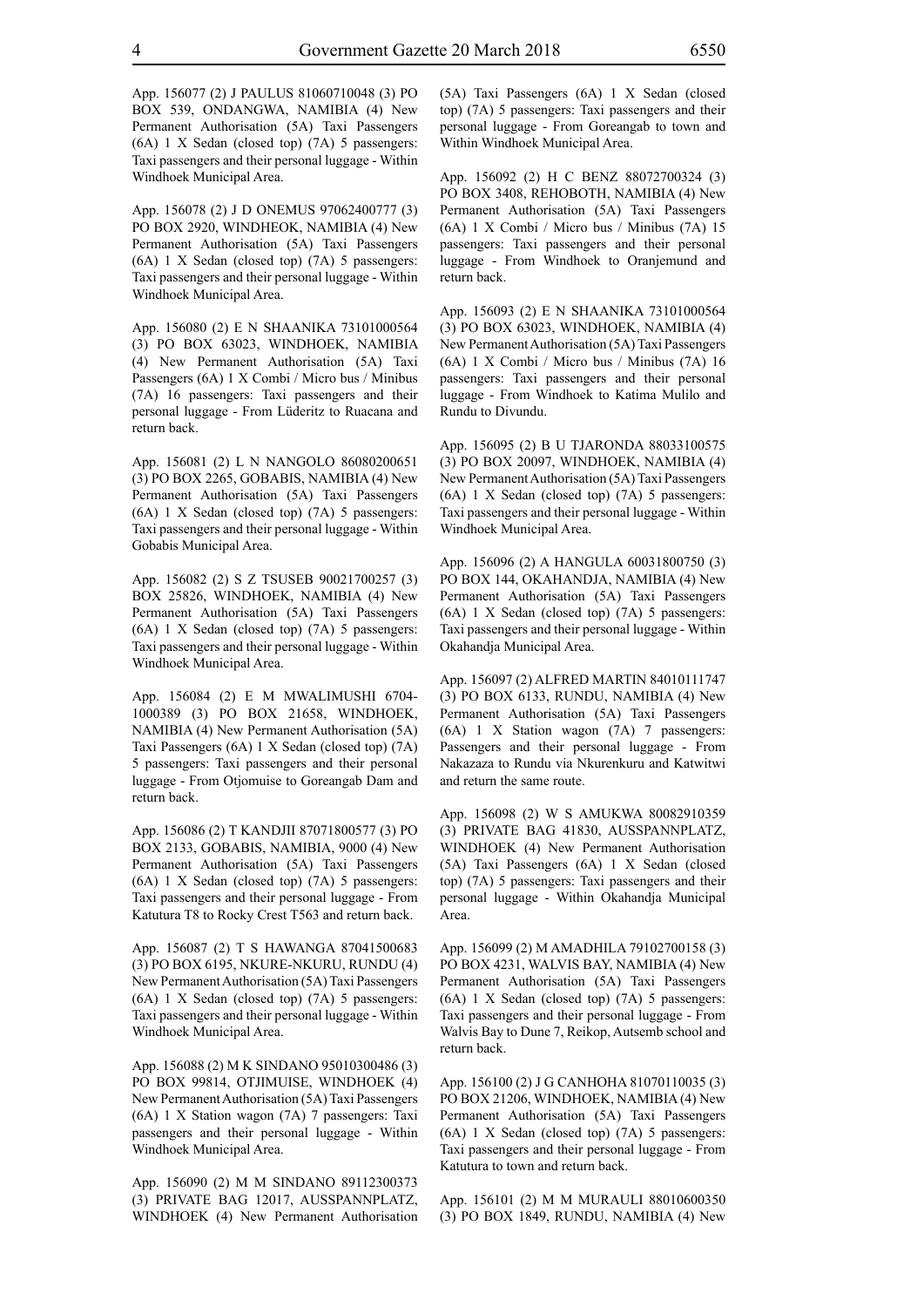App. 156077 (2) J PAULUS 81060710048 (3) PO BOX 539, ONDANGWA, NAMIBIA (4) New Permanent Authorisation (5A) Taxi Passengers (6A) 1 X Sedan (closed top) (7A) 5 passengers: Taxi passengers and their personal luggage - Within Windhoek Municipal Area.

App. 156078 (2) J D ONEMUS 97062400777 (3) PO BOX 2920, WINDHEOK, NAMIBIA (4) New Permanent Authorisation (5A) Taxi Passengers (6A) 1 X Sedan (closed top) (7A) 5 passengers: Taxi passengers and their personal luggage - Within Windhoek Municipal Area.

App. 156080 (2) E N SHAANIKA 73101000564 (3) PO BOX 63023, WINDHOEK, NAMIBIA (4) New Permanent Authorisation (5A) Taxi Passengers (6A) 1 X Combi / Micro bus / Minibus (7A) 16 passengers: Taxi passengers and their personal luggage - From Lüderitz to Ruacana and return back.

App. 156081 (2) L N NANGOLO 86080200651 (3) PO BOX 2265, GOBABIS, NAMIBIA (4) New Permanent Authorisation (5A) Taxi Passengers (6A) 1 X Sedan (closed top) (7A) 5 passengers: Taxi passengers and their personal luggage - Within Gobabis Municipal Area.

App. 156082 (2) S Z TSUSEB 90021700257 (3) BOX 25826, WINDHOEK, NAMIBIA (4) New Permanent Authorisation (5A) Taxi Passengers (6A) 1 X Sedan (closed top) (7A) 5 passengers: Taxi passengers and their personal luggage - Within Windhoek Municipal Area.

App. 156084 (2) E M MWALIMUSHI 6704-1000389 (3) PO BOX 21658, WINDHOEK, NAMIBIA (4) New Permanent Authorisation (5A) Taxi Passengers (6A) 1 X Sedan (closed top) (7A) 5 passengers: Taxi passengers and their personal luggage - From Otjomuise to Goreangab Dam and return back.

App. 156086 (2) T KANDJII 87071800577 (3) PO BOX 2133, GOBABIS, NAMIBIA, 9000 (4) New Permanent Authorisation (5A) Taxi Passengers (6A) 1 X Sedan (closed top) (7A) 5 passengers: Taxi passengers and their personal luggage - From Katutura T8 to Rocky Crest T563 and return back.

App. 156087 (2) T S HAWANGA 87041500683 (3) PO BOX 6195, NKURE-NKURU, RUNDU (4) New Permanent Authorisation (5A) Taxi Passengers (6A) 1 X Sedan (closed top) (7A) 5 passengers: Taxi passengers and their personal luggage - Within Windhoek Municipal Area.

App. 156088 (2) M K SINDANO 95010300486 (3) PO BOX 99814, OTJIMUISE, WINDHOEK (4) New Permanent Authorisation (5A) Taxi Passengers (6A) 1 X Station wagon (7A) 7 passengers: Taxi passengers and their personal luggage - Within Windhoek Municipal Area.

App. 156090 (2) M M SINDANO 89112300373 (3) PRIVATE BAG 12017, AUSSPANNPLATZ, WINDHOEK (4) New Permanent Authorisation (5A) Taxi Passengers (6A) 1 X Sedan (closed top) (7A) 5 passengers: Taxi passengers and their personal luggage - From Goreangab to town and Within Windhoek Municipal Area.

App. 156092 (2) H C BENZ 88072700324 (3) PO BOX 3408, REHOBOTH, NAMIBIA (4) New Permanent Authorisation (5A) Taxi Passengers (6A) 1 X Combi / Micro bus / Minibus (7A) 15 passengers: Taxi passengers and their personal luggage - From Windhoek to Oranjemund and return back.

App. 156093 (2) E N SHAANIKA 73101000564 (3) PO BOX 63023, WINDHOEK, NAMIBIA (4) New Permanent Authorisation (5A) Taxi Passengers (6A) 1 X Combi / Micro bus / Minibus (7A) 16 passengers: Taxi passengers and their personal luggage - From Windhoek to Katima Mulilo and Rundu to Divundu.

App. 156095 (2) B U TJARONDA 88033100575 (3) PO BOX 20097, WINDHOEK, NAMIBIA (4) New Permanent Authorisation (5A) Taxi Passengers (6A) 1 X Sedan (closed top) (7A) 5 passengers: Taxi passengers and their personal luggage - Within Windhoek Municipal Area.

App. 156096 (2) A HANGULA 60031800750 (3) PO BOX 144, OKAHANDJA, NAMIBIA (4) New Permanent Authorisation (5A) Taxi Passengers (6A) 1 X Sedan (closed top) (7A) 5 passengers: Taxi passengers and their personal luggage - Within Okahandja Municipal Area.

App. 156097 (2) ALFRED MARTIN 84010111747 (3) PO BOX 6133, RUNDU, NAMIBIA (4) New Permanent Authorisation (5A) Taxi Passengers (6A) 1 X Station wagon (7A) 7 passengers: Passengers and their personal luggage - From Nakazaza to Rundu via Nkurenkuru and Katwitwi and return the same route.

App. 156098 (2) W S AMUKWA 80082910359 (3) PRIVATE BAG 41830, AUSSPANNPLATZ, WINDHOEK (4) New Permanent Authorisation (5A) Taxi Passengers (6A) 1 X Sedan (closed top) (7A) 5 passengers: Taxi passengers and their personal luggage - Within Okahandja Municipal Area.

App. 156099 (2) M AMADHILA 79102700158 (3) PO BOX 4231, WALVIS BAY, NAMIBIA (4) New Permanent Authorisation (5A) Taxi Passengers (6A) 1 X Sedan (closed top) (7A) 5 passengers: Taxi passengers and their personal luggage - From Walvis Bay to Dune 7, Reikop, Autsemb school and return back.

App. 156100 (2) J G CANHOHA 81070110035 (3) PO BOX 21206, WINDHOEK, NAMIBIA (4) New Permanent Authorisation (5A) Taxi Passengers (6A) 1 X Sedan (closed top) (7A) 5 passengers: Taxi passengers and their personal luggage - From Katutura to town and return back.

App. 156101 (2) M M MURAULI 88010600350 (3) PO BOX 1849, RUNDU, NAMIBIA (4) New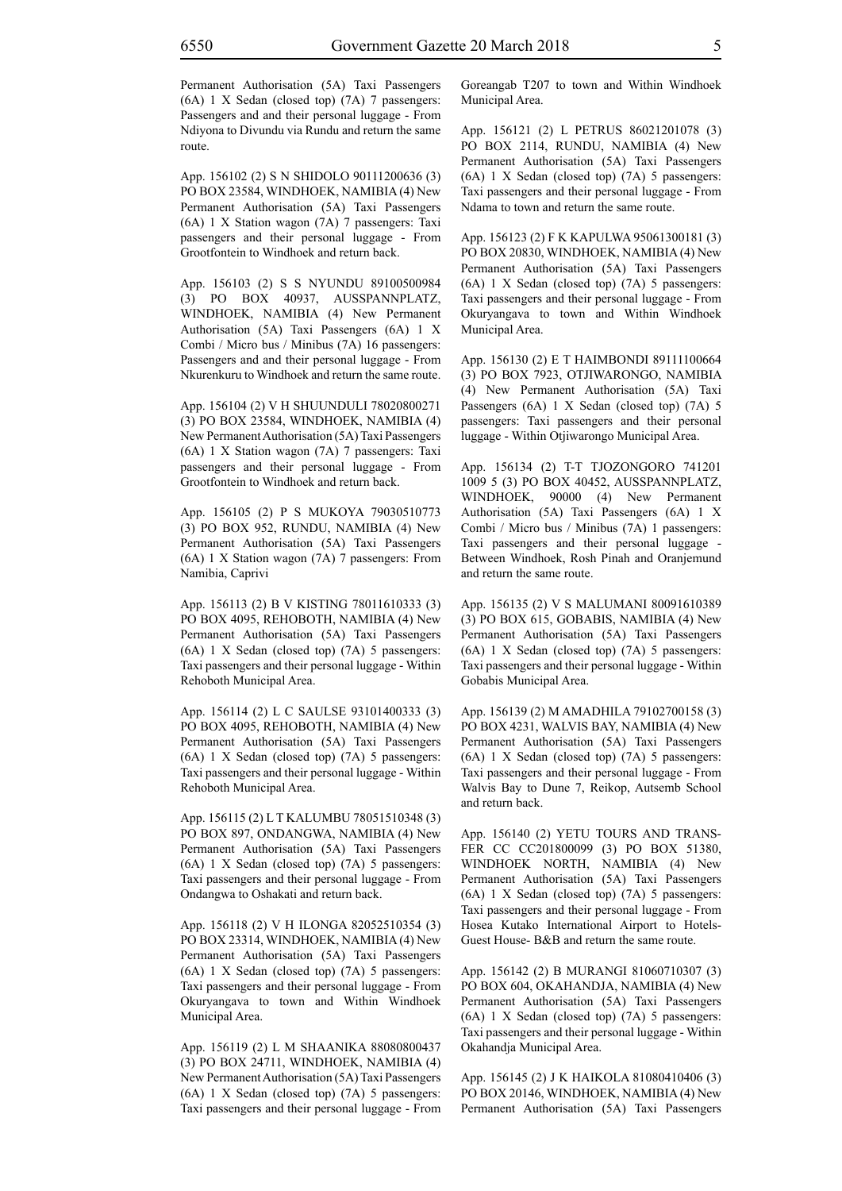Permanent Authorisation (5A) Taxi Passengers (6A) 1 X Sedan (closed top) (7A) 7 passengers: Passengers and and their personal luggage - From Ndiyona to Divundu via Rundu and return the same route.

App. 156102 (2) S N SHIDOLO 90111200636 (3) PO BOX 23584, WINDHOEK, NAMIBIA (4) New Permanent Authorisation (5A) Taxi Passengers (6A) 1 X Station wagon (7A) 7 passengers: Taxi passengers and their personal luggage - From Grootfontein to Windhoek and return back.

App. 156103 (2) S S NYUNDU 89100500984 (3) PO BOX 40937, AUSSPANNPLATZ, WINDHOEK, NAMIBIA (4) New Permanent Authorisation (5A) Taxi Passengers (6A) 1 X Combi / Micro bus / Minibus (7A) 16 passengers: Passengers and and their personal luggage - From Nkurenkuru to Windhoek and return the same route.

App. 156104 (2) V H SHUUNDULI 78020800271 (3) PO BOX 23584, WINDHOEK, NAMIBIA (4) New Permanent Authorisation (5A) Taxi Passengers (6A) 1 X Station wagon (7A) 7 passengers: Taxi passengers and their personal luggage - From Grootfontein to Windhoek and return back.

App. 156105 (2) P S MUKOYA 79030510773 (3) PO BOX 952, RUNDU, NAMIBIA (4) New Permanent Authorisation (5A) Taxi Passengers (6A) 1 X Station wagon (7A) 7 passengers: From Namibia, Caprivi

App. 156113 (2) B V KISTING 78011610333 (3) PO BOX 4095, REHOBOTH, NAMIBIA (4) New Permanent Authorisation (5A) Taxi Passengers (6A) 1 X Sedan (closed top) (7A) 5 passengers: Taxi passengers and their personal luggage - Within Rehoboth Municipal Area.

App. 156114 (2) L C SAULSE 93101400333 (3) PO BOX 4095, REHOBOTH, NAMIBIA (4) New Permanent Authorisation (5A) Taxi Passengers (6A) 1 X Sedan (closed top) (7A) 5 passengers: Taxi passengers and their personal luggage - Within Rehoboth Municipal Area.

App. 156115 (2) L T KALUMBU 78051510348 (3) PO BOX 897, ONDANGWA, NAMIBIA (4) New Permanent Authorisation (5A) Taxi Passengers (6A) 1 X Sedan (closed top) (7A) 5 passengers: Taxi passengers and their personal luggage - From Ondangwa to Oshakati and return back.

App. 156118 (2) V H ILONGA 82052510354 (3) PO BOX 23314, WINDHOEK, NAMIBIA (4) New Permanent Authorisation (5A) Taxi Passengers (6A) 1 X Sedan (closed top) (7A) 5 passengers: Taxi passengers and their personal luggage - From Okuryangava to town and Within Windhoek Municipal Area.

App. 156119 (2) L M SHAANIKA 88080800437 (3) PO BOX 24711, WINDHOEK, NAMIBIA (4) New Permanent Authorisation (5A) Taxi Passengers (6A) 1 X Sedan (closed top) (7A) 5 passengers: Taxi passengers and their personal luggage - From Goreangab T207 to town and Within Windhoek Municipal Area.

App. 156121 (2) L PETRUS 86021201078 (3) PO BOX 2114, RUNDU, NAMIBIA (4) New Permanent Authorisation (5A) Taxi Passengers (6A) 1 X Sedan (closed top) (7A) 5 passengers: Taxi passengers and their personal luggage - From Ndama to town and return the same route.

App. 156123 (2) F K KAPULWA 95061300181 (3) PO BOX 20830, WINDHOEK, NAMIBIA (4) New Permanent Authorisation (5A) Taxi Passengers (6A) 1 X Sedan (closed top) (7A) 5 passengers: Taxi passengers and their personal luggage - From Okuryangava to town and Within Windhoek Municipal Area.

App. 156130 (2) E T HAIMBONDI 89111100664 (3) PO BOX 7923, OTJIWARONGO, NAMIBIA (4) New Permanent Authorisation (5A) Taxi Passengers (6A) 1 X Sedan (closed top) (7A) 5 passengers: Taxi passengers and their personal luggage - Within Otjiwarongo Municipal Area.

App. 156134 (2) T-T TJOZONGORO 741201 1009 5 (3) PO BOX 40452, AUSSPANNPLATZ, WINDHOEK, 90000 (4) New Permanent Authorisation (5A) Taxi Passengers (6A) 1 X Combi / Micro bus / Minibus (7A) 1 passengers: Taxi passengers and their personal luggage - Between Windhoek, Rosh Pinah and Oranjemund and return the same route.

App. 156135 (2) V S MALUMANI 80091610389 (3) PO BOX 615, GOBABIS, NAMIBIA (4) New Permanent Authorisation (5A) Taxi Passengers (6A) 1 X Sedan (closed top) (7A) 5 passengers: Taxi passengers and their personal luggage - Within Gobabis Municipal Area.

App. 156139 (2) M AMADHILA 79102700158 (3) PO BOX 4231, WALVIS BAY, NAMIBIA (4) New Permanent Authorisation (5A) Taxi Passengers (6A) 1 X Sedan (closed top) (7A) 5 passengers: Taxi passengers and their personal luggage - From Walvis Bay to Dune 7, Reikop, Autsemb School and return back.

App. 156140 (2) YETU TOURS AND TRANSFER CC CC201800099 (3) PO BOX 51380, WINDHOEK NORTH, NAMIBIA (4) New Permanent Authorisation (5A) Taxi Passengers (6A) 1 X Sedan (closed top) (7A) 5 passengers: Taxi passengers and their personal luggage - From Hosea Kutako International Airport to Hotels-Guest House- B&B and return the same route.

App. 156142 (2) B MURANGI 81060710307 (3) PO BOX 604, OKAHANDJA, NAMIBIA (4) New Permanent Authorisation (5A) Taxi Passengers (6A) 1 X Sedan (closed top) (7A) 5 passengers: Taxi passengers and their personal luggage - Within Okahandja Municipal Area.

App. 156145 (2) J K HAIKOLA 81080410406 (3) PO BOX 20146, WINDHOEK, NAMIBIA (4) New Permanent Authorisation (5A) Taxi Passengers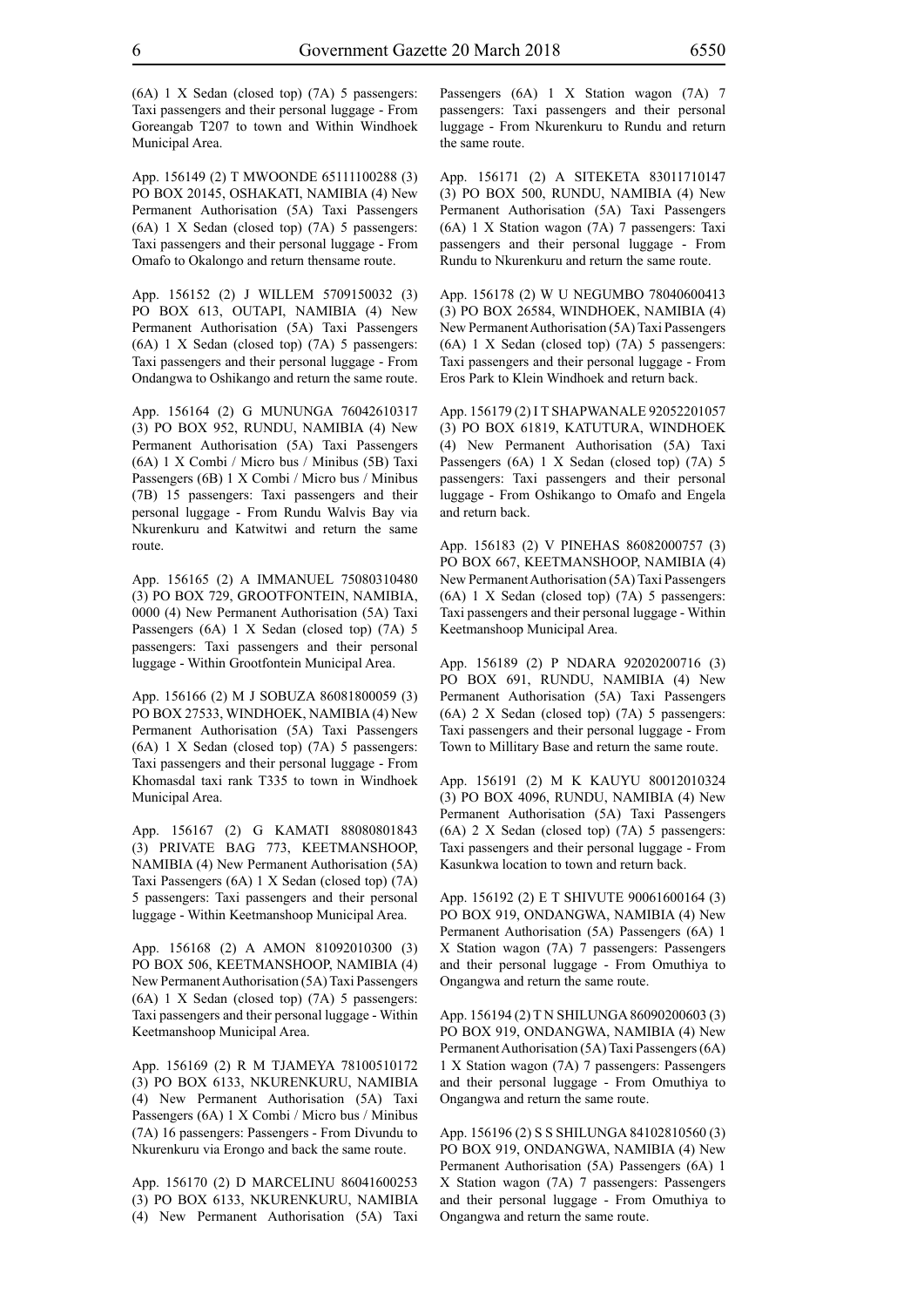(6A) 1 X Sedan (closed top) (7A) 5 passengers: Taxi passengers and their personal luggage - From Goreangab T207 to town and Within Windhoek Municipal Area.

App. 156149 (2) T MWOONDE 65111100288 (3) PO BOX 20145, OSHAKATI, NAMIBIA (4) New Permanent Authorisation (5A) Taxi Passengers (6A) 1 X Sedan (closed top) (7A) 5 passengers: Taxi passengers and their personal luggage - From Omafo to Okalongo and return thensame route.

App. 156152 (2) J WILLEM 5709150032 (3) PO BOX 613, OUTAPI, NAMIBIA (4) New Permanent Authorisation (5A) Taxi Passengers (6A) 1 X Sedan (closed top) (7A) 5 passengers: Taxi passengers and their personal luggage - From Ondangwa to Oshikango and return the same route.

App. 156164 (2) G MUNUNGA 76042610317 (3) PO BOX 952, RUNDU, NAMIBIA (4) New Permanent Authorisation (5A) Taxi Passengers (6A) 1 X Combi / Micro bus / Minibus (5B) Taxi Passengers (6B) 1 X Combi / Micro bus / Minibus (7B) 15 passengers: Taxi passengers and their personal luggage - From Rundu Walvis Bay via Nkurenkuru and Katwitwi and return the same route.

App. 156165 (2) A IMMANUEL 75080310480 (3) PO BOX 729, GROOTFONTEIN, NAMIBIA, 0000 (4) New Permanent Authorisation (5A) Taxi Passengers (6A) 1 X Sedan (closed top) (7A) 5 passengers: Taxi passengers and their personal luggage - Within Grootfontein Municipal Area.

App. 156166 (2) M J SOBUZA 86081800059 (3) PO BOX 27533, WINDHOEK, NAMIBIA (4) New Permanent Authorisation (5A) Taxi Passengers (6A) 1 X Sedan (closed top) (7A) 5 passengers: Taxi passengers and their personal luggage - From Khomasdal taxi rank T335 to town in Windhoek Municipal Area.

App. 156167 (2) G KAMATI 88080801843 (3) PRIVATE BAG 773, KEETMANSHOOP, NAMIBIA (4) New Permanent Authorisation (5A) Taxi Passengers (6A) 1 X Sedan (closed top) (7A) 5 passengers: Taxi passengers and their personal luggage - Within Keetmanshoop Municipal Area.

App. 156168 (2) A AMON 81092010300 (3) PO BOX 506, KEETMANSHOOP, NAMIBIA (4) New Permanent Authorisation (5A) Taxi Passengers (6A) 1 X Sedan (closed top) (7A) 5 passengers: Taxi passengers and their personal luggage - Within Keetmanshoop Municipal Area.

App. 156169 (2) R M TJAMEYA 78100510172 (3) PO BOX 6133, NKURENKURU, NAMIBIA (4) New Permanent Authorisation (5A) Taxi Passengers (6A) 1 X Combi / Micro bus / Minibus (7A) 16 passengers: Passengers - From Divundu to Nkurenkuru via Erongo and back the same route.

App. 156170 (2) D MARCELINU 86041600253 (3) PO BOX 6133, NKURENKURU, NAMIBIA (4) New Permanent Authorisation (5A) Taxi Passengers (6A) 1 X Station wagon (7A) 7 passengers: Taxi passengers and their personal luggage - From Nkurenkuru to Rundu and return the same route.

App. 156171 (2) A SITEKETA 83011710147 (3) PO BOX 500, RUNDU, NAMIBIA (4) New Permanent Authorisation (5A) Taxi Passengers (6A) 1 X Station wagon (7A) 7 passengers: Taxi passengers and their personal luggage - From Rundu to Nkurenkuru and return the same route.

App. 156178 (2) W U NEGUMBO 78040600413 (3) PO BOX 26584, WINDHOEK, NAMIBIA (4) New Permanent Authorisation (5A) Taxi Passengers (6A) 1 X Sedan (closed top) (7A) 5 passengers: Taxi passengers and their personal luggage - From Eros Park to Klein Windhoek and return back.

App. 156179 (2) I T SHAPWANALE 92052201057 (3) PO BOX 61819, KATUTURA, WINDHOEK (4) New Permanent Authorisation (5A) Taxi Passengers (6A) 1 X Sedan (closed top) (7A) 5 passengers: Taxi passengers and their personal luggage - From Oshikango to Omafo and Engela and return back.

App. 156183 (2) V PINEHAS 86082000757 (3) PO BOX 667, KEETMANSHOOP, NAMIBIA (4) New Permanent Authorisation (5A) Taxi Passengers (6A) 1 X Sedan (closed top) (7A) 5 passengers: Taxi passengers and their personal luggage - Within Keetmanshoop Municipal Area.

App. 156189 (2) P NDARA 92020200716 (3) PO BOX 691, RUNDU, NAMIBIA (4) New Permanent Authorisation (5A) Taxi Passengers (6A) 2 X Sedan (closed top) (7A) 5 passengers: Taxi passengers and their personal luggage - From Town to Millitary Base and return the same route.

App. 156191 (2) M K KAUYU 80012010324 (3) PO BOX 4096, RUNDU, NAMIBIA (4) New Permanent Authorisation (5A) Taxi Passengers (6A) 2 X Sedan (closed top) (7A) 5 passengers: Taxi passengers and their personal luggage - From Kasunkwa location to town and return back.

App. 156192 (2) E T SHIVUTE 90061600164 (3) PO BOX 919, ONDANGWA, NAMIBIA (4) New Permanent Authorisation (5A) Passengers (6A) 1 X Station wagon (7A) 7 passengers: Passengers and their personal luggage - From Omuthiya to Ongangwa and return the same route.

App. 156194 (2) T N SHILUNGA 86090200603 (3) PO BOX 919, ONDANGWA, NAMIBIA (4) New Permanent Authorisation (5A) Taxi Passengers (6A) 1 X Station wagon (7A) 7 passengers: Passengers and their personal luggage - From Omuthiya to Ongangwa and return the same route.

App. 156196 (2) S S SHILUNGA 84102810560 (3) PO BOX 919, ONDANGWA, NAMIBIA (4) New Permanent Authorisation (5A) Passengers (6A) 1 X Station wagon (7A) 7 passengers: Passengers and their personal luggage - From Omuthiya to Ongangwa and return the same route.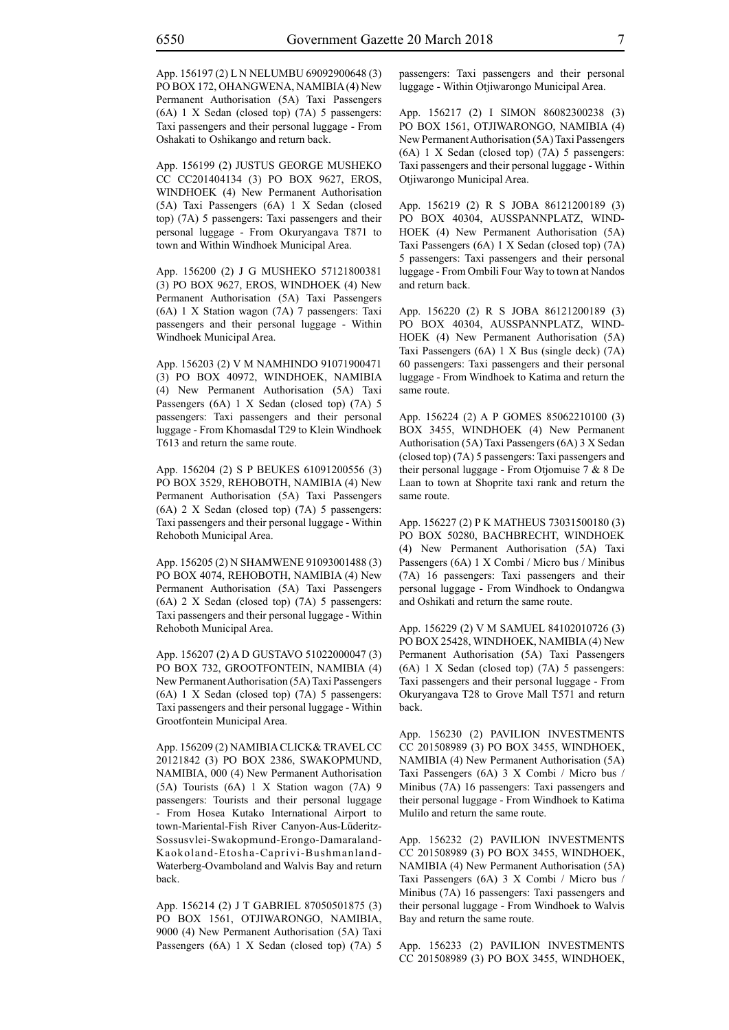App. 156197 (2) L N NELUMBU 69092900648 (3) PO BOX 172, OHANGWENA, NAMIBIA (4) New Permanent Authorisation (5A) Taxi Passengers (6A) 1 X Sedan (closed top) (7A) 5 passengers: Taxi passengers and their personal luggage - From Oshakati to Oshikango and return back.

App. 156199 (2) JUSTUS GEORGE MUSHEKO CC CC201404134 (3) PO BOX 9627, EROS, WINDHOEK (4) New Permanent Authorisation (5A) Taxi Passengers (6A) 1 X Sedan (closed top) (7A) 5 passengers: Taxi passengers and their personal luggage - From Okuryangava T871 to town and Within Windhoek Municipal Area.

App. 156200 (2) J G MUSHEKO 57121800381 (3) PO BOX 9627, EROS, WINDHOEK (4) New Permanent Authorisation (5A) Taxi Passengers (6A) 1 X Station wagon (7A) 7 passengers: Taxi passengers and their personal luggage - Within Windhoek Municipal Area.

App. 156203 (2) V M NAMHINDO 91071900471 (3) PO BOX 40972, WINDHOEK, NAMIBIA (4) New Permanent Authorisation (5A) Taxi Passengers (6A) 1 X Sedan (closed top) (7A) 5 passengers: Taxi passengers and their personal luggage - From Khomasdal T29 to Klein Windhoek T613 and return the same route.

App. 156204 (2) S P BEUKES 61091200556 (3) PO BOX 3529, REHOBOTH, NAMIBIA (4) New Permanent Authorisation (5A) Taxi Passengers (6A) 2 X Sedan (closed top) (7A) 5 passengers: Taxi passengers and their personal luggage - Within Rehoboth Municipal Area.

App. 156205 (2) N SHAMWENE 91093001488 (3) PO BOX 4074, REHOBOTH, NAMIBIA (4) New Permanent Authorisation (5A) Taxi Passengers (6A) 2 X Sedan (closed top) (7A) 5 passengers: Taxi passengers and their personal luggage - Within Rehoboth Municipal Area.

App. 156207 (2) A D GUSTAVO 51022000047 (3) PO BOX 732, GROOTFONTEIN, NAMIBIA (4) New Permanent Authorisation (5A) Taxi Passengers (6A) 1 X Sedan (closed top) (7A) 5 passengers: Taxi passengers and their personal luggage - Within Grootfontein Municipal Area.

App. 156209 (2) NAMIBIA CLICK& TRAVEL CC 20121842 (3) PO BOX 2386, SWAKOPMUND, NAMIBIA, 000 (4) New Permanent Authorisation (5A) Tourists (6A) 1 X Station wagon (7A) 9 passengers: Tourists and their personal luggage - From Hosea Kutako International Airport to town-Mariental-Fish River Canyon-Aus-Lüderitz-Sossusvlei-Swakopmund-Erongo-Damaraland-Kaokoland-Etosha-Caprivi-Bushmanland-Waterberg-Ovamboland and Walvis Bay and return back.

App. 156214 (2) J T GABRIEL 87050501875 (3) PO BOX 1561, OTJIWARONGO, NAMIBIA, 9000 (4) New Permanent Authorisation (5A) Taxi Passengers (6A) 1 X Sedan (closed top) (7A) 5 passengers: Taxi passengers and their personal luggage - Within Otjiwarongo Municipal Area.

App. 156217 (2) I SIMON 86082300238 (3) PO BOX 1561, OTJIWARONGO, NAMIBIA (4) New Permanent Authorisation (5A) Taxi Passengers (6A) 1 X Sedan (closed top) (7A) 5 passengers: Taxi passengers and their personal luggage - Within Otjiwarongo Municipal Area.

App. 156219 (2) R S JOBA 86121200189 (3) PO BOX 40304, AUSSPANNPLATZ, WINDHOEK (4) New Permanent Authorisation (5A) Taxi Passengers (6A) 1 X Sedan (closed top) (7A) 5 passengers: Taxi passengers and their personal luggage - From Ombili Four Way to town at Nandos and return back.

App. 156220 (2) R S JOBA 86121200189 (3) PO BOX 40304, AUSSPANNPLATZ, WINDHOEK (4) New Permanent Authorisation (5A) Taxi Passengers (6A) 1 X Bus (single deck) (7A) 60 passengers: Taxi passengers and their personal luggage - From Windhoek to Katima and return the same route.

App. 156224 (2) A P GOMES 85062210100 (3) BOX 3455, WINDHOEK (4) New Permanent Authorisation (5A) Taxi Passengers (6A) 3 X Sedan (closed top) (7A) 5 passengers: Taxi passengers and their personal luggage - From Otjomuise 7 & 8 De Laan to town at Shoprite taxi rank and return the same route.

App. 156227 (2) P K MATHEUS 73031500180 (3) PO BOX 50280, BACHBRECHT, WINDHOEK (4) New Permanent Authorisation (5A) Taxi Passengers (6A) 1 X Combi / Micro bus / Minibus (7A) 16 passengers: Taxi passengers and their personal luggage - From Windhoek to Ondangwa and Oshikati and return the same route.

App. 156229 (2) V M SAMUEL 84102010726 (3) PO BOX 25428, WINDHOEK, NAMIBIA (4) New Permanent Authorisation (5A) Taxi Passengers (6A) 1 X Sedan (closed top) (7A) 5 passengers: Taxi passengers and their personal luggage - From Okuryangava T28 to Grove Mall T571 and return back.

App. 156230 (2) PAVILION INVESTMENTS CC 201508989 (3) PO BOX 3455, WINDHOEK, NAMIBIA (4) New Permanent Authorisation (5A) Taxi Passengers (6A) 3 X Combi / Micro bus / Minibus (7A) 16 passengers: Taxi passengers and their personal luggage - From Windhoek to Katima Mulilo and return the same route.

App. 156232 (2) PAVILION INVESTMENTS CC 201508989 (3) PO BOX 3455, WINDHOEK, NAMIBIA (4) New Permanent Authorisation (5A) Taxi Passengers (6A) 3 X Combi / Micro bus / Minibus (7A) 16 passengers: Taxi passengers and their personal luggage - From Windhoek to Walvis Bay and return the same route.

App. 156233 (2) PAVILION INVESTMENTS CC 201508989 (3) PO BOX 3455, WINDHOEK,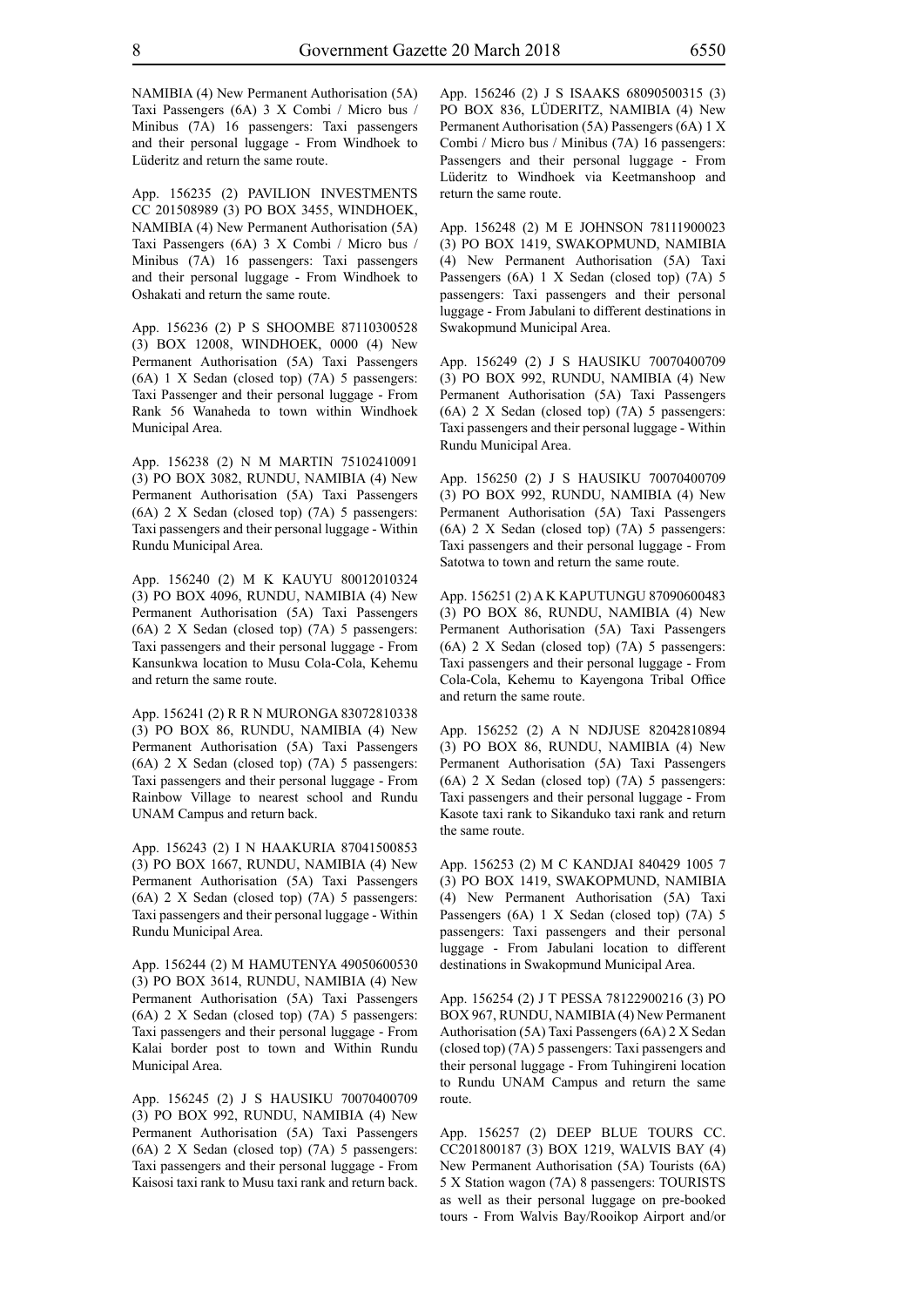NAMIBIA (4) New Permanent Authorisation (5A) Taxi Passengers (6A) 3 X Combi / Micro bus / Minibus (7A) 16 passengers: Taxi passengers and their personal luggage - From Windhoek to Lüderitz and return the same route.

App. 156235 (2) PAVILION INVESTMENTS CC 201508989 (3) PO BOX 3455, WINDHOEK, NAMIBIA (4) New Permanent Authorisation (5A) Taxi Passengers (6A) 3 X Combi / Micro bus / Minibus (7A) 16 passengers: Taxi passengers and their personal luggage - From Windhoek to Oshakati and return the same route.

App. 156236 (2) P S SHOOMBE 87110300528 (3) BOX 12008, WINDHOEK, 0000 (4) New Permanent Authorisation (5A) Taxi Passengers (6A) 1 X Sedan (closed top) (7A) 5 passengers: Taxi Passenger and their personal luggage - From Rank 56 Wanaheda to town within Windhoek Municipal Area.

App. 156238 (2) N M MARTIN 75102410091 (3) PO BOX 3082, RUNDU, NAMIBIA (4) New Permanent Authorisation (5A) Taxi Passengers (6A) 2 X Sedan (closed top) (7A) 5 passengers: Taxi passengers and their personal luggage - Within Rundu Municipal Area.

App. 156240 (2) M K KAUYU 80012010324 (3) PO BOX 4096, RUNDU, NAMIBIA (4) New Permanent Authorisation (5A) Taxi Passengers (6A) 2 X Sedan (closed top) (7A) 5 passengers: Taxi passengers and their personal luggage - From Kansunkwa location to Musu Cola-Cola, Kehemu and return the same route.

App. 156241 (2) R R N MURONGA 83072810338 (3) PO BOX 86, RUNDU, NAMIBIA (4) New Permanent Authorisation (5A) Taxi Passengers (6A) 2 X Sedan (closed top) (7A) 5 passengers: Taxi passengers and their personal luggage - From Rainbow Village to nearest school and Rundu UNAM Campus and return back.

App. 156243 (2) I N HAAKURIA 87041500853 (3) PO BOX 1667, RUNDU, NAMIBIA (4) New Permanent Authorisation (5A) Taxi Passengers (6A) 2 X Sedan (closed top) (7A) 5 passengers: Taxi passengers and their personal luggage - Within Rundu Municipal Area.

App. 156244 (2) M HAMUTENYA 49050600530 (3) PO BOX 3614, RUNDU, NAMIBIA (4) New Permanent Authorisation (5A) Taxi Passengers (6A) 2 X Sedan (closed top) (7A) 5 passengers: Taxi passengers and their personal luggage - From Kalai border post to town and Within Rundu Municipal Area.

App. 156245 (2) J S HAUSIKU 70070400709 (3) PO BOX 992, RUNDU, NAMIBIA (4) New Permanent Authorisation (5A) Taxi Passengers (6A) 2 X Sedan (closed top) (7A) 5 passengers: Taxi passengers and their personal luggage - From Kaisosi taxi rank to Musu taxi rank and return back.

App. 156246 (2) J S ISAAKS 68090500315 (3) PO BOX 836, LÜDERITZ, NAMIBIA (4) New Permanent Authorisation (5A) Passengers (6A) 1 X Combi / Micro bus / Minibus (7A) 16 passengers: Passengers and their personal luggage - From Lüderitz to Windhoek via Keetmanshoop and return the same route.

App. 156248 (2) M E JOHNSON 78111900023 (3) PO BOX 1419, SWAKOPMUND, NAMIBIA (4) New Permanent Authorisation (5A) Taxi Passengers (6A) 1 X Sedan (closed top) (7A) 5 passengers: Taxi passengers and their personal luggage - From Jabulani to different destinations in Swakopmund Municipal Area.

App. 156249 (2) J S HAUSIKU 70070400709 (3) PO BOX 992, RUNDU, NAMIBIA (4) New Permanent Authorisation (5A) Taxi Passengers (6A) 2 X Sedan (closed top) (7A) 5 passengers: Taxi passengers and their personal luggage - Within Rundu Municipal Area.

App. 156250 (2) J S HAUSIKU 70070400709 (3) PO BOX 992, RUNDU, NAMIBIA (4) New Permanent Authorisation (5A) Taxi Passengers (6A) 2 X Sedan (closed top) (7A) 5 passengers: Taxi passengers and their personal luggage - From Satotwa to town and return the same route.

App. 156251 (2) A K KAPUTUNGU 87090600483 (3) PO BOX 86, RUNDU, NAMIBIA (4) New Permanent Authorisation (5A) Taxi Passengers (6A) 2 X Sedan (closed top) (7A) 5 passengers: Taxi passengers and their personal luggage - From Cola-Cola, Kehemu to Kayengona Tribal Office and return the same route.

App. 156252 (2) A N NDJUSE 82042810894 (3) PO BOX 86, RUNDU, NAMIBIA (4) New Permanent Authorisation (5A) Taxi Passengers (6A) 2 X Sedan (closed top) (7A) 5 passengers: Taxi passengers and their personal luggage - From Kasote taxi rank to Sikanduko taxi rank and return the same route.

App. 156253 (2) M C KANDJAI 840429 1005 7 (3) PO BOX 1419, SWAKOPMUND, NAMIBIA (4) New Permanent Authorisation (5A) Taxi Passengers (6A) 1 X Sedan (closed top) (7A) 5 passengers: Taxi passengers and their personal luggage - From Jabulani location to different destinations in Swakopmund Municipal Area.

App. 156254 (2) J T PESSA 78122900216 (3) PO BOX 967, RUNDU, NAMIBIA (4) New Permanent Authorisation (5A) Taxi Passengers (6A) 2 X Sedan (closed top) (7A) 5 passengers: Taxi passengers and their personal luggage - From Tuhingireni location to Rundu UNAM Campus and return the same route.

App. 156257 (2) DEEP BLUE TOURS CC. CC201800187 (3) BOX 1219, WALVIS BAY (4) New Permanent Authorisation (5A) Tourists (6A) 5 X Station wagon (7A) 8 passengers: TOURISTS as well as their personal luggage on pre-booked tours - From Walvis Bay/Rooikop Airport and/or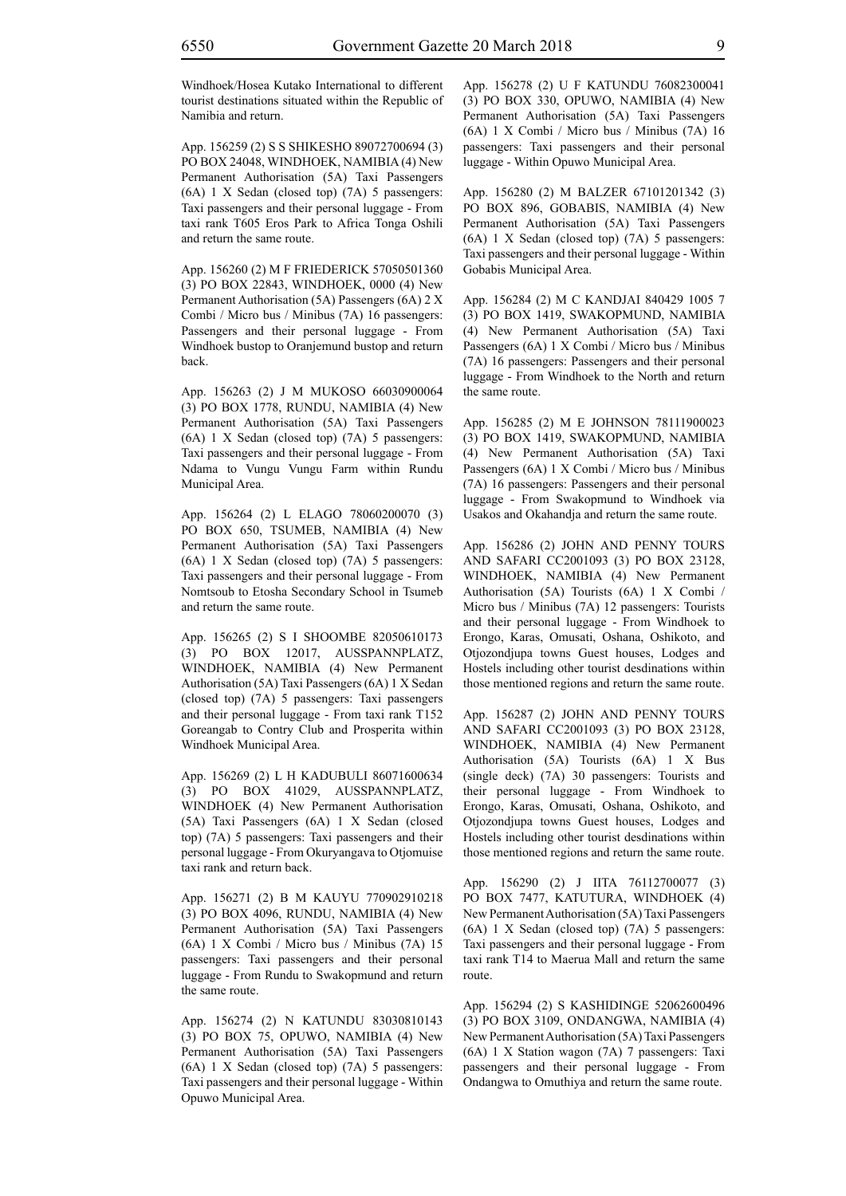Windhoek/Hosea Kutako International to different tourist destinations situated within the Republic of Namibia and return.

App. 156259 (2) S S SHIKESHO 89072700694 (3) PO BOX 24048, WINDHOEK, NAMIBIA (4) New Permanent Authorisation (5A) Taxi Passengers (6A) 1 X Sedan (closed top) (7A) 5 passengers: Taxi passengers and their personal luggage - From taxi rank T605 Eros Park to Africa Tonga Oshili and return the same route.

App. 156260 (2) M F FRIEDERICK 57050501360 (3) PO BOX 22843, WINDHOEK, 0000 (4) New Permanent Authorisation (5A) Passengers (6A) 2 X Combi / Micro bus / Minibus (7A) 16 passengers: Passengers and their personal luggage - From Windhoek bustop to Oranjemund bustop and return back.

App. 156263 (2) J M MUKOSO 66030900064 (3) PO BOX 1778, RUNDU, NAMIBIA (4) New Permanent Authorisation (5A) Taxi Passengers (6A) 1 X Sedan (closed top) (7A) 5 passengers: Taxi passengers and their personal luggage - From Ndama to Vungu Vungu Farm within Rundu Municipal Area.

App. 156264 (2) L ELAGO 78060200070 (3) PO BOX 650, TSUMEB, NAMIBIA (4) New Permanent Authorisation (5A) Taxi Passengers (6A) 1 X Sedan (closed top) (7A) 5 passengers: Taxi passengers and their personal luggage - From Nomtsoub to Etosha Secondary School in Tsumeb and return the same route.

App. 156265 (2) S I SHOOMBE 82050610173 (3) PO BOX 12017, AUSSPANNPLATZ, WINDHOEK, NAMIBIA (4) New Permanent Authorisation (5A) Taxi Passengers (6A) 1 X Sedan (closed top) (7A) 5 passengers: Taxi passengers and their personal luggage - From taxi rank T152 Goreangab to Contry Club and Prosperita within Windhoek Municipal Area.

App. 156269 (2) L H KADUBULI 86071600634 (3) PO BOX 41029, AUSSPANNPLATZ, WINDHOEK (4) New Permanent Authorisation (5A) Taxi Passengers (6A) 1 X Sedan (closed top) (7A) 5 passengers: Taxi passengers and their personal luggage - From Okuryangava to Otjomuise taxi rank and return back.

App. 156271 (2) B M KAUYU 770902910218 (3) PO BOX 4096, RUNDU, NAMIBIA (4) New Permanent Authorisation (5A) Taxi Passengers (6A) 1 X Combi / Micro bus / Minibus (7A) 15 passengers: Taxi passengers and their personal luggage - From Rundu to Swakopmund and return the same route.

App. 156274 (2) N KATUNDU 83030810143 (3) PO BOX 75, OPUWO, NAMIBIA (4) New Permanent Authorisation (5A) Taxi Passengers (6A) 1 X Sedan (closed top) (7A) 5 passengers: Taxi passengers and their personal luggage - Within Opuwo Municipal Area.

App. 156278 (2) U F KATUNDU 76082300041 (3) PO BOX 330, OPUWO, NAMIBIA (4) New Permanent Authorisation (5A) Taxi Passengers (6A) 1 X Combi / Micro bus / Minibus (7A) 16 passengers: Taxi passengers and their personal luggage - Within Opuwo Municipal Area.

App. 156280 (2) M BALZER 67101201342 (3) PO BOX 896, GOBABIS, NAMIBIA (4) New Permanent Authorisation (5A) Taxi Passengers (6A) 1 X Sedan (closed top) (7A) 5 passengers: Taxi passengers and their personal luggage - Within Gobabis Municipal Area.

App. 156284 (2) M C KANDJAI 840429 1005 7 (3) PO BOX 1419, SWAKOPMUND, NAMIBIA (4) New Permanent Authorisation (5A) Taxi Passengers (6A) 1 X Combi / Micro bus / Minibus (7A) 16 passengers: Passengers and their personal luggage - From Windhoek to the North and return the same route.

App. 156285 (2) M E JOHNSON 78111900023 (3) PO BOX 1419, SWAKOPMUND, NAMIBIA (4) New Permanent Authorisation (5A) Taxi Passengers (6A) 1 X Combi / Micro bus / Minibus (7A) 16 passengers: Passengers and their personal luggage - From Swakopmund to Windhoek via Usakos and Okahandja and return the same route.

App. 156286 (2) JOHN AND PENNY TOURS AND SAFARI CC2001093 (3) PO BOX 23128, WINDHOEK, NAMIBIA (4) New Permanent Authorisation (5A) Tourists (6A) 1 X Combi / Micro bus / Minibus (7A) 12 passengers: Tourists and their personal luggage - From Windhoek to Erongo, Karas, Omusati, Oshana, Oshikoto, and Otjozondjupa towns Guest houses, Lodges and Hostels including other tourist desdinations within those mentioned regions and return the same route.

App. 156287 (2) JOHN AND PENNY TOURS AND SAFARI CC2001093 (3) PO BOX 23128, WINDHOEK, NAMIBIA (4) New Permanent Authorisation (5A) Tourists (6A) 1 X Bus (single deck) (7A) 30 passengers: Tourists and their personal luggage - From Windhoek to Erongo, Karas, Omusati, Oshana, Oshikoto, and Otjozondjupa towns Guest houses, Lodges and Hostels including other tourist desdinations within those mentioned regions and return the same route.

App. 156290 (2) J IITA 76112700077 (3) PO BOX 7477, KATUTURA, WINDHOEK (4) New Permanent Authorisation (5A) Taxi Passengers (6A) 1 X Sedan (closed top) (7A) 5 passengers: Taxi passengers and their personal luggage - From taxi rank T14 to Maerua Mall and return the same route.

App. 156294 (2) S KASHIDINGE 52062600496 (3) PO BOX 3109, ONDANGWA, NAMIBIA (4) New Permanent Authorisation (5A) Taxi Passengers (6A) 1 X Station wagon (7A) 7 passengers: Taxi passengers and their personal luggage - From Ondangwa to Omuthiya and return the same route.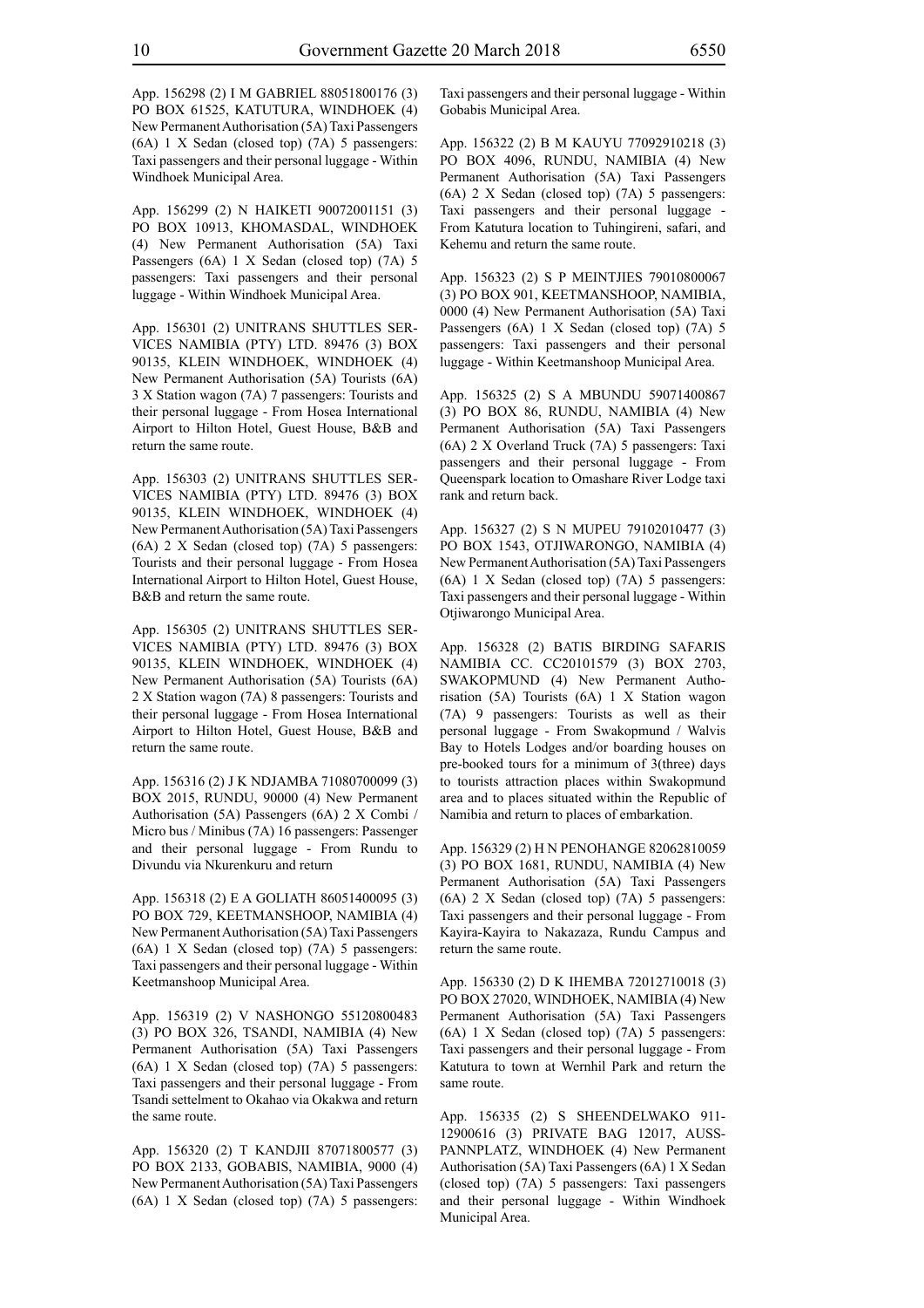App. 156298 (2) I M GABRIEL 88051800176 (3) PO BOX 61525, KATUTURA, WINDHOEK (4) New Permanent Authorisation (5A) Taxi Passengers (6A) 1 X Sedan (closed top) (7A) 5 passengers: Taxi passengers and their personal luggage - Within Windhoek Municipal Area.

App. 156299 (2) N HAIKETI 90072001151 (3) PO BOX 10913, KHOMASDAL, WINDHOEK (4) New Permanent Authorisation (5A) Taxi Passengers (6A) 1 X Sedan (closed top) (7A) 5 passengers: Taxi passengers and their personal luggage - Within Windhoek Municipal Area.

App. 156301 (2) UNITRANS SHUTTLES SERVICES NAMIBIA (PTY) LTD. 89476 (3) BOX 90135, KLEIN WINDHOEK, WINDHOEK (4) New Permanent Authorisation (5A) Tourists (6A) 3 X Station wagon (7A) 7 passengers: Tourists and their personal luggage - From Hosea International Airport to Hilton Hotel, Guest House, B&B and return the same route.

App. 156303 (2) UNITRANS SHUTTLES SERVICES NAMIBIA (PTY) LTD. 89476 (3) BOX 90135, KLEIN WINDHOEK, WINDHOEK (4) New Permanent Authorisation (5A) Taxi Passengers (6A) 2 X Sedan (closed top) (7A) 5 passengers: Tourists and their personal luggage - From Hosea International Airport to Hilton Hotel, Guest House, B&B and return the same route.

App. 156305 (2) UNITRANS SHUTTLES SERVICES NAMIBIA (PTY) LTD. 89476 (3) BOX 90135, KLEIN WINDHOEK, WINDHOEK (4) New Permanent Authorisation (5A) Tourists (6A) 2 X Station wagon (7A) 8 passengers: Tourists and their personal luggage - From Hosea International Airport to Hilton Hotel, Guest House, B&B and return the same route.

App. 156316 (2) J K NDJAMBA 71080700099 (3) BOX 2015, RUNDU, 90000 (4) New Permanent Authorisation (5A) Passengers (6A) 2 X Combi / Micro bus / Minibus (7A) 16 passengers: Passenger and their personal luggage - From Rundu to Divundu via Nkurenkuru and return

App. 156318 (2) E A GOLIATH 86051400095 (3) PO BOX 729, KEETMANSHOOP, NAMIBIA (4) New Permanent Authorisation (5A) Taxi Passengers (6A) 1 X Sedan (closed top) (7A) 5 passengers: Taxi passengers and their personal luggage - Within Keetmanshoop Municipal Area.

App. 156319 (2) V NASHONGO 55120800483 (3) PO BOX 326, TSANDI, NAMIBIA (4) New Permanent Authorisation (5A) Taxi Passengers (6A) 1 X Sedan (closed top) (7A) 5 passengers: Taxi passengers and their personal luggage - From Tsandi settelment to Okahao via Okakwa and return the same route.

App. 156320 (2) T KANDJII 87071800577 (3) PO BOX 2133, GOBABIS, NAMIBIA, 9000 (4) New Permanent Authorisation (5A) Taxi Passengers (6A) 1 X Sedan (closed top) (7A) 5 passengers: Taxi passengers and their personal luggage - Within Gobabis Municipal Area.

App. 156322 (2) B M KAUYU 77092910218 (3) PO BOX 4096, RUNDU, NAMIBIA (4) New Permanent Authorisation (5A) Taxi Passengers (6A) 2 X Sedan (closed top) (7A) 5 passengers: Taxi passengers and their personal luggage - From Katutura location to Tuhingireni, safari, and Kehemu and return the same route.

App. 156323 (2) S P MEINTJIES 79010800067 (3) PO BOX 901, KEETMANSHOOP, NAMIBIA, 0000 (4) New Permanent Authorisation (5A) Taxi Passengers (6A) 1 X Sedan (closed top) (7A) 5 passengers: Taxi passengers and their personal luggage - Within Keetmanshoop Municipal Area.

App. 156325 (2) S A MBUNDU 59071400867 (3) PO BOX 86, RUNDU, NAMIBIA (4) New Permanent Authorisation (5A) Taxi Passengers (6A) 2 X Overland Truck (7A) 5 passengers: Taxi passengers and their personal luggage - From Queenspark location to Omashare River Lodge taxi rank and return back.

App. 156327 (2) S N MUPEU 79102010477 (3) PO BOX 1543, OTJIWARONGO, NAMIBIA (4) New Permanent Authorisation (5A) Taxi Passengers (6A) 1 X Sedan (closed top) (7A) 5 passengers: Taxi passengers and their personal luggage - Within Otjiwarongo Municipal Area.

App. 156328 (2) BATIS BIRDING SAFARIS NAMIBIA CC. CC20101579 (3) BOX 2703, SWAKOPMUND (4) New Permanent Authorisation (5A) Tourists (6A) 1 X Station wagon (7A) 9 passengers: Tourists as well as their personal luggage - From Swakopmund / Walvis Bay to Hotels Lodges and/or boarding houses on pre-booked tours for a minimum of 3(three) days to tourists attraction places within Swakopmund area and to places situated within the Republic of Namibia and return to places of embarkation.

App. 156329 (2) H N PENOHANGE 82062810059 (3) PO BOX 1681, RUNDU, NAMIBIA (4) New Permanent Authorisation (5A) Taxi Passengers (6A) 2 X Sedan (closed top) (7A) 5 passengers: Taxi passengers and their personal luggage - From Kayira-Kayira to Nakazaza, Rundu Campus and return the same route.

App. 156330 (2) D K IHEMBA 72012710018 (3) PO BOX 27020, WINDHOEK, NAMIBIA (4) New Permanent Authorisation (5A) Taxi Passengers (6A) 1 X Sedan (closed top) (7A) 5 passengers: Taxi passengers and their personal luggage - From Katutura to town at Wernhil Park and return the same route.

App. 156335 (2) S SHEENDELWAKO 91112900616 (3) PRIVATE BAG 12017, AUSSPANNPLATZ, WINDHOEK (4) New Permanent Authorisation (5A) Taxi Passengers (6A) 1 X Sedan (closed top) (7A) 5 passengers: Taxi passengers and their personal luggage - Within Windhoek Municipal Area.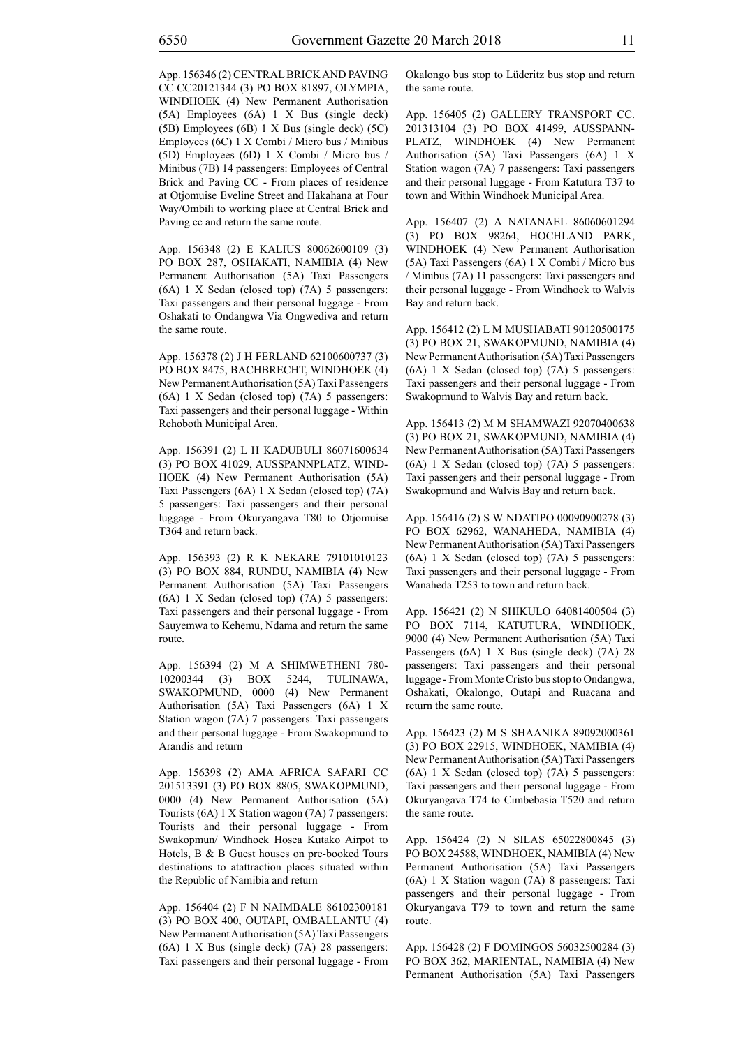App. 156346 (2) CENTRAL BRICK AND PAVING CC CC20121344 (3) PO BOX 81897, OLYMPIA, WINDHOEK (4) New Permanent Authorisation (5A) Employees (6A) 1 X Bus (single deck) (5B) Employees (6B) 1 X Bus (single deck) (5C) Employees (6C) 1 X Combi / Micro bus / Minibus (5D) Employees (6D) 1 X Combi / Micro bus / Minibus (7B) 14 passengers: Employees of Central Brick and Paving CC - From places of residence at Otjomuise Eveline Street and Hakahana at Four Way/Ombili to working place at Central Brick and Paving cc and return the same route.

App. 156348 (2) E KALIUS 80062600109 (3) PO BOX 287, OSHAKATI, NAMIBIA (4) New Permanent Authorisation (5A) Taxi Passengers (6A) 1 X Sedan (closed top) (7A) 5 passengers: Taxi passengers and their personal luggage - From Oshakati to Ondangwa Via Ongwediva and return the same route.

App. 156378 (2) J H FERLAND 62100600737 (3) PO BOX 8475, BACHBRECHT, WINDHOEK (4) New Permanent Authorisation (5A) Taxi Passengers (6A) 1 X Sedan (closed top) (7A) 5 passengers: Taxi passengers and their personal luggage - Within Rehoboth Municipal Area.

App. 156391 (2) L H KADUBULI 86071600634 (3) PO BOX 41029, AUSSPANNPLATZ, WINDHOEK (4) New Permanent Authorisation (5A) Taxi Passengers (6A) 1 X Sedan (closed top) (7A) 5 passengers: Taxi passengers and their personal luggage - From Okuryangava T80 to Otjomuise T364 and return back.

App. 156393 (2) R K NEKARE 79101010123 (3) PO BOX 884, RUNDU, NAMIBIA (4) New Permanent Authorisation (5A) Taxi Passengers (6A) 1 X Sedan (closed top) (7A) 5 passengers: Taxi passengers and their personal luggage - From Sauyemwa to Kehemu, Ndama and return the same route.

App. 156394 (2) M A SHIMWETHENI 78010200344 (3) BOX 5244, TULINAWA, SWAKOPMUND, 0000 (4) New Permanent Authorisation (5A) Taxi Passengers (6A) 1 X Station wagon (7A) 7 passengers: Taxi passengers and their personal luggage - From Swakopmund to Arandis and return

App. 156398 (2) AMA AFRICA SAFARI CC 201513391 (3) PO BOX 8805, SWAKOPMUND, 0000 (4) New Permanent Authorisation (5A) Tourists (6A) 1 X Station wagon (7A) 7 passengers: Tourists and their personal luggage - From Swakopmun/ Windhoek Hosea Kutako Airpot to Hotels, B & B Guest houses on pre-booked Tours destinations to atattraction places situated within the Republic of Namibia and return

App. 156404 (2) F N NAIMBALE 86102300181 (3) PO BOX 400, OUTAPI, OMBALLANTU (4) New Permanent Authorisation (5A) Taxi Passengers (6A) 1 X Bus (single deck) (7A) 28 passengers: Taxi passengers and their personal luggage - From Okalongo bus stop to Lüderitz bus stop and return the same route.

App. 156405 (2) GALLERY TRANSPORT CC. 201313104 (3) PO BOX 41499, AUSSPANNPLATZ, WINDHOEK (4) New Permanent Authorisation (5A) Taxi Passengers (6A) 1 X Station wagon (7A) 7 passengers: Taxi passengers and their personal luggage - From Katutura T37 to town and Within Windhoek Municipal Area.

App. 156407 (2) A NATANAEL 86060601294 (3) PO BOX 98264, HOCHLAND PARK, WINDHOEK (4) New Permanent Authorisation (5A) Taxi Passengers (6A) 1 X Combi / Micro bus / Minibus (7A) 11 passengers: Taxi passengers and their personal luggage - From Windhoek to Walvis Bay and return back.

App. 156412 (2) L M MUSHABATI 90120500175 (3) PO BOX 21, SWAKOPMUND, NAMIBIA (4) New Permanent Authorisation (5A) Taxi Passengers (6A) 1 X Sedan (closed top) (7A) 5 passengers: Taxi passengers and their personal luggage - From Swakopmund to Walvis Bay and return back.

App. 156413 (2) M M SHAMWAZI 92070400638 (3) PO BOX 21, SWAKOPMUND, NAMIBIA (4) New Permanent Authorisation (5A) Taxi Passengers (6A) 1 X Sedan (closed top) (7A) 5 passengers: Taxi passengers and their personal luggage - From Swakopmund and Walvis Bay and return back.

App. 156416 (2) S W NDATIPO 00090900278 (3) PO BOX 62962, WANAHEDA, NAMIBIA (4) New Permanent Authorisation (5A) Taxi Passengers (6A) 1 X Sedan (closed top) (7A) 5 passengers: Taxi passengers and their personal luggage - From Wanaheda T253 to town and return back.

App. 156421 (2) N SHIKULO 64081400504 (3) PO BOX 7114, KATUTURA, WINDHOEK, 9000 (4) New Permanent Authorisation (5A) Taxi Passengers (6A) 1 X Bus (single deck) (7A) 28 passengers: Taxi passengers and their personal luggage - From Monte Cristo bus stop to Ondangwa, Oshakati, Okalongo, Outapi and Ruacana and return the same route.

App. 156423 (2) M S SHAANIKA 89092000361 (3) PO BOX 22915, WINDHOEK, NAMIBIA (4) New Permanent Authorisation (5A) Taxi Passengers (6A) 1 X Sedan (closed top) (7A) 5 passengers: Taxi passengers and their personal luggage - From Okuryangava T74 to Cimbebasia T520 and return the same route.

App. 156424 (2) N SILAS 65022800845 (3) PO BOX 24588, WINDHOEK, NAMIBIA (4) New Permanent Authorisation (5A) Taxi Passengers (6A) 1 X Station wagon (7A) 8 passengers: Taxi passengers and their personal luggage - From Okuryangava T79 to town and return the same route.

App. 156428 (2) F DOMINGOS 56032500284 (3) PO BOX 362, MARIENTAL, NAMIBIA (4) New Permanent Authorisation (5A) Taxi Passengers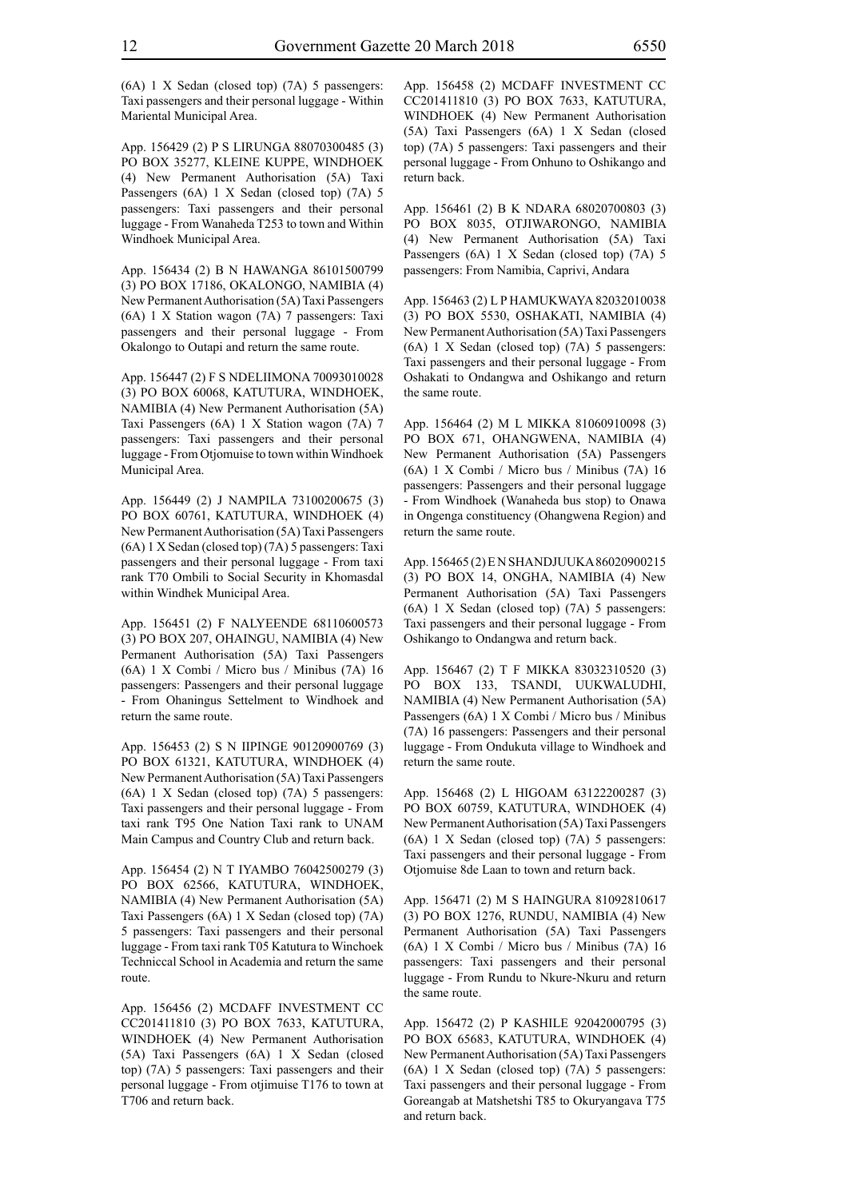(6A) 1 X Sedan (closed top) (7A) 5 passengers: Taxi passengers and their personal luggage - Within Mariental Municipal Area.

App. 156429 (2) P S LIRUNGA 88070300485 (3) PO BOX 35277, KLEINE KUPPE, WINDHOEK (4) New Permanent Authorisation (5A) Taxi Passengers (6A) 1 X Sedan (closed top) (7A) 5 passengers: Taxi passengers and their personal luggage - From Wanaheda T253 to town and Within Windhoek Municipal Area.

App. 156434 (2) B N HAWANGA 86101500799 (3) PO BOX 17186, OKALONGO, NAMIBIA (4) New Permanent Authorisation (5A) Taxi Passengers (6A) 1 X Station wagon (7A) 7 passengers: Taxi passengers and their personal luggage - From Okalongo to Outapi and return the same route.

App. 156447 (2) F S NDELIIMONA 70093010028 (3) PO BOX 60068, KATUTURA, WINDHOEK, NAMIBIA (4) New Permanent Authorisation (5A) Taxi Passengers (6A) 1 X Station wagon (7A) 7 passengers: Taxi passengers and their personal luggage - From Otjomuise to town within Windhoek Municipal Area.

App. 156449 (2) J NAMPILA 73100200675 (3) PO BOX 60761, KATUTURA, WINDHOEK (4) New Permanent Authorisation (5A) Taxi Passengers (6A) 1 X Sedan (closed top) (7A) 5 passengers: Taxi passengers and their personal luggage - From taxi rank T70 Ombili to Social Security in Khomasdal within Windhek Municipal Area.

App. 156451 (2) F NALYEENDE 68110600573 (3) PO BOX 207, OHAINGU, NAMIBIA (4) New Permanent Authorisation (5A) Taxi Passengers (6A) 1 X Combi / Micro bus / Minibus (7A) 16 passengers: Passengers and their personal luggage - From Ohaningus Settelment to Windhoek and return the same route.

App. 156453 (2) S N IIPINGE 90120900769 (3) PO BOX 61321, KATUTURA, WINDHOEK (4) New Permanent Authorisation (5A) Taxi Passengers (6A) 1 X Sedan (closed top) (7A) 5 passengers: Taxi passengers and their personal luggage - From taxi rank T95 One Nation Taxi rank to UNAM Main Campus and Country Club and return back.

App. 156454 (2) N T IYAMBO 76042500279 (3) PO BOX 62566, KATUTURA, WINDHOEK, NAMIBIA (4) New Permanent Authorisation (5A) Taxi Passengers (6A) 1 X Sedan (closed top) (7A) 5 passengers: Taxi passengers and their personal luggage - From taxi rank T05 Katutura to Winchoek Techniccal School in Academia and return the same route.

App. 156456 (2) MCDAFF INVESTMENT CC CC201411810 (3) PO BOX 7633, KATUTURA, WINDHOEK (4) New Permanent Authorisation (5A) Taxi Passengers (6A) 1 X Sedan (closed top) (7A) 5 passengers: Taxi passengers and their personal luggage - From otjimuise T176 to town at T706 and return back.

App. 156458 (2) MCDAFF INVESTMENT CC CC201411810 (3) PO BOX 7633, KATUTURA, WINDHOEK (4) New Permanent Authorisation (5A) Taxi Passengers (6A) 1 X Sedan (closed top) (7A) 5 passengers: Taxi passengers and their personal luggage - From Onhuno to Oshikango and return back.

App. 156461 (2) B K NDARA 68020700803 (3) PO BOX 8035, OTJIWARONGO, NAMIBIA (4) New Permanent Authorisation (5A) Taxi Passengers (6A) 1 X Sedan (closed top) (7A) 5 passengers: From Namibia, Caprivi, Andara

App. 156463 (2) L P HAMUKWAYA 82032010038 (3) PO BOX 5530, OSHAKATI, NAMIBIA (4) New Permanent Authorisation (5A) Taxi Passengers (6A) 1 X Sedan (closed top) (7A) 5 passengers: Taxi passengers and their personal luggage - From Oshakati to Ondangwa and Oshikango and return the same route.

App. 156464 (2) M L MIKKA 81060910098 (3) PO BOX 671, OHANGWENA, NAMIBIA (4) New Permanent Authorisation (5A) Passengers (6A) 1 X Combi / Micro bus / Minibus (7A) 16 passengers: Passengers and their personal luggage - From Windhoek (Wanaheda bus stop) to Onawa in Ongenga constituency (Ohangwena Region) and return the same route.

App. 156465 (2) E N SHANDJUUKA 86020900215 (3) PO BOX 14, ONGHA, NAMIBIA (4) New Permanent Authorisation (5A) Taxi Passengers (6A) 1 X Sedan (closed top) (7A) 5 passengers: Taxi passengers and their personal luggage - From Oshikango to Ondangwa and return back.

App. 156467 (2) T F MIKKA 83032310520 (3) PO BOX 133, TSANDI, UUKWALUDHI, NAMIBIA (4) New Permanent Authorisation (5A) Passengers (6A) 1 X Combi / Micro bus / Minibus (7A) 16 passengers: Passengers and their personal luggage - From Ondukuta village to Windhoek and return the same route.

App. 156468 (2) L HIGOAM 63122200287 (3) PO BOX 60759, KATUTURA, WINDHOEK (4) New Permanent Authorisation (5A) Taxi Passengers (6A) 1 X Sedan (closed top) (7A) 5 passengers: Taxi passengers and their personal luggage - From Otjomuise 8de Laan to town and return back.

App. 156471 (2) M S HAINGURA 81092810617 (3) PO BOX 1276, RUNDU, NAMIBIA (4) New Permanent Authorisation (5A) Taxi Passengers (6A) 1 X Combi / Micro bus / Minibus (7A) 16 passengers: Taxi passengers and their personal luggage - From Rundu to Nkure-Nkuru and return the same route.

App. 156472 (2) P KASHILE 92042000795 (3) PO BOX 65683, KATUTURA, WINDHOEK (4) New Permanent Authorisation (5A) Taxi Passengers (6A) 1 X Sedan (closed top) (7A) 5 passengers: Taxi passengers and their personal luggage - From Goreangab at Matshetshi T85 to Okuryangava T75 and return back.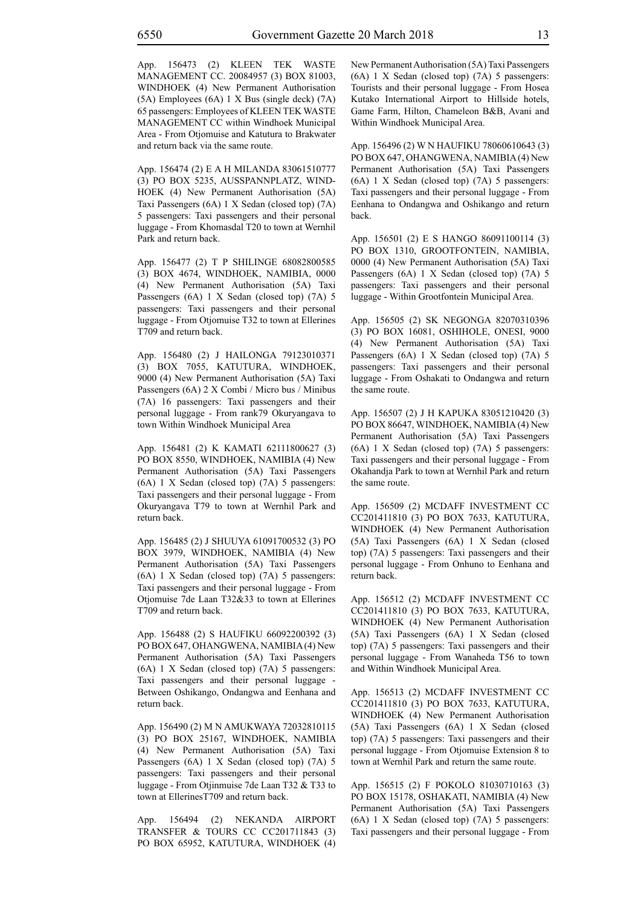App. 156473 (2) KLEEN TEK WASTE MANAGEMENT CC. 20084957 (3) BOX 81003, WINDHOEK (4) New Permanent Authorisation (5A) Employees (6A) 1 X Bus (single deck) (7A) 65 passengers: Employees of KLEEN TEK WASTE MANAGEMENT CC within Windhoek Municipal Area - From Otjomuise and Katutura to Brakwater and return back via the same route.

App. 156474 (2) E A H MILANDA 83061510777 (3) PO BOX 5235, AUSSPANNPLATZ, WINDHOEK (4) New Permanent Authorisation (5A) Taxi Passengers (6A) 1 X Sedan (closed top) (7A) 5 passengers: Taxi passengers and their personal luggage - From Khomasdal T20 to town at Wernhil Park and return back.

App. 156477 (2) T P SHILINGE 68082800585 (3) BOX 4674, WINDHOEK, NAMIBIA, 0000 (4) New Permanent Authorisation (5A) Taxi Passengers (6A) 1 X Sedan (closed top) (7A) 5 passengers: Taxi passengers and their personal luggage - From Otjomuise T32 to town at Ellerines T709 and return back.

App. 156480 (2) J HAILONGA 79123010371 (3) BOX 7055, KATUTURA, WINDHOEK, 9000 (4) New Permanent Authorisation (5A) Taxi Passengers (6A) 2 X Combi / Micro bus / Minibus (7A) 16 passengers: Taxi passengers and their personal luggage - From rank79 Okuryangava to town Within Windhoek Municipal Area

App. 156481 (2) K KAMATI 62111800627 (3) PO BOX 8550, WINDHOEK, NAMIBIA (4) New Permanent Authorisation (5A) Taxi Passengers (6A) 1 X Sedan (closed top) (7A) 5 passengers: Taxi passengers and their personal luggage - From Okuryangava T79 to town at Wernhil Park and return back.

App. 156485 (2) J SHUUYA 61091700532 (3) PO BOX 3979, WINDHOEK, NAMIBIA (4) New Permanent Authorisation (5A) Taxi Passengers (6A) 1 X Sedan (closed top) (7A) 5 passengers: Taxi passengers and their personal luggage - From Otjomuise 7de Laan T32&33 to town at Ellerines T709 and return back.

App. 156488 (2) S HAUFIKU 66092200392 (3) PO BOX 647, OHANGWENA, NAMIBIA (4) New Permanent Authorisation (5A) Taxi Passengers (6A) 1 X Sedan (closed top) (7A) 5 passengers: Taxi passengers and their personal luggage - Between Oshikango, Ondangwa and Eenhana and return back.

App. 156490 (2) M N AMUKWAYA 72032810115 (3) PO BOX 25167, WINDHOEK, NAMIBIA (4) New Permanent Authorisation (5A) Taxi Passengers (6A) 1 X Sedan (closed top) (7A) 5 passengers: Taxi passengers and their personal luggage - From Otjinmuise 7de Laan T32 & T33 to town at EllerinesT709 and return back.

App. 156494 (2) NEKANDA AIRPORT TRANSFER & TOURS CC CC201711843 (3) PO BOX 65952, KATUTURA, WINDHOEK (4) New Permanent Authorisation (5A) Taxi Passengers (6A) 1 X Sedan (closed top) (7A) 5 passengers: Tourists and their personal luggage - From Hosea Kutako International Airport to Hillside hotels, Game Farm, Hilton, Chameleon B&B, Avani and Within Windhoek Municipal Area.

App. 156496 (2) W N HAUFIKU 78060610643 (3) PO BOX 647, OHANGWENA, NAMIBIA (4) New Permanent Authorisation (5A) Taxi Passengers (6A) 1 X Sedan (closed top) (7A) 5 passengers: Taxi passengers and their personal luggage - From Eenhana to Ondangwa and Oshikango and return back.

App. 156501 (2) E S HANGO 86091100114 (3) PO BOX 1310, GROOTFONTEIN, NAMIBIA, 0000 (4) New Permanent Authorisation (5A) Taxi Passengers (6A) 1 X Sedan (closed top) (7A) 5 passengers: Taxi passengers and their personal luggage - Within Grootfontein Municipal Area.

App. 156505 (2) SK NEGONGA 82070310396 (3) PO BOX 16081, OSHIHOLE, ONESI, 9000 (4) New Permanent Authorisation (5A) Taxi Passengers (6A) 1 X Sedan (closed top) (7A) 5 passengers: Taxi passengers and their personal luggage - From Oshakati to Ondangwa and return the same route.

App. 156507 (2) J H KAPUKA 83051210420 (3) PO BOX 86647, WINDHOEK, NAMIBIA (4) New Permanent Authorisation (5A) Taxi Passengers (6A) 1 X Sedan (closed top) (7A) 5 passengers: Taxi passengers and their personal luggage - From Okahandja Park to town at Wernhil Park and return the same route.

App. 156509 (2) MCDAFF INVESTMENT CC CC201411810 (3) PO BOX 7633, KATUTURA, WINDHOEK (4) New Permanent Authorisation (5A) Taxi Passengers (6A) 1 X Sedan (closed top) (7A) 5 passengers: Taxi passengers and their personal luggage - From Onhuno to Eenhana and return back.

App. 156512 (2) MCDAFF INVESTMENT CC CC201411810 (3) PO BOX 7633, KATUTURA, WINDHOEK (4) New Permanent Authorisation (5A) Taxi Passengers (6A) 1 X Sedan (closed top) (7A) 5 passengers: Taxi passengers and their personal luggage - From Wanaheda T56 to town and Within Windhoek Municipal Area.

App. 156513 (2) MCDAFF INVESTMENT CC CC201411810 (3) PO BOX 7633, KATUTURA, WINDHOEK (4) New Permanent Authorisation (5A) Taxi Passengers (6A) 1 X Sedan (closed top) (7A) 5 passengers: Taxi passengers and their personal luggage - From Otjomuise Extension 8 to town at Wernhil Park and return the same route.

App. 156515 (2) F POKOLO 81030710163 (3) PO BOX 15178, OSHAKATI, NAMIBIA (4) New Permanent Authorisation (5A) Taxi Passengers (6A) 1 X Sedan (closed top) (7A) 5 passengers: Taxi passengers and their personal luggage - From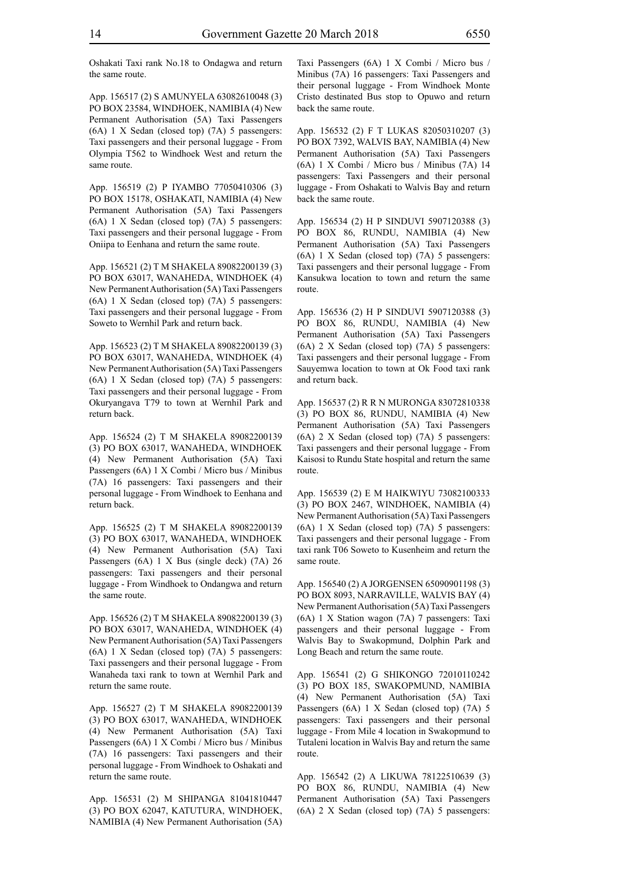Oshakati Taxi rank No.18 to Ondagwa and return the same route.

App. 156517 (2) S AMUNYELA 63082610048 (3) PO BOX 23584, WINDHOEK, NAMIBIA (4) New Permanent Authorisation (5A) Taxi Passengers (6A) 1 X Sedan (closed top) (7A) 5 passengers: Taxi passengers and their personal luggage - From Olympia T562 to Windhoek West and return the same route.

App. 156519 (2) P IYAMBO 77050410306 (3) PO BOX 15178, OSHAKATI, NAMIBIA (4) New Permanent Authorisation (5A) Taxi Passengers (6A) 1 X Sedan (closed top) (7A) 5 passengers: Taxi passengers and their personal luggage - From Oniipa to Eenhana and return the same route.

App. 156521 (2) T M SHAKELA 89082200139 (3) PO BOX 63017, WANAHEDA, WINDHOEK (4) New Permanent Authorisation (5A) Taxi Passengers (6A) 1 X Sedan (closed top) (7A) 5 passengers: Taxi passengers and their personal luggage - From Soweto to Wernhil Park and return back.

App. 156523 (2) T M SHAKELA 89082200139 (3) PO BOX 63017, WANAHEDA, WINDHOEK (4) New Permanent Authorisation (5A) Taxi Passengers (6A) 1 X Sedan (closed top) (7A) 5 passengers: Taxi passengers and their personal luggage - From Okuryangava T79 to town at Wernhil Park and return back.

App. 156524 (2) T M SHAKELA 89082200139 (3) PO BOX 63017, WANAHEDA, WINDHOEK (4) New Permanent Authorisation (5A) Taxi Passengers (6A) 1 X Combi / Micro bus / Minibus (7A) 16 passengers: Taxi passengers and their personal luggage - From Windhoek to Eenhana and return back.

App. 156525 (2) T M SHAKELA 89082200139 (3) PO BOX 63017, WANAHEDA, WINDHOEK (4) New Permanent Authorisation (5A) Taxi Passengers (6A) 1 X Bus (single deck) (7A) 26 passengers: Taxi passengers and their personal luggage - From Windhoek to Ondangwa and return the same route.

App. 156526 (2) T M SHAKELA 89082200139 (3) PO BOX 63017, WANAHEDA, WINDHOEK (4) New Permanent Authorisation (5A) Taxi Passengers (6A) 1 X Sedan (closed top) (7A) 5 passengers: Taxi passengers and their personal luggage - From Wanaheda taxi rank to town at Wernhil Park and return the same route.

App. 156527 (2) T M SHAKELA 89082200139 (3) PO BOX 63017, WANAHEDA, WINDHOEK (4) New Permanent Authorisation (5A) Taxi Passengers (6A) 1 X Combi / Micro bus / Minibus (7A) 16 passengers: Taxi passengers and their personal luggage - From Windhoek to Oshakati and return the same route.

App. 156531 (2) M SHIPANGA 81041810447 (3) PO BOX 62047, KATUTURA, WINDHOEK, NAMIBIA (4) New Permanent Authorisation (5A) Taxi Passengers (6A) 1 X Combi / Micro bus / Minibus (7A) 16 passengers: Taxi Passengers and their personal luggage - From Windhoek Monte Cristo destinated Bus stop to Opuwo and return back the same route.

App. 156532 (2) F T LUKAS 82050310207 (3) PO BOX 7392, WALVIS BAY, NAMIBIA (4) New Permanent Authorisation (5A) Taxi Passengers (6A) 1 X Combi / Micro bus / Minibus (7A) 14 passengers: Taxi Passengers and their personal luggage - From Oshakati to Walvis Bay and return back the same route.

App. 156534 (2) H P SINDUVI 5907120388 (3) PO BOX 86, RUNDU, NAMIBIA (4) New Permanent Authorisation (5A) Taxi Passengers (6A) 1 X Sedan (closed top) (7A) 5 passengers: Taxi passengers and their personal luggage - From Kansukwa location to town and return the same route.

App. 156536 (2) H P SINDUVI 5907120388 (3) PO BOX 86, RUNDU, NAMIBIA (4) New Permanent Authorisation (5A) Taxi Passengers (6A) 2 X Sedan (closed top) (7A) 5 passengers: Taxi passengers and their personal luggage - From Sauyemwa location to town at Ok Food taxi rank and return back.

App. 156537 (2) R R N MURONGA 83072810338 (3) PO BOX 86, RUNDU, NAMIBIA (4) New Permanent Authorisation (5A) Taxi Passengers (6A) 2 X Sedan (closed top) (7A) 5 passengers: Taxi passengers and their personal luggage - From Kaisosi to Rundu State hospital and return the same route.

App. 156539 (2) E M HAIKWIYU 73082100333 (3) PO BOX 2467, WINDHOEK, NAMIBIA (4) New Permanent Authorisation (5A) Taxi Passengers (6A) 1 X Sedan (closed top) (7A) 5 passengers: Taxi passengers and their personal luggage - From taxi rank T06 Soweto to Kusenheim and return the same route.

App. 156540 (2) A JORGENSEN 65090901198 (3) PO BOX 8093, NARRAVILLE, WALVIS BAY (4) New Permanent Authorisation (5A) Taxi Passengers (6A) 1 X Station wagon (7A) 7 passengers: Taxi passengers and their personal luggage - From Walvis Bay to Swakopmund, Dolphin Park and Long Beach and return the same route.

App. 156541 (2) G SHIKONGO 72010110242 (3) PO BOX 185, SWAKOPMUND, NAMIBIA (4) New Permanent Authorisation (5A) Taxi Passengers (6A) 1 X Sedan (closed top) (7A) 5 passengers: Taxi passengers and their personal luggage - From Mile 4 location in Swakopmund to Tutaleni location in Walvis Bay and return the same route.

App. 156542 (2) A LIKUWA 78122510639 (3) PO BOX 86, RUNDU, NAMIBIA (4) New Permanent Authorisation (5A) Taxi Passengers (6A) 2 X Sedan (closed top) (7A) 5 passengers: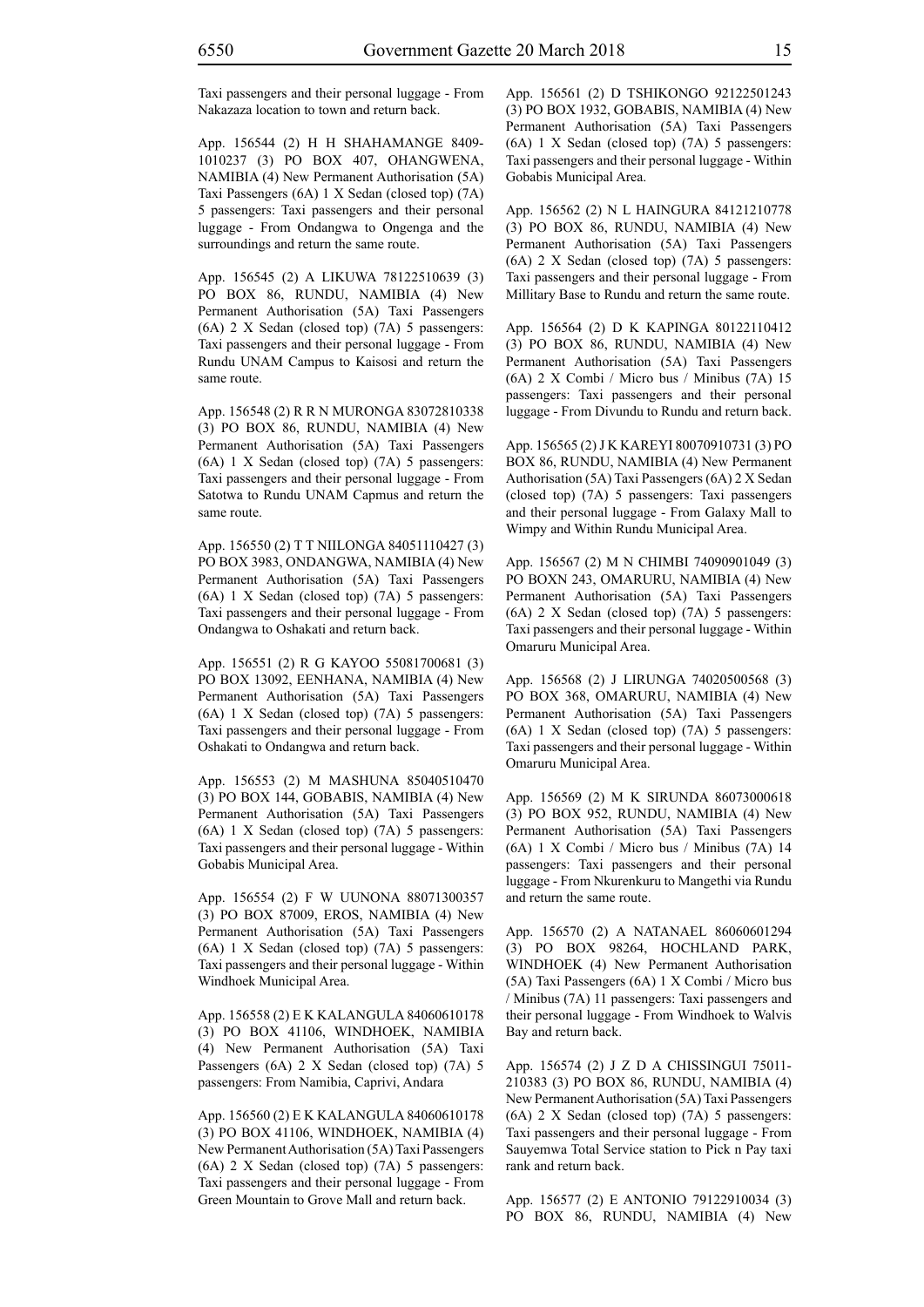Taxi passengers and their personal luggage - From Nakazaza location to town and return back.

App. 156544 (2) H H SHAHAMANGE 8409-1010237 (3) PO BOX 407, OHANGWENA, NAMIBIA (4) New Permanent Authorisation (5A) Taxi Passengers (6A) 1 X Sedan (closed top) (7A) 5 passengers: Taxi passengers and their personal luggage - From Ondangwa to Ongenga and the surroundings and return the same route.

App. 156545 (2) A LIKUWA 78122510639 (3) PO BOX 86, RUNDU, NAMIBIA (4) New Permanent Authorisation (5A) Taxi Passengers (6A) 2 X Sedan (closed top) (7A) 5 passengers: Taxi passengers and their personal luggage - From Rundu UNAM Campus to Kaisosi and return the same route.

App. 156548 (2) R R N MURONGA 83072810338 (3) PO BOX 86, RUNDU, NAMIBIA (4) New Permanent Authorisation (5A) Taxi Passengers (6A) 1 X Sedan (closed top) (7A) 5 passengers: Taxi passengers and their personal luggage - From Satotwa to Rundu UNAM Capmus and return the same route.

App. 156550 (2) T T NIILONGA 84051110427 (3) PO BOX 3983, ONDANGWA, NAMIBIA (4) New Permanent Authorisation (5A) Taxi Passengers (6A) 1 X Sedan (closed top) (7A) 5 passengers: Taxi passengers and their personal luggage - From Ondangwa to Oshakati and return back.

App. 156551 (2) R G KAYOO 55081700681 (3) PO BOX 13092, EENHANA, NAMIBIA (4) New Permanent Authorisation (5A) Taxi Passengers (6A) 1 X Sedan (closed top) (7A) 5 passengers: Taxi passengers and their personal luggage - From Oshakati to Ondangwa and return back.

App. 156553 (2) M MASHUNA 85040510470 (3) PO BOX 144, GOBABIS, NAMIBIA (4) New Permanent Authorisation (5A) Taxi Passengers (6A) 1 X Sedan (closed top) (7A) 5 passengers: Taxi passengers and their personal luggage - Within Gobabis Municipal Area.

App. 156554 (2) F W UUNONA 88071300357 (3) PO BOX 87009, EROS, NAMIBIA (4) New Permanent Authorisation (5A) Taxi Passengers (6A) 1 X Sedan (closed top) (7A) 5 passengers: Taxi passengers and their personal luggage - Within Windhoek Municipal Area.

App. 156558 (2) E K KALANGULA 84060610178 (3) PO BOX 41106, WINDHOEK, NAMIBIA (4) New Permanent Authorisation (5A) Taxi Passengers (6A) 2 X Sedan (closed top) (7A) 5 passengers: From Namibia, Caprivi, Andara

App. 156560 (2) E K KALANGULA 84060610178 (3) PO BOX 41106, WINDHOEK, NAMIBIA (4) New Permanent Authorisation (5A) Taxi Passengers (6A) 2 X Sedan (closed top) (7A) 5 passengers: Taxi passengers and their personal luggage - From Green Mountain to Grove Mall and return back.

App. 156561 (2) D TSHIKONGO 92122501243 (3) PO BOX 1932, GOBABIS, NAMIBIA (4) New Permanent Authorisation (5A) Taxi Passengers (6A) 1 X Sedan (closed top) (7A) 5 passengers: Taxi passengers and their personal luggage - Within Gobabis Municipal Area.

App. 156562 (2) N L HAINGURA 84121210778 (3) PO BOX 86, RUNDU, NAMIBIA (4) New Permanent Authorisation (5A) Taxi Passengers (6A) 2 X Sedan (closed top) (7A) 5 passengers: Taxi passengers and their personal luggage - From Millitary Base to Rundu and return the same route.

App. 156564 (2) D K KAPINGA 80122110412 (3) PO BOX 86, RUNDU, NAMIBIA (4) New Permanent Authorisation (5A) Taxi Passengers (6A) 2 X Combi / Micro bus / Minibus (7A) 15 passengers: Taxi passengers and their personal luggage - From Divundu to Rundu and return back.

App. 156565 (2) J K KAREYI 80070910731 (3) PO BOX 86, RUNDU, NAMIBIA (4) New Permanent Authorisation (5A) Taxi Passengers (6A) 2 X Sedan (closed top) (7A) 5 passengers: Taxi passengers and their personal luggage - From Galaxy Mall to Wimpy and Within Rundu Municipal Area.

App. 156567 (2) M N CHIMBI 74090901049 (3) PO BOXN 243, OMARURU, NAMIBIA (4) New Permanent Authorisation (5A) Taxi Passengers (6A) 2 X Sedan (closed top) (7A) 5 passengers: Taxi passengers and their personal luggage - Within Omaruru Municipal Area.

App. 156568 (2) J LIRUNGA 74020500568 (3) PO BOX 368, OMARURU, NAMIBIA (4) New Permanent Authorisation (5A) Taxi Passengers (6A) 1 X Sedan (closed top) (7A) 5 passengers: Taxi passengers and their personal luggage - Within Omaruru Municipal Area.

App. 156569 (2) M K SIRUNDA 86073000618 (3) PO BOX 952, RUNDU, NAMIBIA (4) New Permanent Authorisation (5A) Taxi Passengers (6A) 1 X Combi / Micro bus / Minibus (7A) 14 passengers: Taxi passengers and their personal luggage - From Nkurenkuru to Mangethi via Rundu and return the same route.

App. 156570 (2) A NATANAEL 86060601294 (3) PO BOX 98264, HOCHLAND PARK, WINDHOEK (4) New Permanent Authorisation (5A) Taxi Passengers (6A) 1 X Combi / Micro bus / Minibus (7A) 11 passengers: Taxi passengers and their personal luggage - From Windhoek to Walvis Bay and return back.

App. 156574 (2) J Z D A CHISSINGUI 75011-210383 (3) PO BOX 86, RUNDU, NAMIBIA (4) New Permanent Authorisation (5A) Taxi Passengers (6A) 2 X Sedan (closed top) (7A) 5 passengers: Taxi passengers and their personal luggage - From Sauyemwa Total Service station to Pick n Pay taxi rank and return back.

App. 156577 (2) E ANTONIO 79122910034 (3) PO BOX 86, RUNDU, NAMIBIA (4) New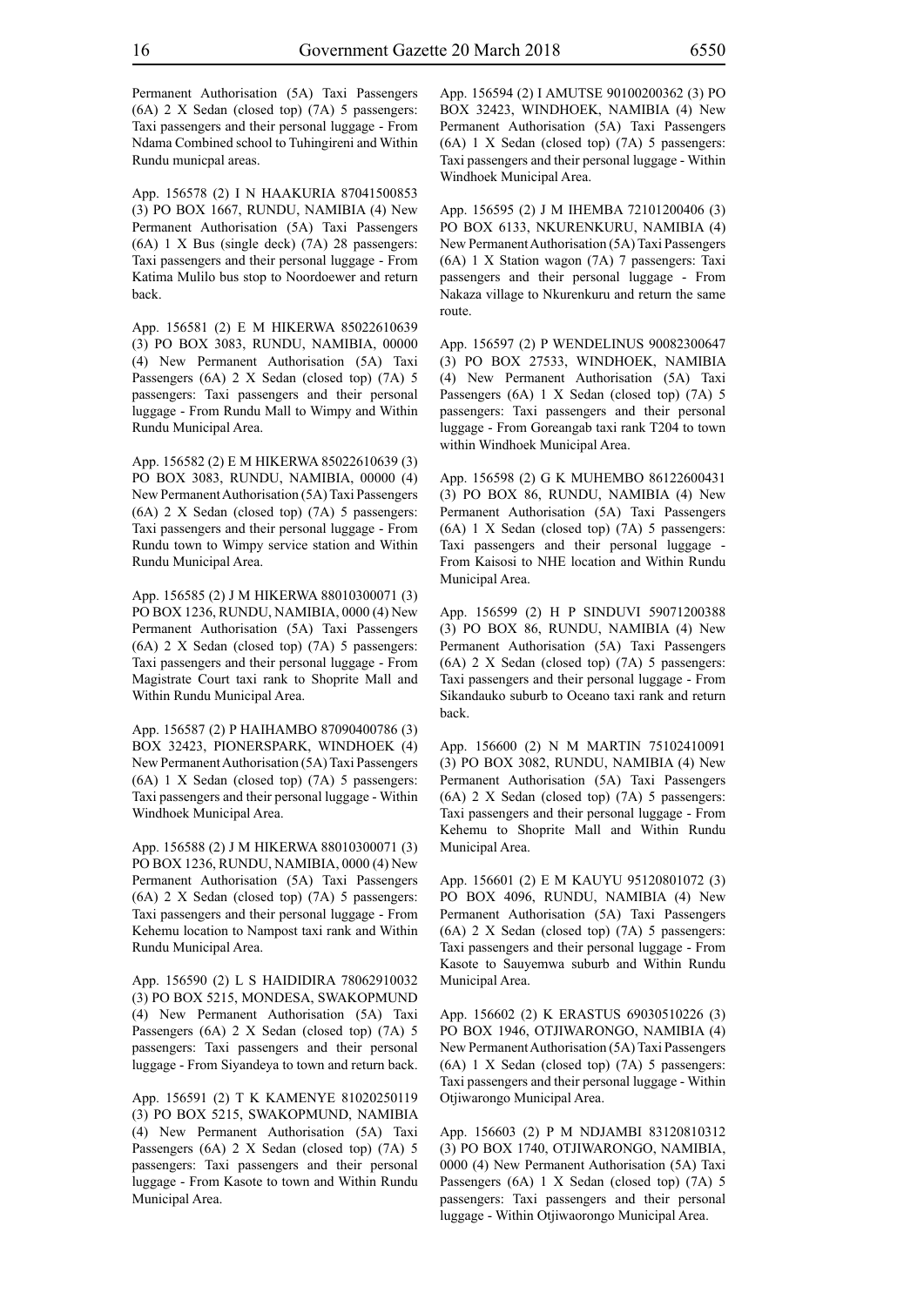Permanent Authorisation (5A) Taxi Passengers (6A) 2 X Sedan (closed top) (7A) 5 passengers: Taxi passengers and their personal luggage - From Ndama Combined school to Tuhingireni and Within Rundu municpal areas.

App. 156578 (2) I N HAAKURIA 87041500853 (3) PO BOX 1667, RUNDU, NAMIBIA (4) New Permanent Authorisation (5A) Taxi Passengers (6A) 1 X Bus (single deck) (7A) 28 passengers: Taxi passengers and their personal luggage - From Katima Mulilo bus stop to Noordoewer and return back.

App. 156581 (2) E M HIKERWA 85022610639 (3) PO BOX 3083, RUNDU, NAMIBIA, 00000 (4) New Permanent Authorisation (5A) Taxi Passengers (6A) 2 X Sedan (closed top) (7A) 5 passengers: Taxi passengers and their personal luggage - From Rundu Mall to Wimpy and Within Rundu Municipal Area.

App. 156582 (2) E M HIKERWA 85022610639 (3) PO BOX 3083, RUNDU, NAMIBIA, 00000 (4) New Permanent Authorisation (5A) Taxi Passengers (6A) 2 X Sedan (closed top) (7A) 5 passengers: Taxi passengers and their personal luggage - From Rundu town to Wimpy service station and Within Rundu Municipal Area.

App. 156585 (2) J M HIKERWA 88010300071 (3) PO BOX 1236, RUNDU, NAMIBIA, 0000 (4) New Permanent Authorisation (5A) Taxi Passengers (6A) 2 X Sedan (closed top) (7A) 5 passengers: Taxi passengers and their personal luggage - From Magistrate Court taxi rank to Shoprite Mall and Within Rundu Municipal Area.

App. 156587 (2) P HAIHAMBO 87090400786 (3) BOX 32423, PIONERSPARK, WINDHOEK (4) New Permanent Authorisation (5A) Taxi Passengers (6A) 1 X Sedan (closed top) (7A) 5 passengers: Taxi passengers and their personal luggage - Within Windhoek Municipal Area.

App. 156588 (2) J M HIKERWA 88010300071 (3) PO BOX 1236, RUNDU, NAMIBIA, 0000 (4) New Permanent Authorisation (5A) Taxi Passengers (6A) 2 X Sedan (closed top) (7A) 5 passengers: Taxi passengers and their personal luggage - From Kehemu location to Nampost taxi rank and Within Rundu Municipal Area.

App. 156590 (2) L S HAIDIDIRA 78062910032 (3) PO BOX 5215, MONDESA, SWAKOPMUND (4) New Permanent Authorisation (5A) Taxi Passengers (6A) 2 X Sedan (closed top) (7A) 5 passengers: Taxi passengers and their personal luggage - From Siyandeya to town and return back.

App. 156591 (2) T K KAMENYE 81020250119 (3) PO BOX 5215, SWAKOPMUND, NAMIBIA (4) New Permanent Authorisation (5A) Taxi Passengers (6A) 2 X Sedan (closed top) (7A) 5 passengers: Taxi passengers and their personal luggage - From Kasote to town and Within Rundu Municipal Area.

App. 156594 (2) I AMUTSE 90100200362 (3) PO BOX 32423, WINDHOEK, NAMIBIA (4) New Permanent Authorisation (5A) Taxi Passengers (6A) 1 X Sedan (closed top) (7A) 5 passengers: Taxi passengers and their personal luggage - Within Windhoek Municipal Area.

App. 156595 (2) J M IHEMBA 72101200406 (3) PO BOX 6133, NKURENKURU, NAMIBIA (4) New Permanent Authorisation (5A) Taxi Passengers (6A) 1 X Station wagon (7A) 7 passengers: Taxi passengers and their personal luggage - From Nakaza village to Nkurenkuru and return the same route.

App. 156597 (2) P WENDELINUS 90082300647 (3) PO BOX 27533, WINDHOEK, NAMIBIA (4) New Permanent Authorisation (5A) Taxi Passengers (6A) 1 X Sedan (closed top) (7A) 5 passengers: Taxi passengers and their personal luggage - From Goreangab taxi rank T204 to town within Windhoek Municipal Area.

App. 156598 (2) G K MUHEMBO 86122600431 (3) PO BOX 86, RUNDU, NAMIBIA (4) New Permanent Authorisation (5A) Taxi Passengers (6A) 1 X Sedan (closed top) (7A) 5 passengers: Taxi passengers and their personal luggage - From Kaisosi to NHE location and Within Rundu Municipal Area.

App. 156599 (2) H P SINDUVI 59071200388 (3) PO BOX 86, RUNDU, NAMIBIA (4) New Permanent Authorisation (5A) Taxi Passengers (6A) 2 X Sedan (closed top) (7A) 5 passengers: Taxi passengers and their personal luggage - From Sikandauko suburb to Oceano taxi rank and return back.

App. 156600 (2) N M MARTIN 75102410091 (3) PO BOX 3082, RUNDU, NAMIBIA (4) New Permanent Authorisation (5A) Taxi Passengers (6A) 2 X Sedan (closed top) (7A) 5 passengers: Taxi passengers and their personal luggage - From Kehemu to Shoprite Mall and Within Rundu Municipal Area.

App. 156601 (2) E M KAUYU 95120801072 (3) PO BOX 4096, RUNDU, NAMIBIA (4) New Permanent Authorisation (5A) Taxi Passengers (6A) 2 X Sedan (closed top) (7A) 5 passengers: Taxi passengers and their personal luggage - From Kasote to Sauyemwa suburb and Within Rundu Municipal Area.

App. 156602 (2) K ERASTUS 69030510226 (3) PO BOX 1946, OTJIWARONGO, NAMIBIA (4) New Permanent Authorisation (5A) Taxi Passengers (6A) 1 X Sedan (closed top) (7A) 5 passengers: Taxi passengers and their personal luggage - Within Otjiwarongo Municipal Area.

App. 156603 (2) P M NDJAMBI 83120810312 (3) PO BOX 1740, OTJIWARONGO, NAMIBIA, 0000 (4) New Permanent Authorisation (5A) Taxi Passengers (6A) 1 X Sedan (closed top) (7A) 5 passengers: Taxi passengers and their personal luggage - Within Otjiwaorongo Municipal Area.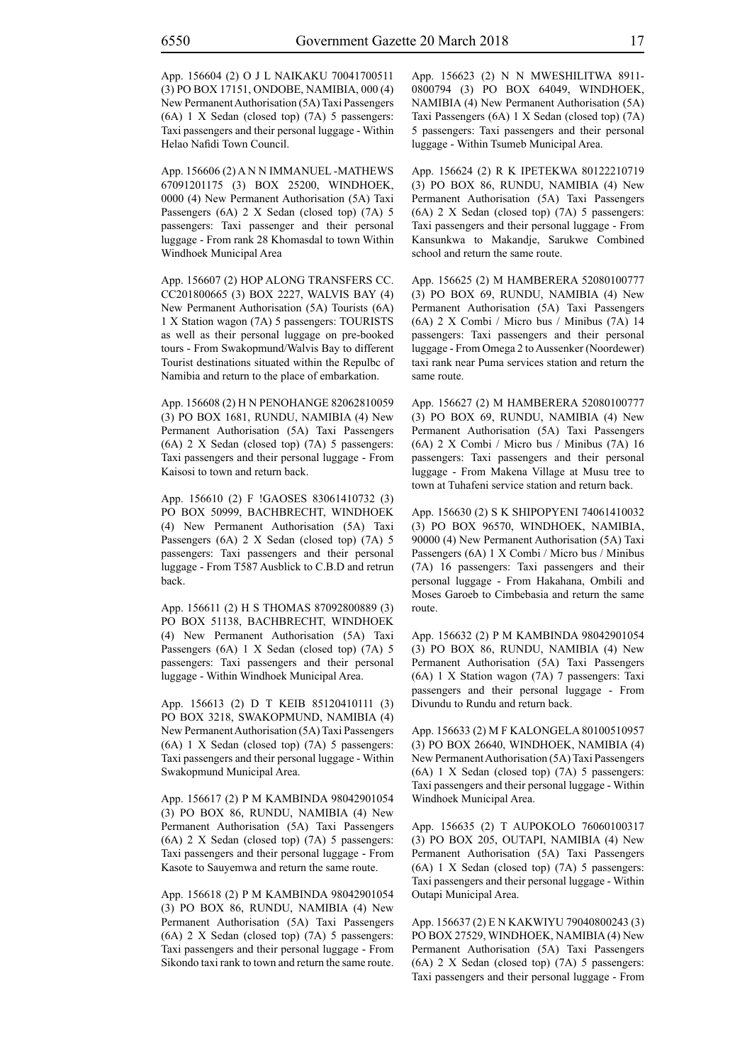App. 156604 (2) O J L NAIKAKU 70041700511 (3) PO BOX 17151, ONDOBE, NAMIBIA, 000 (4) New Permanent Authorisation (5A) Taxi Passengers (6A) 1 X Sedan (closed top) (7A) 5 passengers: Taxi passengers and their personal luggage - Within Helao Nafidi Town Council.

App. 156606 (2) A N N IMMANUEL -MATHEWS 67091201175 (3) BOX 25200, WINDHOEK, 0000 (4) New Permanent Authorisation (5A) Taxi Passengers (6A) 2 X Sedan (closed top) (7A) 5 passengers: Taxi passenger and their personal luggage - From rank 28 Khomasdal to town Within Windhoek Municipal Area

App. 156607 (2) HOP ALONG TRANSFERS CC. CC201800665 (3) BOX 2227, WALVIS BAY (4) New Permanent Authorisation (5A) Tourists (6A) 1 X Station wagon (7A) 5 passengers: TOURISTS as well as their personal luggage on pre-booked tours - From Swakopmund/Walvis Bay to different Tourist destinations situated within the Repulbc of Namibia and return to the place of embarkation.

App. 156608 (2) H N PENOHANGE 82062810059 (3) PO BOX 1681, RUNDU, NAMIBIA (4) New Permanent Authorisation (5A) Taxi Passengers (6A) 2 X Sedan (closed top) (7A) 5 passengers: Taxi passengers and their personal luggage - From Kaisosi to town and return back.

App. 156610 (2) F !GAOSES 83061410732 (3) PO BOX 50999, BACHBRECHT, WINDHOEK (4) New Permanent Authorisation (5A) Taxi Passengers (6A) 2 X Sedan (closed top) (7A) 5 passengers: Taxi passengers and their personal luggage - From T587 Ausblick to C.B.D and retrun back.

App. 156611 (2) H S THOMAS 87092800889 (3) PO BOX 51138, BACHBRECHT, WINDHOEK (4) New Permanent Authorisation (5A) Taxi Passengers (6A) 1 X Sedan (closed top) (7A) 5 passengers: Taxi passengers and their personal luggage - Within Windhoek Municipal Area.

App. 156613 (2) D T KEIB 85120410111 (3) PO BOX 3218, SWAKOPMUND, NAMIBIA (4) New Permanent Authorisation (5A) Taxi Passengers (6A) 1 X Sedan (closed top) (7A) 5 passengers: Taxi passengers and their personal luggage - Within Swakopmund Municipal Area.

App. 156617 (2) P M KAMBINDA 98042901054 (3) PO BOX 86, RUNDU, NAMIBIA (4) New Permanent Authorisation (5A) Taxi Passengers (6A) 2 X Sedan (closed top) (7A) 5 passengers: Taxi passengers and their personal luggage - From Kasote to Sauyemwa and return the same route.

App. 156618 (2) P M KAMBINDA 98042901054 (3) PO BOX 86, RUNDU, NAMIBIA (4) New Permanent Authorisation (5A) Taxi Passengers (6A) 2 X Sedan (closed top) (7A) 5 passengers: Taxi passengers and their personal luggage - From Sikondo taxi rank to town and return the same route.

App. 156623 (2) N N MWESHILITWA 8911-0800794 (3) PO BOX 64049, WINDHOEK, NAMIBIA (4) New Permanent Authorisation (5A) Taxi Passengers (6A) 1 X Sedan (closed top) (7A) 5 passengers: Taxi passengers and their personal luggage - Within Tsumeb Municipal Area.

App. 156624 (2) R K IPETEKWA 80122210719 (3) PO BOX 86, RUNDU, NAMIBIA (4) New Permanent Authorisation (5A) Taxi Passengers (6A) 2 X Sedan (closed top) (7A) 5 passengers: Taxi passengers and their personal luggage - From Kansunkwa to Makandje, Sarukwe Combined school and return the same route.

App. 156625 (2) M HAMBERERA 52080100777 (3) PO BOX 69, RUNDU, NAMIBIA (4) New Permanent Authorisation (5A) Taxi Passengers (6A) 2 X Combi / Micro bus / Minibus (7A) 14 passengers: Taxi passengers and their personal luggage - From Omega 2 to Aussenker (Noordewer) taxi rank near Puma services station and return the same route.

App. 156627 (2) M HAMBERERA 52080100777 (3) PO BOX 69, RUNDU, NAMIBIA (4) New Permanent Authorisation (5A) Taxi Passengers (6A) 2 X Combi / Micro bus / Minibus (7A) 16 passengers: Taxi passengers and their personal luggage - From Makena Village at Musu tree to town at Tuhafeni service station and return back.

App. 156630 (2) S K SHIPOPYENI 74061410032 (3) PO BOX 96570, WINDHOEK, NAMIBIA, 90000 (4) New Permanent Authorisation (5A) Taxi Passengers (6A) 1 X Combi / Micro bus / Minibus (7A) 16 passengers: Taxi passengers and their personal luggage - From Hakahana, Ombili and Moses Garoeb to Cimbebasia and return the same route.

App. 156632 (2) P M KAMBINDA 98042901054 (3) PO BOX 86, RUNDU, NAMIBIA (4) New Permanent Authorisation (5A) Taxi Passengers (6A) 1 X Station wagon (7A) 7 passengers: Taxi passengers and their personal luggage - From Divundu to Rundu and return back.

App. 156633 (2) M F KALONGELA 80100510957 (3) PO BOX 26640, WINDHOEK, NAMIBIA (4) New Permanent Authorisation (5A) Taxi Passengers (6A) 1 X Sedan (closed top) (7A) 5 passengers: Taxi passengers and their personal luggage - Within Windhoek Municipal Area.

App. 156635 (2) T AUPOKOLO 76060100317 (3) PO BOX 205, OUTAPI, NAMIBIA (4) New Permanent Authorisation (5A) Taxi Passengers (6A) 1 X Sedan (closed top) (7A) 5 passengers: Taxi passengers and their personal luggage - Within Outapi Municipal Area.

App. 156637 (2) E N KAKWIYU 79040800243 (3) PO BOX 27529, WINDHOEK, NAMIBIA (4) New Permanent Authorisation (5A) Taxi Passengers (6A) 2 X Sedan (closed top) (7A) 5 passengers: Taxi passengers and their personal luggage - From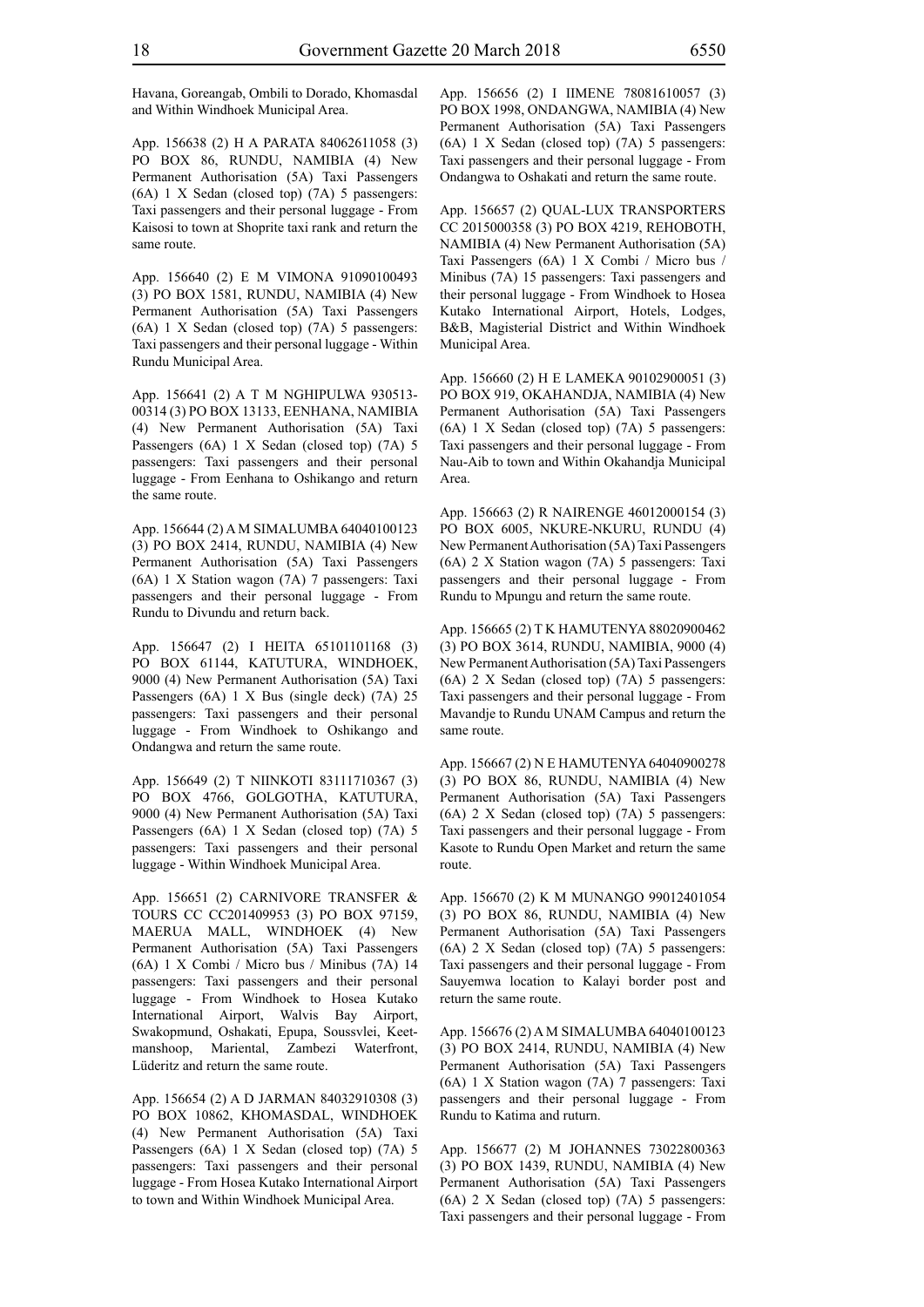Havana, Goreangab, Ombili to Dorado, Khomasdal and Within Windhoek Municipal Area.

App. 156638 (2) H A PARATA 84062611058 (3) PO BOX 86, RUNDU, NAMIBIA (4) New Permanent Authorisation (5A) Taxi Passengers (6A) 1 X Sedan (closed top) (7A) 5 passengers: Taxi passengers and their personal luggage - From Kaisosi to town at Shoprite taxi rank and return the same route.

App. 156640 (2) E M VIMONA 91090100493 (3) PO BOX 1581, RUNDU, NAMIBIA (4) New Permanent Authorisation (5A) Taxi Passengers (6A) 1 X Sedan (closed top) (7A) 5 passengers: Taxi passengers and their personal luggage - Within Rundu Municipal Area.

App. 156641 (2) A T M NGHIPULWA 930513-00314 (3) PO BOX 13133, EENHANA, NAMIBIA (4) New Permanent Authorisation (5A) Taxi Passengers (6A) 1 X Sedan (closed top) (7A) 5 passengers: Taxi passengers and their personal luggage - From Eenhana to Oshikango and return the same route.

App. 156644 (2) A M SIMALUMBA 64040100123 (3) PO BOX 2414, RUNDU, NAMIBIA (4) New Permanent Authorisation (5A) Taxi Passengers (6A) 1 X Station wagon (7A) 7 passengers: Taxi passengers and their personal luggage - From Rundu to Divundu and return back.

App. 156647 (2) I HEITA 65101101168 (3) PO BOX 61144, KATUTURA, WINDHOEK, 9000 (4) New Permanent Authorisation (5A) Taxi Passengers (6A) 1 X Bus (single deck) (7A) 25 passengers: Taxi passengers and their personal luggage - From Windhoek to Oshikango and Ondangwa and return the same route.

App. 156649 (2) T NIINKOTI 83111710367 (3) PO BOX 4766, GOLGOTHA, KATUTURA, 9000 (4) New Permanent Authorisation (5A) Taxi Passengers (6A) 1 X Sedan (closed top) (7A) 5 passengers: Taxi passengers and their personal luggage - Within Windhoek Municipal Area.

App. 156651 (2) CARNIVORE TRANSFER & TOURS CC CC201409953 (3) PO BOX 97159, MAERUA MALL, WINDHOEK (4) New Permanent Authorisation (5A) Taxi Passengers (6A) 1 X Combi / Micro bus / Minibus (7A) 14 passengers: Taxi passengers and their personal luggage - From Windhoek to Hosea Kutako International Airport, Walvis Bay Airport, Swakopmund, Oshakati, Epupa, Soussvlei, Keetmanshoop, Mariental, Zambezi Waterfront, Lüderitz and return the same route.

App. 156654 (2) A D JARMAN 84032910308 (3) PO BOX 10862, KHOMASDAL, WINDHOEK (4) New Permanent Authorisation (5A) Taxi Passengers (6A) 1 X Sedan (closed top) (7A) 5 passengers: Taxi passengers and their personal luggage - From Hosea Kutako International Airport to town and Within Windhoek Municipal Area.

App. 156656 (2) I IIMENE 78081610057 (3) PO BOX 1998, ONDANGWA, NAMIBIA (4) New Permanent Authorisation (5A) Taxi Passengers (6A) 1 X Sedan (closed top) (7A) 5 passengers: Taxi passengers and their personal luggage - From Ondangwa to Oshakati and return the same route.

App. 156657 (2) QUAL-LUX TRANSPORTERS CC 2015000358 (3) PO BOX 4219, REHOBOTH, NAMIBIA (4) New Permanent Authorisation (5A) Taxi Passengers (6A) 1 X Combi / Micro bus / Minibus (7A) 15 passengers: Taxi passengers and their personal luggage - From Windhoek to Hosea Kutako International Airport, Hotels, Lodges, B&B, Magisterial District and Within Windhoek Municipal Area.

App. 156660 (2) H E LAMEKA 90102900051 (3) PO BOX 919, OKAHANDJA, NAMIBIA (4) New Permanent Authorisation (5A) Taxi Passengers (6A) 1 X Sedan (closed top) (7A) 5 passengers: Taxi passengers and their personal luggage - From Nau-Aib to town and Within Okahandja Municipal Area.

App. 156663 (2) R NAIRENGE 46012000154 (3) PO BOX 6005, NKURE-NKURU, RUNDU (4) New Permanent Authorisation (5A) Taxi Passengers (6A) 2 X Station wagon (7A) 5 passengers: Taxi passengers and their personal luggage - From Rundu to Mpungu and return the same route.

App. 156665 (2) T K HAMUTENYA 88020900462 (3) PO BOX 3614, RUNDU, NAMIBIA, 9000 (4) New Permanent Authorisation (5A) Taxi Passengers (6A) 2 X Sedan (closed top) (7A) 5 passengers: Taxi passengers and their personal luggage - From Mavandje to Rundu UNAM Campus and return the same route.

App. 156667 (2) N E HAMUTENYA 64040900278 (3) PO BOX 86, RUNDU, NAMIBIA (4) New Permanent Authorisation (5A) Taxi Passengers (6A) 2 X Sedan (closed top) (7A) 5 passengers: Taxi passengers and their personal luggage - From Kasote to Rundu Open Market and return the same route.

App. 156670 (2) K M MUNANGO 99012401054 (3) PO BOX 86, RUNDU, NAMIBIA (4) New Permanent Authorisation (5A) Taxi Passengers (6A) 2 X Sedan (closed top) (7A) 5 passengers: Taxi passengers and their personal luggage - From Sauyemwa location to Kalayi border post and return the same route.

App. 156676 (2) A M SIMALUMBA 64040100123 (3) PO BOX 2414, RUNDU, NAMIBIA (4) New Permanent Authorisation (5A) Taxi Passengers (6A) 1 X Station wagon (7A) 7 passengers: Taxi passengers and their personal luggage - From Rundu to Katima and ruturn.

App. 156677 (2) M JOHANNES 73022800363 (3) PO BOX 1439, RUNDU, NAMIBIA (4) New Permanent Authorisation (5A) Taxi Passengers (6A) 2 X Sedan (closed top) (7A) 5 passengers: Taxi passengers and their personal luggage - From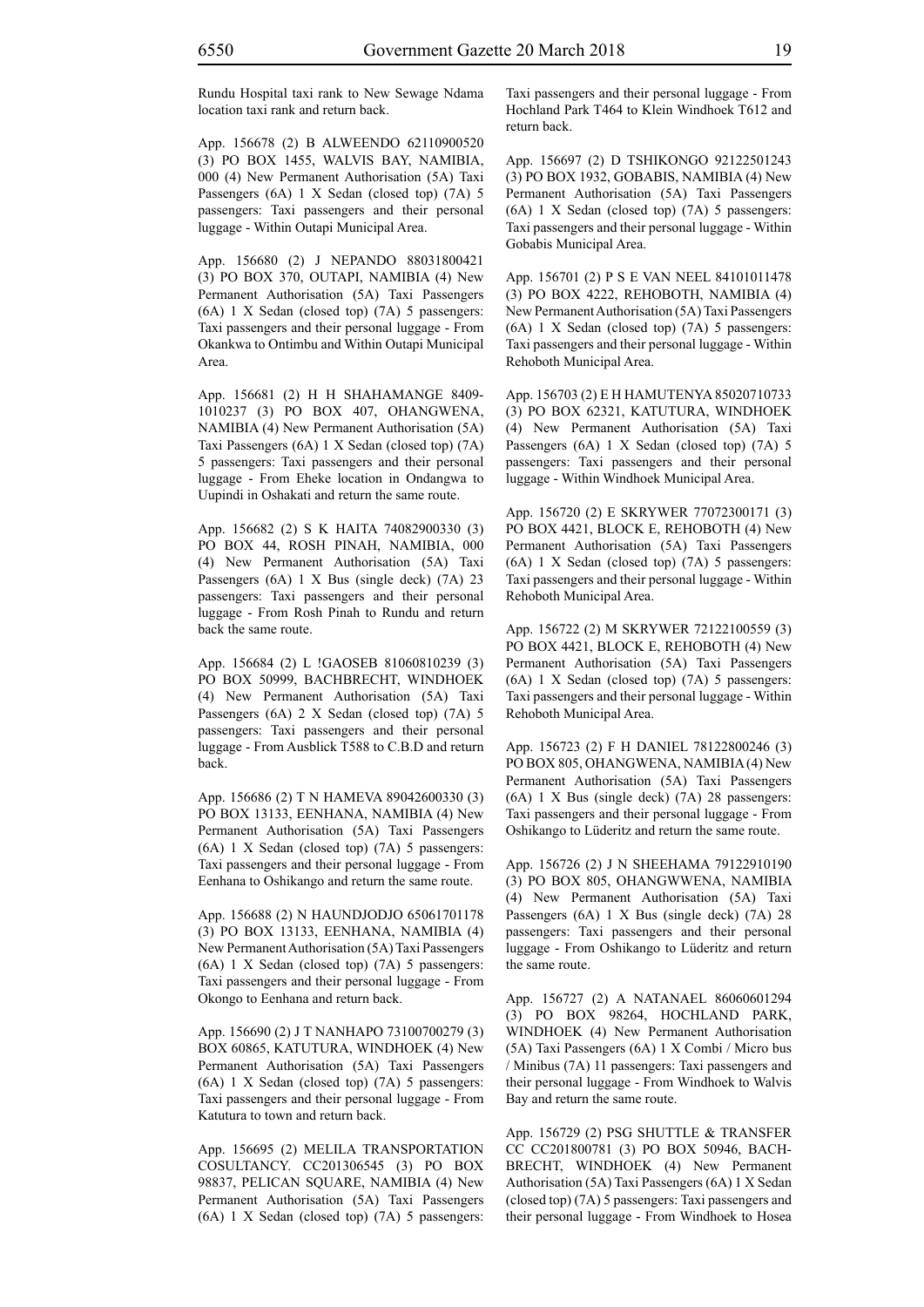Rundu Hospital taxi rank to New Sewage Ndama location taxi rank and return back.

App. 156678 (2) B ALWEENDO 62110900520 (3) PO BOX 1455, WALVIS BAY, NAMIBIA, 000 (4) New Permanent Authorisation (5A) Taxi Passengers (6A) 1 X Sedan (closed top) (7A) 5 passengers: Taxi passengers and their personal luggage - Within Outapi Municipal Area.

App. 156680 (2) J NEPANDO 88031800421 (3) PO BOX 370, OUTAPI, NAMIBIA (4) New Permanent Authorisation (5A) Taxi Passengers (6A) 1 X Sedan (closed top) (7A) 5 passengers: Taxi passengers and their personal luggage - From Okankwa to Ontimbu and Within Outapi Municipal Area.

App. 156681 (2) H H SHAHAMANGE 8409-1010237 (3) PO BOX 407, OHANGWENA, NAMIBIA (4) New Permanent Authorisation (5A) Taxi Passengers (6A) 1 X Sedan (closed top) (7A) 5 passengers: Taxi passengers and their personal luggage - From Eheke location in Ondangwa to Uupindi in Oshakati and return the same route.

App. 156682 (2) S K HAITA 74082900330 (3) PO BOX 44, ROSH PINAH, NAMIBIA, 000 (4) New Permanent Authorisation (5A) Taxi Passengers (6A) 1 X Bus (single deck) (7A) 23 passengers: Taxi passengers and their personal luggage - From Rosh Pinah to Rundu and return back the same route.

App. 156684 (2) L !GAOSEB 81060810239 (3) PO BOX 50999, BACHBRECHT, WINDHOEK (4) New Permanent Authorisation (5A) Taxi Passengers (6A) 2 X Sedan (closed top) (7A) 5 passengers: Taxi passengers and their personal luggage - From Ausblick T588 to C.B.D and return back.

App. 156686 (2) T N HAMEVA 89042600330 (3) PO BOX 13133, EENHANA, NAMIBIA (4) New Permanent Authorisation (5A) Taxi Passengers (6A) 1 X Sedan (closed top) (7A) 5 passengers: Taxi passengers and their personal luggage - From Eenhana to Oshikango and return the same route.

App. 156688 (2) N HAUNDJODJO 65061701178 (3) PO BOX 13133, EENHANA, NAMIBIA (4) New Permanent Authorisation (5A) Taxi Passengers (6A) 1 X Sedan (closed top) (7A) 5 passengers: Taxi passengers and their personal luggage - From Okongo to Eenhana and return back.

App. 156690 (2) J T NANHAPO 73100700279 (3) BOX 60865, KATUTURA, WINDHOEK (4) New Permanent Authorisation (5A) Taxi Passengers (6A) 1 X Sedan (closed top) (7A) 5 passengers: Taxi passengers and their personal luggage - From Katutura to town and return back.

App. 156695 (2) MELILA TRANSPORTATION COSULTANCY. CC201306545 (3) PO BOX 98837, PELICAN SQUARE, NAMIBIA (4) New Permanent Authorisation (5A) Taxi Passengers (6A) 1 X Sedan (closed top) (7A) 5 passengers: Taxi passengers and their personal luggage - From Hochland Park T464 to Klein Windhoek T612 and return back.

App. 156697 (2) D TSHIKONGO 92122501243 (3) PO BOX 1932, GOBABIS, NAMIBIA (4) New Permanent Authorisation (5A) Taxi Passengers (6A) 1 X Sedan (closed top) (7A) 5 passengers: Taxi passengers and their personal luggage - Within Gobabis Municipal Area.

App. 156701 (2) P S E VAN NEEL 84101011478 (3) PO BOX 4222, REHOBOTH, NAMIBIA (4) New Permanent Authorisation (5A) Taxi Passengers (6A) 1 X Sedan (closed top) (7A) 5 passengers: Taxi passengers and their personal luggage - Within Rehoboth Municipal Area.

App. 156703 (2) E H HAMUTENYA 85020710733 (3) PO BOX 62321, KATUTURA, WINDHOEK (4) New Permanent Authorisation (5A) Taxi Passengers (6A) 1 X Sedan (closed top) (7A) 5 passengers: Taxi passengers and their personal luggage - Within Windhoek Municipal Area.

App. 156720 (2) E SKRYWER 77072300171 (3) PO BOX 4421, BLOCK E, REHOBOTH (4) New Permanent Authorisation (5A) Taxi Passengers (6A) 1 X Sedan (closed top) (7A) 5 passengers: Taxi passengers and their personal luggage - Within Rehoboth Municipal Area.

App. 156722 (2) M SKRYWER 72122100559 (3) PO BOX 4421, BLOCK E, REHOBOTH (4) New Permanent Authorisation (5A) Taxi Passengers (6A) 1 X Sedan (closed top) (7A) 5 passengers: Taxi passengers and their personal luggage - Within Rehoboth Municipal Area.

App. 156723 (2) F H DANIEL 78122800246 (3) PO BOX 805, OHANGWENA, NAMIBIA (4) New Permanent Authorisation (5A) Taxi Passengers (6A) 1 X Bus (single deck) (7A) 28 passengers: Taxi passengers and their personal luggage - From Oshikango to Lüderitz and return the same route.

App. 156726 (2) J N SHEEHAMA 79122910190 (3) PO BOX 805, OHANGWWENA, NAMIBIA (4) New Permanent Authorisation (5A) Taxi Passengers (6A) 1 X Bus (single deck) (7A) 28 passengers: Taxi passengers and their personal luggage - From Oshikango to Lüderitz and return the same route.

App. 156727 (2) A NATANAEL 86060601294 (3) PO BOX 98264, HOCHLAND PARK, WINDHOEK (4) New Permanent Authorisation (5A) Taxi Passengers (6A) 1 X Combi / Micro bus / Minibus (7A) 11 passengers: Taxi passengers and their personal luggage - From Windhoek to Walvis Bay and return the same route.

App. 156729 (2) PSG SHUTTLE & TRANSFER CC CC201800781 (3) PO BOX 50946, BACH-BRECHT, WINDHOEK (4) New Permanent Authorisation (5A) Taxi Passengers (6A) 1 X Sedan (closed top) (7A) 5 passengers: Taxi passengers and their personal luggage - From Windhoek to Hosea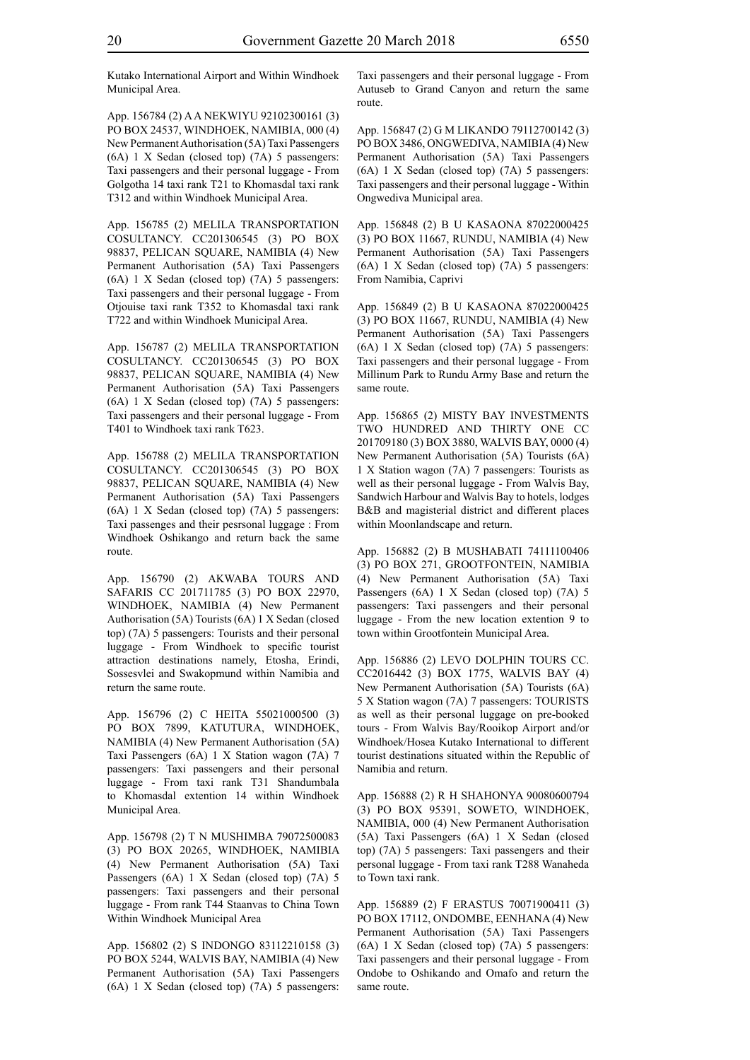Kutako International Airport and Within Windhoek Municipal Area.

App. 156784 (2) A A NEKWIYU 92102300161 (3) PO BOX 24537, WINDHOEK, NAMIBIA, 000 (4) New Permanent Authorisation (5A) Taxi Passengers (6A) 1 X Sedan (closed top) (7A) 5 passengers: Taxi passengers and their personal luggage - From Golgotha 14 taxi rank T21 to Khomasdal taxi rank T312 and within Windhoek Municipal Area.

App. 156785 (2) MELILA TRANSPORTATION COSULTANCY. CC201306545 (3) PO BOX 98837, PELICAN SQUARE, NAMIBIA (4) New Permanent Authorisation (5A) Taxi Passengers (6A) 1 X Sedan (closed top) (7A) 5 passengers: Taxi passengers and their personal luggage - From Otjouise taxi rank T352 to Khomasdal taxi rank T722 and within Windhoek Municipal Area.

App. 156787 (2) MELILA TRANSPORTATION COSULTANCY. CC201306545 (3) PO BOX 98837, PELICAN SQUARE, NAMIBIA (4) New Permanent Authorisation (5A) Taxi Passengers (6A) 1 X Sedan (closed top) (7A) 5 passengers: Taxi passengers and their personal luggage - From T401 to Windhoek taxi rank T623.

App. 156788 (2) MELILA TRANSPORTATION COSULTANCY. CC201306545 (3) PO BOX 98837, PELICAN SQUARE, NAMIBIA (4) New Permanent Authorisation (5A) Taxi Passengers (6A) 1 X Sedan (closed top) (7A) 5 passengers: Taxi passenges and their pesrsonal luggage : From Windhoek Oshikango and return back the same route.

App. 156790 (2) AKWABA TOURS AND SAFARIS CC 201711785 (3) PO BOX 22970, WINDHOEK, NAMIBIA (4) New Permanent Authorisation (5A) Tourists (6A) 1 X Sedan (closed top) (7A) 5 passengers: Tourists and their personal luggage - From Windhoek to specific tourist attraction destinations namely, Etosha, Erindi, Sossesvlei and Swakopmund within Namibia and return the same route.

App. 156796 (2) C HEITA 55021000500 (3) PO BOX 7899, KATUTURA, WINDHOEK, NAMIBIA (4) New Permanent Authorisation (5A) Taxi Passengers (6A) 1 X Station wagon (7A) 7 passengers: Taxi passengers and their personal luggage - From taxi rank T31 Shandumbala to Khomasdal extention 14 within Windhoek Municipal Area.

App. 156798 (2) T N MUSHIMBA 79072500083 (3) PO BOX 20265, WINDHOEK, NAMIBIA (4) New Permanent Authorisation (5A) Taxi Passengers (6A) 1 X Sedan (closed top) (7A) 5 passengers: Taxi passengers and their personal luggage - From rank T44 Staanvas to China Town Within Windhoek Municipal Area

App. 156802 (2) S INDONGO 83112210158 (3) PO BOX 5244, WALVIS BAY, NAMIBIA (4) New Permanent Authorisation (5A) Taxi Passengers (6A) 1 X Sedan (closed top) (7A) 5 passengers: Taxi passengers and their personal luggage - From Autuseb to Grand Canyon and return the same route.

App. 156847 (2) G M LIKANDO 79112700142 (3) PO BOX 3486, ONGWEDIVA, NAMIBIA (4) New Permanent Authorisation (5A) Taxi Passengers (6A) 1 X Sedan (closed top) (7A) 5 passengers: Taxi passengers and their personal luggage - Within Ongwediva Municipal area.

App. 156848 (2) B U KASAONA 87022000425 (3) PO BOX 11667, RUNDU, NAMIBIA (4) New Permanent Authorisation (5A) Taxi Passengers (6A) 1 X Sedan (closed top) (7A) 5 passengers: From Namibia, Caprivi

App. 156849 (2) B U KASAONA 87022000425 (3) PO BOX 11667, RUNDU, NAMIBIA (4) New Permanent Authorisation (5A) Taxi Passengers (6A) 1 X Sedan (closed top) (7A) 5 passengers: Taxi passengers and their personal luggage - From Millinum Park to Rundu Army Base and return the same route.

App. 156865 (2) MISTY BAY INVESTMENTS TWO HUNDRED AND THIRTY ONE CC 201709180 (3) BOX 3880, WALVIS BAY, 0000 (4) New Permanent Authorisation (5A) Tourists (6A) 1 X Station wagon (7A) 7 passengers: Tourists as well as their personal luggage - From Walvis Bay, Sandwich Harbour and Walvis Bay to hotels, lodges B&B and magisterial district and different places within Moonlandscape and return.

App. 156882 (2) B MUSHABATI 74111100406 (3) PO BOX 271, GROOTFONTEIN, NAMIBIA (4) New Permanent Authorisation (5A) Taxi Passengers (6A) 1 X Sedan (closed top) (7A) 5 passengers: Taxi passengers and their personal luggage - From the new location extention 9 to town within Grootfontein Municipal Area.

App. 156886 (2) LEVO DOLPHIN TOURS CC. CC2016442 (3) BOX 1775, WALVIS BAY (4) New Permanent Authorisation (5A) Tourists (6A) 5 X Station wagon (7A) 7 passengers: TOURISTS as well as their personal luggage on pre-booked tours - From Walvis Bay/Rooikop Airport and/or Windhoek/Hosea Kutako International to different tourist destinations situated within the Republic of Namibia and return.

App. 156888 (2) R H SHAHONYA 90080600794 (3) PO BOX 95391, SOWETO, WINDHOEK, NAMIBIA, 000 (4) New Permanent Authorisation (5A) Taxi Passengers (6A) 1 X Sedan (closed top) (7A) 5 passengers: Taxi passengers and their personal luggage - From taxi rank T288 Wanaheda to Town taxi rank.

App. 156889 (2) F ERASTUS 70071900411 (3) PO BOX 17112, ONDOMBE, EENHANA (4) New Permanent Authorisation (5A) Taxi Passengers (6A) 1 X Sedan (closed top) (7A) 5 passengers: Taxi passengers and their personal luggage - From Ondobe to Oshikando and Omafo and return the same route.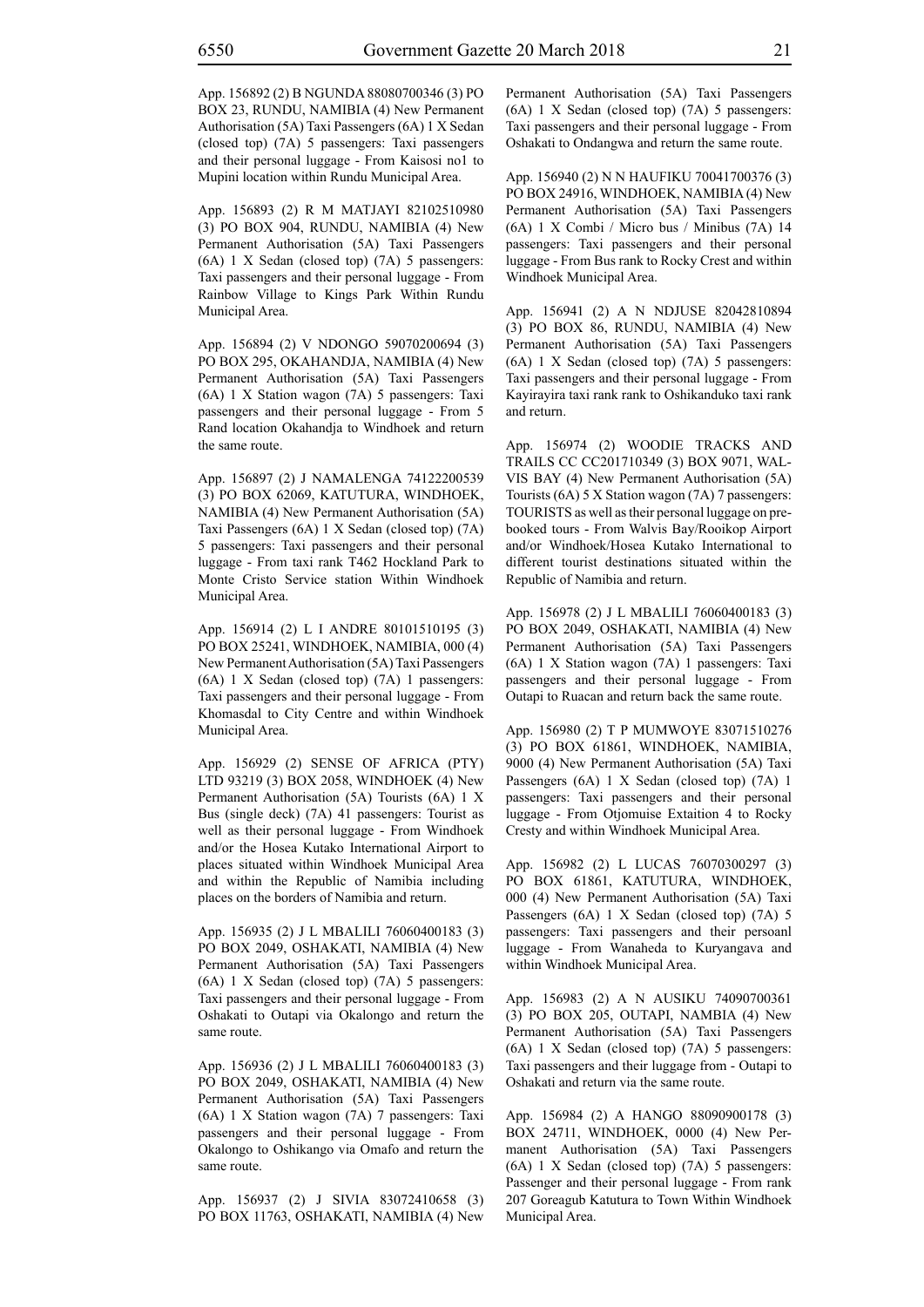App. 156892 (2) B NGUNDA 88080700346 (3) PO BOX 23, RUNDU, NAMIBIA (4) New Permanent Authorisation (5A) Taxi Passengers (6A) 1 X Sedan (closed top) (7A) 5 passengers: Taxi passengers and their personal luggage - From Kaisosi no1 to Mupini location within Rundu Municipal Area.

App. 156893 (2) R M MATJAYI 82102510980 (3) PO BOX 904, RUNDU, NAMIBIA (4) New Permanent Authorisation (5A) Taxi Passengers (6A) 1 X Sedan (closed top) (7A) 5 passengers: Taxi passengers and their personal luggage - From Rainbow Village to Kings Park Within Rundu Municipal Area.

App. 156894 (2) V NDONGO 59070200694 (3) PO BOX 295, OKAHANDJA, NAMIBIA (4) New Permanent Authorisation (5A) Taxi Passengers (6A) 1 X Station wagon (7A) 5 passengers: Taxi passengers and their personal luggage - From 5 Rand location Okahandja to Windhoek and return the same route.

App. 156897 (2) J NAMALENGA 74122200539 (3) PO BOX 62069, KATUTURA, WINDHOEK, NAMIBIA (4) New Permanent Authorisation (5A) Taxi Passengers (6A) 1 X Sedan (closed top) (7A) 5 passengers: Taxi passengers and their personal luggage - From taxi rank T462 Hockland Park to Monte Cristo Service station Within Windhoek Municipal Area.

App. 156914 (2) L I ANDRE 80101510195 (3) PO BOX 25241, WINDHOEK, NAMIBIA, 000 (4) New Permanent Authorisation (5A) Taxi Passengers (6A) 1 X Sedan (closed top) (7A) 1 passengers: Taxi passengers and their personal luggage - From Khomasdal to City Centre and within Windhoek Municipal Area.

App. 156929 (2) SENSE OF AFRICA (PTY) LTD 93219 (3) BOX 2058, WINDHOEK (4) New Permanent Authorisation (5A) Tourists (6A) 1 X Bus (single deck) (7A) 41 passengers: Tourist as well as their personal luggage - From Windhoek and/or the Hosea Kutako International Airport to places situated within Windhoek Municipal Area and within the Republic of Namibia including places on the borders of Namibia and return.

App. 156935 (2) J L MBALILI 76060400183 (3) PO BOX 2049, OSHAKATI, NAMIBIA (4) New Permanent Authorisation (5A) Taxi Passengers (6A) 1 X Sedan (closed top) (7A) 5 passengers: Taxi passengers and their personal luggage - From Oshakati to Outapi via Okalongo and return the same route.

App. 156936 (2) J L MBALILI 76060400183 (3) PO BOX 2049, OSHAKATI, NAMIBIA (4) New Permanent Authorisation (5A) Taxi Passengers (6A) 1 X Station wagon (7A) 7 passengers: Taxi passengers and their personal luggage - From Okalongo to Oshikango via Omafo and return the same route.

App. 156937 (2) J SIVIA 83072410658 (3) PO BOX 11763, OSHAKATI, NAMIBIA (4) New Permanent Authorisation (5A) Taxi Passengers (6A) 1 X Sedan (closed top) (7A) 5 passengers: Taxi passengers and their personal luggage - From Oshakati to Ondangwa and return the same route.

App. 156940 (2) N N HAUFIKU 70041700376 (3) PO BOX 24916, WINDHOEK, NAMIBIA (4) New Permanent Authorisation (5A) Taxi Passengers (6A) 1 X Combi / Micro bus / Minibus (7A) 14 passengers: Taxi passengers and their personal luggage - From Bus rank to Rocky Crest and within Windhoek Municipal Area.

App. 156941 (2) A N NDJUSE 82042810894 (3) PO BOX 86, RUNDU, NAMIBIA (4) New Permanent Authorisation (5A) Taxi Passengers (6A) 1 X Sedan (closed top) (7A) 5 passengers: Taxi passengers and their personal luggage - From Kayirayira taxi rank rank to Oshikanduko taxi rank and return.

App. 156974 (2) WOODIE TRACKS AND TRAILS CC CC201710349 (3) BOX 9071, WALVIS BAY (4) New Permanent Authorisation (5A) Tourists (6A) 5 X Station wagon (7A) 7 passengers: TOURISTS as well as their personal luggage on pre-booked tours - From Walvis Bay/Rooikop Airport and/or Windhoek/Hosea Kutako International to different tourist destinations situated within the Republic of Namibia and return.

App. 156978 (2) J L MBALILI 76060400183 (3) PO BOX 2049, OSHAKATI, NAMIBIA (4) New Permanent Authorisation (5A) Taxi Passengers (6A) 1 X Station wagon (7A) 1 passengers: Taxi passengers and their personal luggage - From Outapi to Ruacan and return back the same route.

App. 156980 (2) T P MUMWOYE 83071510276 (3) PO BOX 61861, WINDHOEK, NAMIBIA, 9000 (4) New Permanent Authorisation (5A) Taxi Passengers (6A) 1 X Sedan (closed top) (7A) 1 passengers: Taxi passengers and their personal luggage - From Otjomuise Extaition 4 to Rocky Cresty and within Windhoek Municipal Area.

App. 156982 (2) L LUCAS 76070300297 (3) PO BOX 61861, KATUTURA, WINDHOEK, 000 (4) New Permanent Authorisation (5A) Taxi Passengers (6A) 1 X Sedan (closed top) (7A) 5 passengers: Taxi passengers and their persoanl luggage - From Wanaheda to Kuryangava and within Windhoek Municipal Area.

App. 156983 (2) A N AUSIKU 74090700361 (3) PO BOX 205, OUTAPI, NAMBIA (4) New Permanent Authorisation (5A) Taxi Passengers (6A) 1 X Sedan (closed top) (7A) 5 passengers: Taxi passengers and their luggage from - Outapi to Oshakati and return via the same route.

App. 156984 (2) A HANGO 88090900178 (3) BOX 24711, WINDHOEK, 0000 (4) New Permanent Authorisation (5A) Taxi Passengers (6A) 1 X Sedan (closed top) (7A) 5 passengers: Passenger and their personal luggage - From rank 207 Goreagub Katutura to Town Within Windhoek Municipal Area.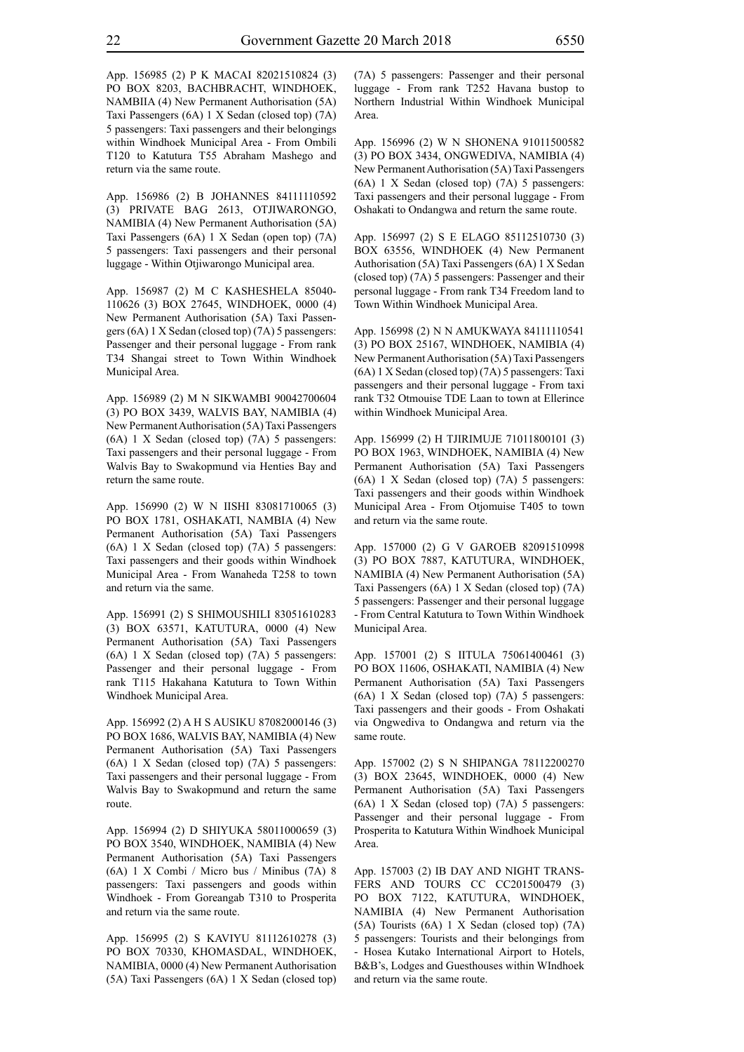App. 156985 (2) P K MACAI 82021510824 (3) PO BOX 8203, BACHBRACHT, WINDHOEK, NAMBIIA (4) New Permanent Authorisation (5A) Taxi Passengers (6A) 1 X Sedan (closed top) (7A) 5 passengers: Taxi passengers and their belongings within Windhoek Municipal Area - From Ombili T120 to Katutura T55 Abraham Mashego and return via the same route.

App. 156986 (2) B JOHANNES 84111110592 (3) PRIVATE BAG 2613, OTJIWARONGO, NAMIBIA (4) New Permanent Authorisation (5A) Taxi Passengers (6A) 1 X Sedan (open top) (7A) 5 passengers: Taxi passengers and their personal luggage - Within Otjiwarongo Municipal area.

App. 156987 (2) M C KASHESHELA 85040-110626 (3) BOX 27645, WINDHOEK, 0000 (4) New Permanent Authorisation (5A) Taxi Passengers (6A) 1 X Sedan (closed top) (7A) 5 passengers: Passenger and their personal luggage - From rank T34 Shangai street to Town Within Windhoek Municipal Area.

App. 156989 (2) M N SIKWAMBI 90042700604 (3) PO BOX 3439, WALVIS BAY, NAMIBIA (4) New Permanent Authorisation (5A) Taxi Passengers (6A) 1 X Sedan (closed top) (7A) 5 passengers: Taxi passengers and their personal luggage - From Walvis Bay to Swakopmund via Henties Bay and return the same route.

App. 156990 (2) W N IISHI 83081710065 (3) PO BOX 1781, OSHAKATI, NAMBIA (4) New Permanent Authorisation (5A) Taxi Passengers (6A) 1 X Sedan (closed top) (7A) 5 passengers: Taxi passengers and their goods within Windhoek Municipal Area - From Wanaheda T258 to town and return via the same.

App. 156991 (2) S SHIMOUSHILI 83051610283 (3) BOX 63571, KATUTURA, 0000 (4) New Permanent Authorisation (5A) Taxi Passengers (6A) 1 X Sedan (closed top) (7A) 5 passengers: Passenger and their personal luggage - From rank T115 Hakahana Katutura to Town Within Windhoek Municipal Area.

App. 156992 (2) A H S AUSIKU 87082000146 (3) PO BOX 1686, WALVIS BAY, NAMIBIA (4) New Permanent Authorisation (5A) Taxi Passengers (6A) 1 X Sedan (closed top) (7A) 5 passengers: Taxi passengers and their personal luggage - From Walvis Bay to Swakopmund and return the same route.

App. 156994 (2) D SHIYUKA 58011000659 (3) PO BOX 3540, WINDHOEK, NAMIBIA (4) New Permanent Authorisation (5A) Taxi Passengers (6A) 1 X Combi / Micro bus / Minibus (7A) 8 passengers: Taxi passengers and goods within Windhoek - From Goreangab T310 to Prosperita and return via the same route.

App. 156995 (2) S KAVIYU 81112610278 (3) PO BOX 70330, KHOMASDAL, WINDHOEK, NAMIBIA, 0000 (4) New Permanent Authorisation (5A) Taxi Passengers (6A) 1 X Sedan (closed top) (7A) 5 passengers: Passenger and their personal luggage - From rank T252 Havana bustop to Northern Industrial Within Windhoek Municipal Area.

App. 156996 (2) W N SHONENA 91011500582 (3) PO BOX 3434, ONGWEDIVA, NAMIBIA (4) New Permanent Authorisation (5A) Taxi Passengers (6A) 1 X Sedan (closed top) (7A) 5 passengers: Taxi passengers and their personal luggage - From Oshakati to Ondangwa and return the same route.

App. 156997 (2) S E ELAGO 85112510730 (3) BOX 63556, WINDHOEK (4) New Permanent Authorisation (5A) Taxi Passengers (6A) 1 X Sedan (closed top) (7A) 5 passengers: Passenger and their personal luggage - From rank T34 Freedom land to Town Within Windhoek Municipal Area.

App. 156998 (2) N N AMUKWAYA 84111110541 (3) PO BOX 25167, WINDHOEK, NAMIBIA (4) New Permanent Authorisation (5A) Taxi Passengers (6A) 1 X Sedan (closed top) (7A) 5 passengers: Taxi passengers and their personal luggage - From taxi rank T32 Otmouise TDE Laan to town at Ellerince within Windhoek Municipal Area.

App. 156999 (2) H TJIRIMUJE 71011800101 (3) PO BOX 1963, WINDHOEK, NAMIBIA (4) New Permanent Authorisation (5A) Taxi Passengers (6A) 1 X Sedan (closed top) (7A) 5 passengers: Taxi passengers and their goods within Windhoek Municipal Area - From Otjomuise T405 to town and return via the same route.

App. 157000 (2) G V GAROEB 82091510998 (3) PO BOX 7887, KATUTURA, WINDHOEK, NAMIBIA (4) New Permanent Authorisation (5A) Taxi Passengers (6A) 1 X Sedan (closed top) (7A) 5 passengers: Passenger and their personal luggage - From Central Katutura to Town Within Windhoek Municipal Area.

App. 157001 (2) S IITULA 75061400461 (3) PO BOX 11606, OSHAKATI, NAMIBIA (4) New Permanent Authorisation (5A) Taxi Passengers (6A) 1 X Sedan (closed top) (7A) 5 passengers: Taxi passengers and their goods - From Oshakati via Ongwediva to Ondangwa and return via the same route.

App. 157002 (2) S N SHIPANGA 78112200270 (3) BOX 23645, WINDHOEK, 0000 (4) New Permanent Authorisation (5A) Taxi Passengers (6A) 1 X Sedan (closed top) (7A) 5 passengers: Passenger and their personal luggage - From Prosperita to Katutura Within Windhoek Municipal Area.

App. 157003 (2) IB DAY AND NIGHT TRANSFERS AND TOURS CC CC201500479 (3) PO BOX 7122, KATUTURA, WINDHOEK, NAMIBIA (4) New Permanent Authorisation (5A) Tourists (6A) 1 X Sedan (closed top) (7A) 5 passengers: Tourists and their belongings from - Hosea Kutako International Airport to Hotels, B&B's, Lodges and Guesthouses within WIndhoek and return via the same route.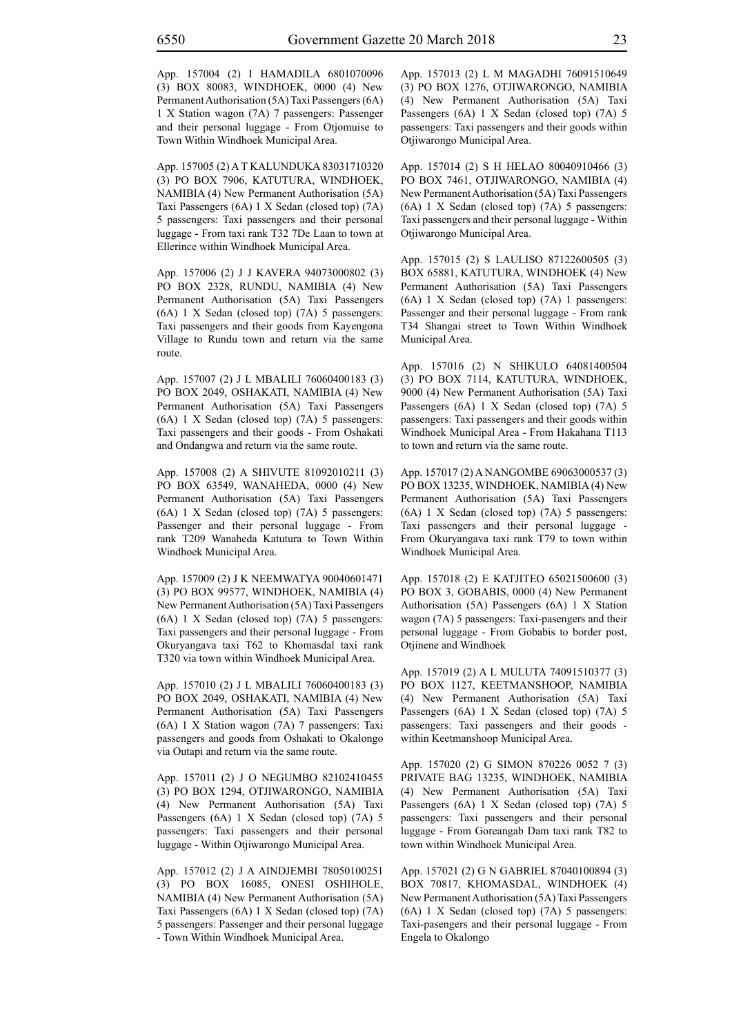App. 157004 (2) I HAMADILA 6801070096 (3) BOX 80083, WINDHOEK, 0000 (4) New Permanent Authorisation (5A) Taxi Passengers (6A) 1 X Station wagon (7A) 7 passengers: Passenger and their personal luggage - From Otjomuise to Town Within Windhoek Municipal Area.

App. 157005 (2) A T KALUNDUKA 83031710320 (3) PO BOX 7906, KATUTURA, WINDHOEK, NAMIBIA (4) New Permanent Authorisation (5A) Taxi Passengers (6A) 1 X Sedan (closed top) (7A) 5 passengers: Taxi passengers and their personal luggage - From taxi rank T32 7De Laan to town at Ellerince within Windhoek Municipal Area.

App. 157006 (2) J J KAVERA 94073000802 (3) PO BOX 2328, RUNDU, NAMIBIA (4) New Permanent Authorisation (5A) Taxi Passengers (6A) 1 X Sedan (closed top) (7A) 5 passengers: Taxi passengers and their goods from Kayengona Village to Rundu town and return via the same route.

App. 157007 (2) J L MBALILI 76060400183 (3) PO BOX 2049, OSHAKATI, NAMIBIA (4) New Permanent Authorisation (5A) Taxi Passengers (6A) 1 X Sedan (closed top) (7A) 5 passengers: Taxi passengers and their goods - From Oshakati and Ondangwa and return via the same route.

App. 157008 (2) A SHIVUTE 81092010211 (3) PO BOX 63549, WANAHEDA, 0000 (4) New Permanent Authorisation (5A) Taxi Passengers (6A) 1 X Sedan (closed top) (7A) 5 passengers: Passenger and their personal luggage - From rank T209 Wanaheda Katutura to Town Within Windhoek Municipal Area.

App. 157009 (2) J K NEEMWATYA 90040601471 (3) PO BOX 99577, WINDHOEK, NAMIBIA (4) New Permanent Authorisation (5A) Taxi Passengers (6A) 1 X Sedan (closed top) (7A) 5 passengers: Taxi passengers and their personal luggage - From Okuryangava taxi T62 to Khomasdal taxi rank T320 via town within Windhoek Municipal Area.

App. 157010 (2) J L MBALILI 76060400183 (3) PO BOX 2049, OSHAKATI, NAMIBIA (4) New Permanent Authorisation (5A) Taxi Passengers (6A) 1 X Station wagon (7A) 7 passengers: Taxi passengers and goods from Oshakati to Okalongo via Outapi and return via the same route.

App. 157011 (2) J O NEGUMBO 82102410455 (3) PO BOX 1294, OTJIWARONGO, NAMIBIA (4) New Permanent Authorisation (5A) Taxi Passengers (6A) 1 X Sedan (closed top) (7A) 5 passengers: Taxi passengers and their personal luggage - Within Otjiwarongo Municipal Area.

App. 157012 (2) J A AINDJEMBI 78050100251 (3) PO BOX 16085, ONESI OSHIHOLE, NAMIBIA (4) New Permanent Authorisation (5A) Taxi Passengers (6A) 1 X Sedan (closed top) (7A) 5 passengers: Passenger and their personal luggage - Town Within Windhoek Municipal Area.

App. 157013 (2) L M MAGADHI 76091510649 (3) PO BOX 1276, OTJIWARONGO, NAMIBIA (4) New Permanent Authorisation (5A) Taxi Passengers (6A) 1 X Sedan (closed top) (7A) 5 passengers: Taxi passengers and their goods within Otjiwarongo Municipal Area.

App. 157014 (2) S H HELAO 80040910466 (3) PO BOX 7461, OTJIWARONGO, NAMIBIA (4) New Permanent Authorisation (5A) Taxi Passengers (6A) 1 X Sedan (closed top) (7A) 5 passengers: Taxi passengers and their personal luggage - Within Otjiwarongo Municipal Area.

App. 157015 (2) S LAULISO 87122600505 (3) BOX 65881, KATUTURA, WINDHOEK (4) New Permanent Authorisation (5A) Taxi Passengers (6A) 1 X Sedan (closed top) (7A) 1 passengers: Passenger and their personal luggage - From rank T34 Shangai street to Town Within Windhoek Municipal Area.

App. 157016 (2) N SHIKULO 64081400504 (3) PO BOX 7114, KATUTURA, WINDHOEK, 9000 (4) New Permanent Authorisation (5A) Taxi Passengers (6A) 1 X Sedan (closed top) (7A) 5 passengers: Taxi passengers and their goods within Windhoek Municipal Area - From Hakahana T113 to town and return via the same route.

App. 157017 (2) A NANGOMBE 69063000537 (3) PO BOX 13235, WINDHOEK, NAMIBIA (4) New Permanent Authorisation (5A) Taxi Passengers (6A) 1 X Sedan (closed top) (7A) 5 passengers: Taxi passengers and their personal luggage - From Okuryangava taxi rank T79 to town within Windhoek Municipal Area.

App. 157018 (2) E KATJITEO 65021500600 (3) PO BOX 3, GOBABIS, 0000 (4) New Permanent Authorisation (5A) Passengers (6A) 1 X Station wagon (7A) 5 passengers: Taxi-pasengers and their personal luggage - From Gobabis to border post, Otjinene and Windhoek

App. 157019 (2) A L MULUTA 74091510377 (3) PO BOX 1127, KEETMANSHOOP, NAMIBIA (4) New Permanent Authorisation (5A) Taxi Passengers (6A) 1 X Sedan (closed top) (7A) 5 passengers: Taxi passengers and their goods - within Keetmanshoop Municipal Area.

App. 157020 (2) G SIMON 870226 0052 7 (3) PRIVATE BAG 13235, WINDHOEK, NAMIBIA (4) New Permanent Authorisation (5A) Taxi Passengers (6A) 1 X Sedan (closed top) (7A) 5 passengers: Taxi passengers and their personal luggage - From Goreangab Dam taxi rank T82 to town within Windhoek Municipal Area.

App. 157021 (2) G N GABRIEL 87040100894 (3) BOX 70817, KHOMASDAL, WINDHOEK (4) New Permanent Authorisation (5A) Taxi Passengers (6A) 1 X Sedan (closed top) (7A) 5 passengers: Taxi-pasengers and their personal luggage - From Engela to Okalongo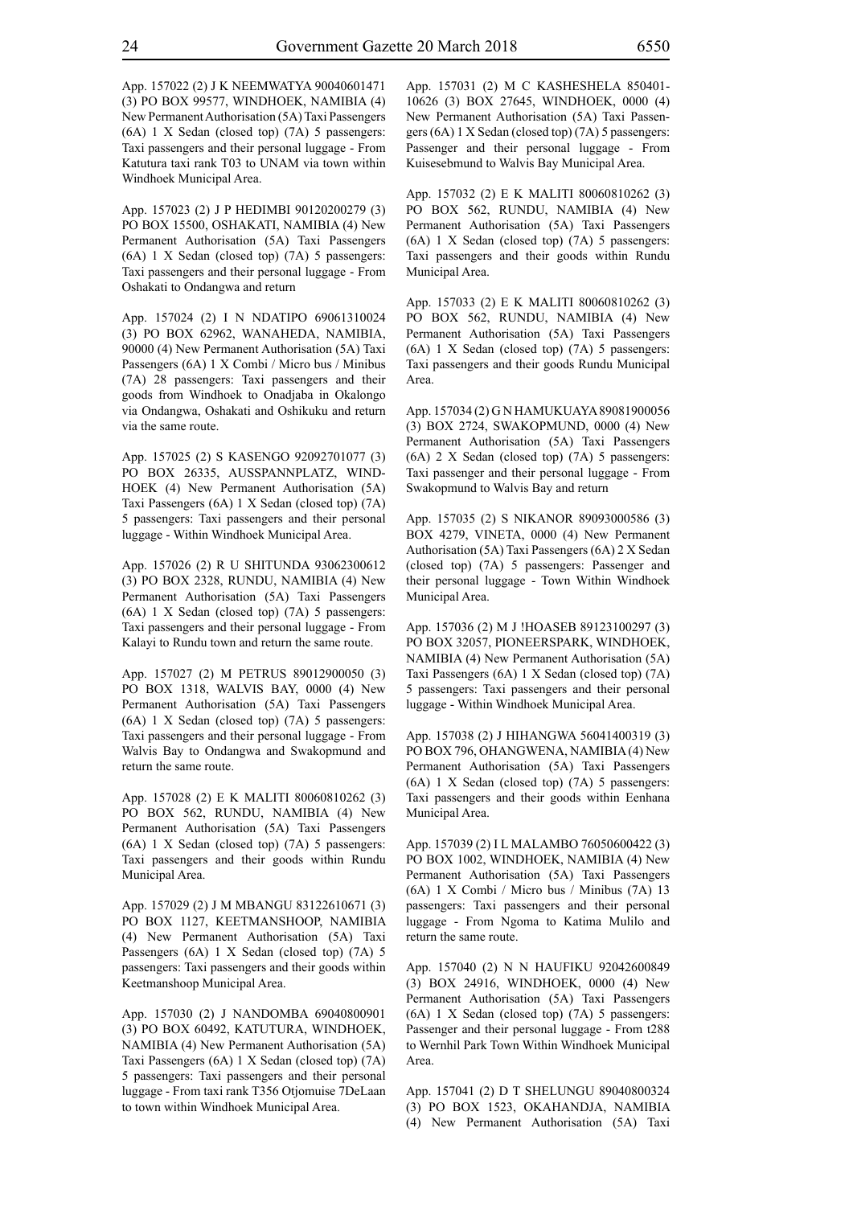App. 157022 (2) J K NEEMWATYA 90040601471 (3) PO BOX 99577, WINDHOEK, NAMIBIA (4) New Permanent Authorisation (5A) Taxi Passengers (6A) 1 X Sedan (closed top) (7A) 5 passengers: Taxi passengers and their personal luggage - From Katutura taxi rank T03 to UNAM via town within Windhoek Municipal Area.

App. 157023 (2) J P HEDIMBI 90120200279 (3) PO BOX 15500, OSHAKATI, NAMIBIA (4) New Permanent Authorisation (5A) Taxi Passengers (6A) 1 X Sedan (closed top) (7A) 5 passengers: Taxi passengers and their personal luggage - From Oshakati to Ondangwa and return

App. 157024 (2) I N NDATIPO 69061310024 (3) PO BOX 62962, WANAHEDA, NAMIBIA, 90000 (4) New Permanent Authorisation (5A) Taxi Passengers (6A) 1 X Combi / Micro bus / Minibus (7A) 28 passengers: Taxi passengers and their goods from Windhoek to Onadjaba in Okalongo via Ondangwa, Oshakati and Oshikuku and return via the same route.

App. 157025 (2) S KASENGO 92092701077 (3) PO BOX 26335, AUSSPANNPLATZ, WINDHOEK (4) New Permanent Authorisation (5A) Taxi Passengers (6A) 1 X Sedan (closed top) (7A) 5 passengers: Taxi passengers and their personal luggage - Within Windhoek Municipal Area.

App. 157026 (2) R U SHITUNDA 93062300612 (3) PO BOX 2328, RUNDU, NAMIBIA (4) New Permanent Authorisation (5A) Taxi Passengers (6A) 1 X Sedan (closed top) (7A) 5 passengers: Taxi passengers and their personal luggage - From Kalayi to Rundu town and return the same route.

App. 157027 (2) M PETRUS 89012900050 (3) PO BOX 1318, WALVIS BAY, 0000 (4) New Permanent Authorisation (5A) Taxi Passengers (6A) 1 X Sedan (closed top) (7A) 5 passengers: Taxi passengers and their personal luggage - From Walvis Bay to Ondangwa and Swakopmund and return the same route.

App. 157028 (2) E K MALITI 80060810262 (3) PO BOX 562, RUNDU, NAMIBIA (4) New Permanent Authorisation (5A) Taxi Passengers (6A) 1 X Sedan (closed top) (7A) 5 passengers: Taxi passengers and their goods within Rundu Municipal Area.

App. 157029 (2) J M MBANGU 83122610671 (3) PO BOX 1127, KEETMANSHOOP, NAMIBIA (4) New Permanent Authorisation (5A) Taxi Passengers (6A) 1 X Sedan (closed top) (7A) 5 passengers: Taxi passengers and their goods within Keetmanshoop Municipal Area.

App. 157030 (2) J NANDOMBA 69040800901 (3) PO BOX 60492, KATUTURA, WINDHOEK, NAMIBIA (4) New Permanent Authorisation (5A) Taxi Passengers (6A) 1 X Sedan (closed top) (7A) 5 passengers: Taxi passengers and their personal luggage - From taxi rank T356 Otjomuise 7DeLaan to town within Windhoek Municipal Area.

App. 157031 (2) M C KASHESHELA 850401-10626 (3) BOX 27645, WINDHOEK, 0000 (4) New Permanent Authorisation (5A) Taxi Passengers (6A) 1 X Sedan (closed top) (7A) 5 passengers: Passenger and their personal luggage - From Kuisesebmund to Walvis Bay Municipal Area.

App. 157032 (2) E K MALITI 80060810262 (3) PO BOX 562, RUNDU, NAMIBIA (4) New Permanent Authorisation (5A) Taxi Passengers (6A) 1 X Sedan (closed top) (7A) 5 passengers: Taxi passengers and their goods within Rundu Municipal Area.

App. 157033 (2) E K MALITI 80060810262 (3) PO BOX 562, RUNDU, NAMIBIA (4) New Permanent Authorisation (5A) Taxi Passengers (6A) 1 X Sedan (closed top) (7A) 5 passengers: Taxi passengers and their goods Rundu Municipal Area.

App. 157034 (2) G N HAMUKUAYA 89081900056 (3) BOX 2724, SWAKOPMUND, 0000 (4) New Permanent Authorisation (5A) Taxi Passengers (6A) 2 X Sedan (closed top) (7A) 5 passengers: Taxi passenger and their personal luggage - From Swakopmund to Walvis Bay and return

App. 157035 (2) S NIKANOR 89093000586 (3) BOX 4279, VINETA, 0000 (4) New Permanent Authorisation (5A) Taxi Passengers (6A) 2 X Sedan (closed top) (7A) 5 passengers: Passenger and their personal luggage - Town Within Windhoek Municipal Area.

App. 157036 (2) M J !HOASEB 89123100297 (3) PO BOX 32057, PIONEERSPARK, WINDHOEK, NAMIBIA (4) New Permanent Authorisation (5A) Taxi Passengers (6A) 1 X Sedan (closed top) (7A) 5 passengers: Taxi passengers and their personal luggage - Within Windhoek Municipal Area.

App. 157038 (2) J HIHANGWA 56041400319 (3) PO BOX 796, OHANGWENA, NAMIBIA (4) New Permanent Authorisation (5A) Taxi Passengers (6A) 1 X Sedan (closed top) (7A) 5 passengers: Taxi passengers and their goods within Eenhana Municipal Area.

App. 157039 (2) I L MALAMBO 76050600422 (3) PO BOX 1002, WINDHOEK, NAMIBIA (4) New Permanent Authorisation (5A) Taxi Passengers (6A) 1 X Combi / Micro bus / Minibus (7A) 13 passengers: Taxi passengers and their personal luggage - From Ngoma to Katima Mulilo and return the same route.

App. 157040 (2) N N HAUFIKU 92042600849 (3) BOX 24916, WINDHOEK, 0000 (4) New Permanent Authorisation (5A) Taxi Passengers (6A) 1 X Sedan (closed top) (7A) 5 passengers: Passenger and their personal luggage - From t288 to Wernhil Park Town Within Windhoek Municipal Area.

App. 157041 (2) D T SHELUNGU 89040800324 (3) PO BOX 1523, OKAHANDJA, NAMIBIA (4) New Permanent Authorisation (5A) Taxi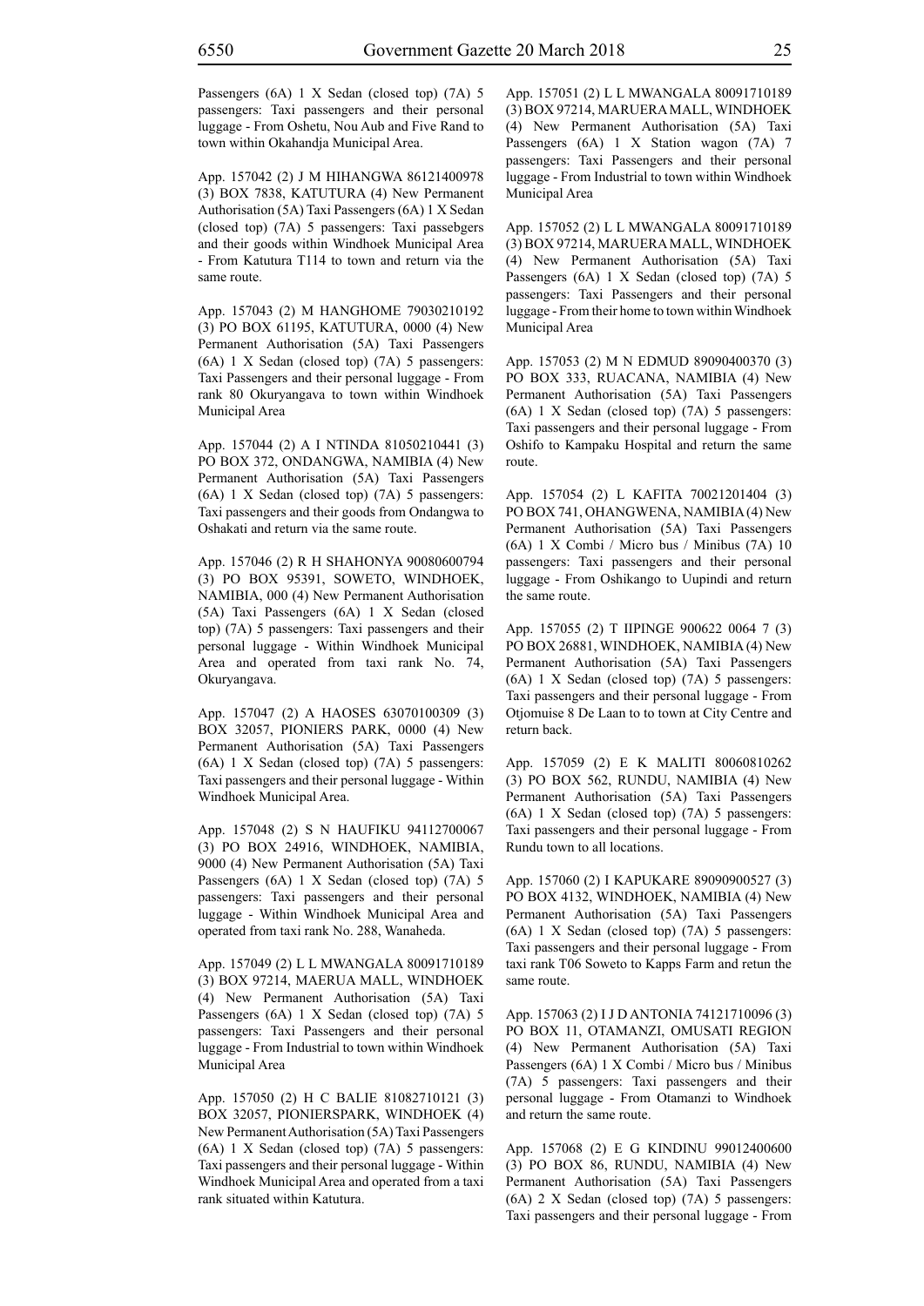Passengers (6A) 1 X Sedan (closed top) (7A) 5 passengers: Taxi passengers and their personal luggage - From Oshetu, Nou Aub and Five Rand to town within Okahandja Municipal Area.

App. 157042 (2) J M HIHANGWA 86121400978 (3) BOX 7838, KATUTURA (4) New Permanent Authorisation (5A) Taxi Passengers (6A) 1 X Sedan (closed top) (7A) 5 passengers: Taxi passebgers and their goods within Windhoek Municipal Area - From Katutura T114 to town and return via the same route.

App. 157043 (2) M HANGHOME 79030210192 (3) PO BOX 61195, KATUTURA, 0000 (4) New Permanent Authorisation (5A) Taxi Passengers (6A) 1 X Sedan (closed top) (7A) 5 passengers: Taxi Passengers and their personal luggage - From rank 80 Okuryangava to town within Windhoek Municipal Area

App. 157044 (2) A I NTINDA 81050210441 (3) PO BOX 372, ONDANGWA, NAMIBIA (4) New Permanent Authorisation (5A) Taxi Passengers (6A) 1 X Sedan (closed top) (7A) 5 passengers: Taxi passengers and their goods from Ondangwa to Oshakati and return via the same route.

App. 157046 (2) R H SHAHONYA 90080600794 (3) PO BOX 95391, SOWETO, WINDHOEK, NAMIBIA, 000 (4) New Permanent Authorisation (5A) Taxi Passengers (6A) 1 X Sedan (closed top) (7A) 5 passengers: Taxi passengers and their personal luggage - Within Windhoek Municipal Area and operated from taxi rank No. 74, Okuryangava.

App. 157047 (2) A HAOSES 63070100309 (3) BOX 32057, PIONIERS PARK, 0000 (4) New Permanent Authorisation (5A) Taxi Passengers (6A) 1 X Sedan (closed top) (7A) 5 passengers: Taxi passengers and their personal luggage - Within Windhoek Municipal Area.

App. 157048 (2) S N HAUFIKU 94112700067 (3) PO BOX 24916, WINDHOEK, NAMIBIA, 9000 (4) New Permanent Authorisation (5A) Taxi Passengers (6A) 1 X Sedan (closed top) (7A) 5 passengers: Taxi passengers and their personal luggage - Within Windhoek Municipal Area and operated from taxi rank No. 288, Wanaheda.

App. 157049 (2) L L MWANGALA 80091710189 (3) BOX 97214, MAERUA MALL, WINDHOEK (4) New Permanent Authorisation (5A) Taxi Passengers (6A) 1 X Sedan (closed top) (7A) 5 passengers: Taxi Passengers and their personal luggage - From Industrial to town within Windhoek Municipal Area

App. 157050 (2) H C BALIE 81082710121 (3) BOX 32057, PIONIERSPARK, WINDHOEK (4) New Permanent Authorisation (5A) Taxi Passengers (6A) 1 X Sedan (closed top) (7A) 5 passengers: Taxi passengers and their personal luggage - Within Windhoek Municipal Area and operated from a taxi rank situated within Katutura.

App. 157051 (2) L L MWANGALA 80091710189 (3) BOX 97214, MARUERA MALL, WINDHOEK (4) New Permanent Authorisation (5A) Taxi Passengers (6A) 1 X Station wagon (7A) 7 passengers: Taxi Passengers and their personal luggage - From Industrial to town within Windhoek Municipal Area

App. 157052 (2) L L MWANGALA 80091710189 (3) BOX 97214, MARUERA MALL, WINDHOEK (4) New Permanent Authorisation (5A) Taxi Passengers (6A) 1 X Sedan (closed top) (7A) 5 passengers: Taxi Passengers and their personal luggage - From their home to town within Windhoek Municipal Area

App. 157053 (2) M N EDMUD 89090400370 (3) PO BOX 333, RUACANA, NAMIBIA (4) New Permanent Authorisation (5A) Taxi Passengers (6A) 1 X Sedan (closed top) (7A) 5 passengers: Taxi passengers and their personal luggage - From Oshifo to Kampaku Hospital and return the same route.

App. 157054 (2) L KAFITA 70021201404 (3) PO BOX 741, OHANGWENA, NAMIBIA (4) New Permanent Authorisation (5A) Taxi Passengers (6A) 1 X Combi / Micro bus / Minibus (7A) 10 passengers: Taxi passengers and their personal luggage - From Oshikango to Uupindi and return the same route.

App. 157055 (2) T IIPINGE 900622 0064 7 (3) PO BOX 26881, WINDHOEK, NAMIBIA (4) New Permanent Authorisation (5A) Taxi Passengers (6A) 1 X Sedan (closed top) (7A) 5 passengers: Taxi passengers and their personal luggage - From Otjomuise 8 De Laan to to town at City Centre and return back.

App. 157059 (2) E K MALITI 80060810262 (3) PO BOX 562, RUNDU, NAMIBIA (4) New Permanent Authorisation (5A) Taxi Passengers (6A) 1 X Sedan (closed top) (7A) 5 passengers: Taxi passengers and their personal luggage - From Rundu town to all locations.

App. 157060 (2) I KAPUKARE 89090900527 (3) PO BOX 4132, WINDHOEK, NAMIBIA (4) New Permanent Authorisation (5A) Taxi Passengers (6A) 1 X Sedan (closed top) (7A) 5 passengers: Taxi passengers and their personal luggage - From taxi rank T06 Soweto to Kapps Farm and retun the same route.

App. 157063 (2) I J D ANTONIA 74121710096 (3) PO BOX 11, OTAMANZI, OMUSATI REGION (4) New Permanent Authorisation (5A) Taxi Passengers (6A) 1 X Combi / Micro bus / Minibus (7A) 5 passengers: Taxi passengers and their personal luggage - From Otamanzi to Windhoek and return the same route.

App. 157068 (2) E G KINDINU 99012400600 (3) PO BOX 86, RUNDU, NAMIBIA (4) New Permanent Authorisation (5A) Taxi Passengers (6A) 2 X Sedan (closed top) (7A) 5 passengers: Taxi passengers and their personal luggage - From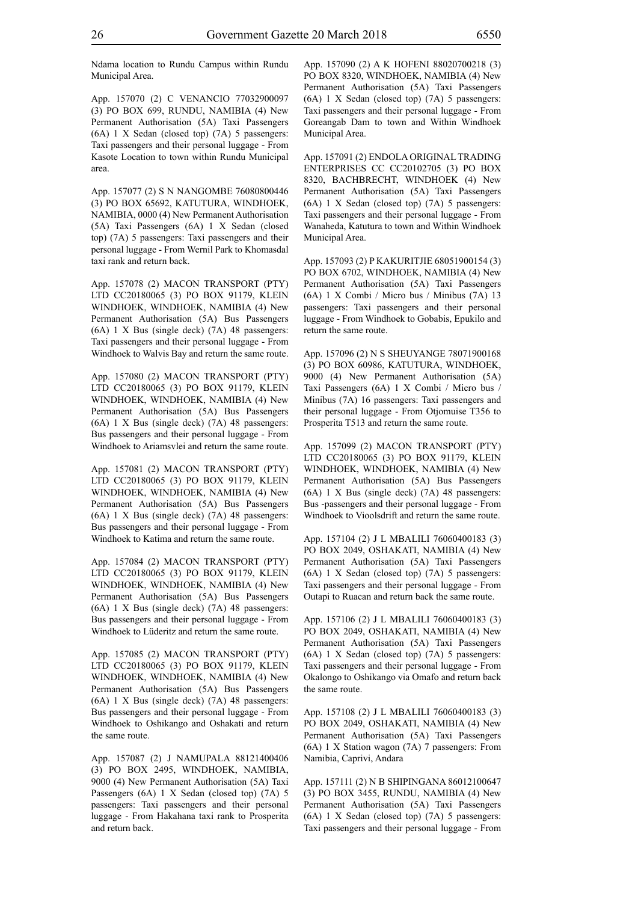Ndama location to Rundu Campus within Rundu Municipal Area.

App. 157070 (2) C VENANCIO 77032900097 (3) PO BOX 699, RUNDU, NAMIBIA (4) New Permanent Authorisation (5A) Taxi Passengers (6A) 1 X Sedan (closed top) (7A) 5 passengers: Taxi passengers and their personal luggage - From Kasote Location to town within Rundu Municipal area.

App. 157077 (2) S N NANGOMBE 76080800446 (3) PO BOX 65692, KATUTURA, WINDHOEK, NAMIBIA, 0000 (4) New Permanent Authorisation (5A) Taxi Passengers (6A) 1 X Sedan (closed top) (7A) 5 passengers: Taxi passengers and their personal luggage - From Wernil Park to Khomasdal taxi rank and return back.

App. 157078 (2) MACON TRANSPORT (PTY) LTD CC20180065 (3) PO BOX 91179, KLEIN WINDHOEK, WINDHOEK, NAMIBIA (4) New Permanent Authorisation (5A) Bus Passengers (6A) 1 X Bus (single deck) (7A) 48 passengers: Taxi passengers and their personal luggage - From Windhoek to Walvis Bay and return the same route.

App. 157080 (2) MACON TRANSPORT (PTY) LTD CC20180065 (3) PO BOX 91179, KLEIN WINDHOEK, WINDHOEK, NAMIBIA (4) New Permanent Authorisation (5A) Bus Passengers (6A) 1 X Bus (single deck) (7A) 48 passengers: Bus passengers and their personal luggage - From Windhoek to Ariamsvlei and return the same route.

App. 157081 (2) MACON TRANSPORT (PTY) LTD CC20180065 (3) PO BOX 91179, KLEIN WINDHOEK, WINDHOEK, NAMIBIA (4) New Permanent Authorisation (5A) Bus Passengers (6A) 1 X Bus (single deck) (7A) 48 passengers: Bus passengers and their personal luggage - From Windhoek to Katima and return the same route.

App. 157084 (2) MACON TRANSPORT (PTY) LTD CC20180065 (3) PO BOX 91179, KLEIN WINDHOEK, WINDHOEK, NAMIBIA (4) New Permanent Authorisation (5A) Bus Passengers (6A) 1 X Bus (single deck) (7A) 48 passengers: Bus passengers and their personal luggage - From Windhoek to Lüderitz and return the same route.

App. 157085 (2) MACON TRANSPORT (PTY) LTD CC20180065 (3) PO BOX 91179, KLEIN WINDHOEK, WINDHOEK, NAMIBIA (4) New Permanent Authorisation (5A) Bus Passengers (6A) 1 X Bus (single deck) (7A) 48 passengers: Bus passengers and their personal luggage - From Windhoek to Oshikango and Oshakati and return the same route.

App. 157087 (2) J NAMUPALA 88121400406 (3) PO BOX 2495, WINDHOEK, NAMIBIA, 9000 (4) New Permanent Authorisation (5A) Taxi Passengers (6A) 1 X Sedan (closed top) (7A) 5 passengers: Taxi passengers and their personal luggage - From Hakahana taxi rank to Prosperita and return back.

App. 157090 (2) A K HOFENI 88020700218 (3) PO BOX 8320, WINDHOEK, NAMIBIA (4) New Permanent Authorisation (5A) Taxi Passengers (6A) 1 X Sedan (closed top) (7A) 5 passengers: Taxi passengers and their personal luggage - From Goreangab Dam to town and Within Windhoek Municipal Area.

App. 157091 (2) ENDOLA ORIGINAL TRADING ENTERPRISES CC CC20102705 (3) PO BOX 8320, BACHBRECHT, WINDHOEK (4) New Permanent Authorisation (5A) Taxi Passengers (6A) 1 X Sedan (closed top) (7A) 5 passengers: Taxi passengers and their personal luggage - From Wanaheda, Katutura to town and Within Windhoek Municipal Area.

App. 157093 (2) P KAKURITJIE 68051900154 (3) PO BOX 6702, WINDHOEK, NAMIBIA (4) New Permanent Authorisation (5A) Taxi Passengers (6A) 1 X Combi / Micro bus / Minibus (7A) 13 passengers: Taxi passengers and their personal luggage - From Windhoek to Gobabis, Epukilo and return the same route.

App. 157096 (2) N S SHEUYANGE 78071900168 (3) PO BOX 60986, KATUTURA, WINDHOEK, 9000 (4) New Permanent Authorisation (5A) Taxi Passengers (6A) 1 X Combi / Micro bus / Minibus (7A) 16 passengers: Taxi passengers and their personal luggage - From Otjomuise T356 to Prosperita T513 and return the same route.

App. 157099 (2) MACON TRANSPORT (PTY) LTD CC20180065 (3) PO BOX 91179, KLEIN WINDHOEK, WINDHOEK, NAMIBIA (4) New Permanent Authorisation (5A) Bus Passengers (6A) 1 X Bus (single deck) (7A) 48 passengers: Bus -passengers and their personal luggage - From Windhoek to Vioolsdrift and return the same route.

App. 157104 (2) J L MBALILI 76060400183 (3) PO BOX 2049, OSHAKATI, NAMIBIA (4) New Permanent Authorisation (5A) Taxi Passengers (6A) 1 X Sedan (closed top) (7A) 5 passengers: Taxi passengers and their personal luggage - From Outapi to Ruacan and return back the same route.

App. 157106 (2) J L MBALILI 76060400183 (3) PO BOX 2049, OSHAKATI, NAMIBIA (4) New Permanent Authorisation (5A) Taxi Passengers (6A) 1 X Sedan (closed top) (7A) 5 passengers: Taxi passengers and their personal luggage - From Okalongo to Oshikango via Omafo and return back the same route.

App. 157108 (2) J L MBALILI 76060400183 (3) PO BOX 2049, OSHAKATI, NAMIBIA (4) New Permanent Authorisation (5A) Taxi Passengers (6A) 1 X Station wagon (7A) 7 passengers: From Namibia, Caprivi, Andara

App. 157111 (2) N B SHIPINGANA 86012100647 (3) PO BOX 3455, RUNDU, NAMIBIA (4) New Permanent Authorisation (5A) Taxi Passengers (6A) 1 X Sedan (closed top) (7A) 5 passengers: Taxi passengers and their personal luggage - From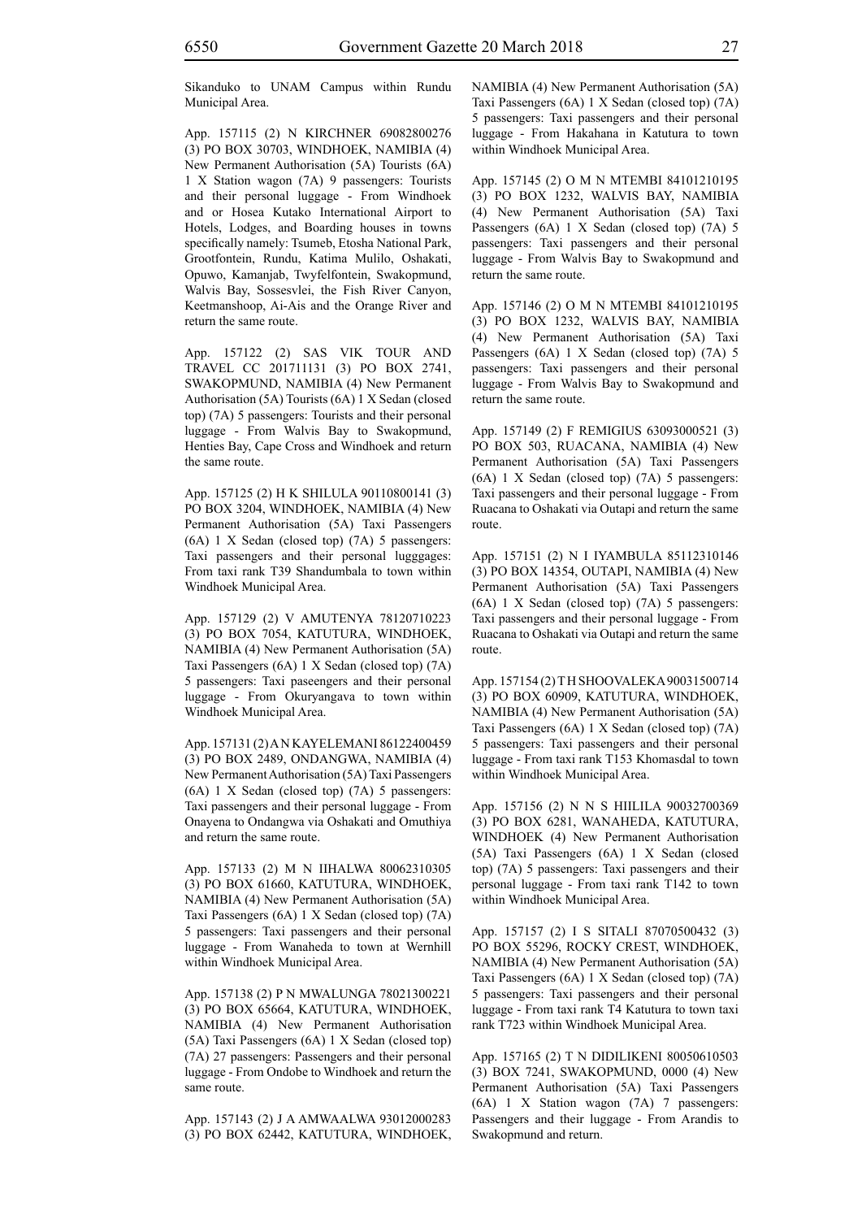Sikanduko to UNAM Campus within Rundu Municipal Area.

App. 157115 (2) N KIRCHNER 69082800276 (3) PO BOX 30703, WINDHOEK, NAMIBIA (4) New Permanent Authorisation (5A) Tourists (6A) 1 X Station wagon (7A) 9 passengers: Tourists and their personal luggage - From Windhoek and or Hosea Kutako International Airport to Hotels, Lodges, and Boarding houses in towns specifically namely: Tsumeb, Etosha National Park, Grootfontein, Rundu, Katima Mulilo, Oshakati, Opuwo, Kamanjab, Twyfelfontein, Swakopmund, Walvis Bay, Sossesvlei, the Fish River Canyon, Keetmanshoop, Ai-Ais and the Orange River and return the same route.

App. 157122 (2) SAS VIK TOUR AND TRAVEL CC 201711131 (3) PO BOX 2741, SWAKOPMUND, NAMIBIA (4) New Permanent Authorisation (5A) Tourists (6A) 1 X Sedan (closed top) (7A) 5 passengers: Tourists and their personal luggage - From Walvis Bay to Swakopmund, Henties Bay, Cape Cross and Windhoek and return the same route.

App. 157125 (2) H K SHILULA 90110800141 (3) PO BOX 3204, WINDHOEK, NAMIBIA (4) New Permanent Authorisation (5A) Taxi Passengers (6A) 1 X Sedan (closed top) (7A) 5 passengers: Taxi passengers and their personal lugggages: From taxi rank T39 Shandumbala to town within Windhoek Municipal Area.

App. 157129 (2) V AMUTENYA 78120710223 (3) PO BOX 7054, KATUTURA, WINDHOEK, NAMIBIA (4) New Permanent Authorisation (5A) Taxi Passengers (6A) 1 X Sedan (closed top) (7A) 5 passengers: Taxi paseengers and their personal luggage - From Okuryangava to town within Windhoek Municipal Area.

App. 157131 (2) A N KAYELEMANI 86122400459 (3) PO BOX 2489, ONDANGWA, NAMIBIA (4) New Permanent Authorisation (5A) Taxi Passengers (6A) 1 X Sedan (closed top) (7A) 5 passengers: Taxi passengers and their personal luggage - From Onayena to Ondangwa via Oshakati and Omuthiya and return the same route.

App. 157133 (2) M N IIHALWA 80062310305 (3) PO BOX 61660, KATUTURA, WINDHOEK, NAMIBIA (4) New Permanent Authorisation (5A) Taxi Passengers (6A) 1 X Sedan (closed top) (7A) 5 passengers: Taxi passengers and their personal luggage - From Wanaheda to town at Wernhill within Windhoek Municipal Area.

App. 157138 (2) P N MWALUNGA 78021300221 (3) PO BOX 65664, KATUTURA, WINDHOEK, NAMIBIA (4) New Permanent Authorisation (5A) Taxi Passengers (6A) 1 X Sedan (closed top) (7A) 27 passengers: Passengers and their personal luggage - From Ondobe to Windhoek and return the same route.

App. 157143 (2) J A AMWAALWA 93012000283 (3) PO BOX 62442, KATUTURA, WINDHOEK, NAMIBIA (4) New Permanent Authorisation (5A) Taxi Passengers (6A) 1 X Sedan (closed top) (7A) 5 passengers: Taxi passengers and their personal luggage - From Hakahana in Katutura to town within Windhoek Municipal Area.

App. 157145 (2) O M N MTEMBI 84101210195 (3) PO BOX 1232, WALVIS BAY, NAMIBIA (4) New Permanent Authorisation (5A) Taxi Passengers (6A) 1 X Sedan (closed top) (7A) 5 passengers: Taxi passengers and their personal luggage - From Walvis Bay to Swakopmund and return the same route.

App. 157146 (2) O M N MTEMBI 84101210195 (3) PO BOX 1232, WALVIS BAY, NAMIBIA (4) New Permanent Authorisation (5A) Taxi Passengers (6A) 1 X Sedan (closed top) (7A) 5 passengers: Taxi passengers and their personal luggage - From Walvis Bay to Swakopmund and return the same route.

App. 157149 (2) F REMIGIUS 63093000521 (3) PO BOX 503, RUACANA, NAMIBIA (4) New Permanent Authorisation (5A) Taxi Passengers (6A) 1 X Sedan (closed top) (7A) 5 passengers: Taxi passengers and their personal luggage - From Ruacana to Oshakati via Outapi and return the same route.

App. 157151 (2) N I IYAMBULA 85112310146 (3) PO BOX 14354, OUTAPI, NAMIBIA (4) New Permanent Authorisation (5A) Taxi Passengers (6A) 1 X Sedan (closed top) (7A) 5 passengers: Taxi passengers and their personal luggage - From Ruacana to Oshakati via Outapi and return the same route.

App. 157154 (2) T H SHOOVALEKA 90031500714 (3) PO BOX 60909, KATUTURA, WINDHOEK, NAMIBIA (4) New Permanent Authorisation (5A) Taxi Passengers (6A) 1 X Sedan (closed top) (7A) 5 passengers: Taxi passengers and their personal luggage - From taxi rank T153 Khomasdal to town within Windhoek Municipal Area.

App. 157156 (2) N N S HIILILA 90032700369 (3) PO BOX 6281, WANAHEDA, KATUTURA, WINDHOEK (4) New Permanent Authorisation (5A) Taxi Passengers (6A) 1 X Sedan (closed top) (7A) 5 passengers: Taxi passengers and their personal luggage - From taxi rank T142 to town within Windhoek Municipal Area.

App. 157157 (2) I S SITALI 87070500432 (3) PO BOX 55296, ROCKY CREST, WINDHOEK, NAMIBIA (4) New Permanent Authorisation (5A) Taxi Passengers (6A) 1 X Sedan (closed top) (7A) 5 passengers: Taxi passengers and their personal luggage - From taxi rank T4 Katutura to town taxi rank T723 within Windhoek Municipal Area.

App. 157165 (2) T N DIDILIKENI 80050610503 (3) BOX 7241, SWAKOPMUND, 0000 (4) New Permanent Authorisation (5A) Taxi Passengers (6A) 1 X Station wagon (7A) 7 passengers: Passengers and their luggage - From Arandis to Swakopmund and return.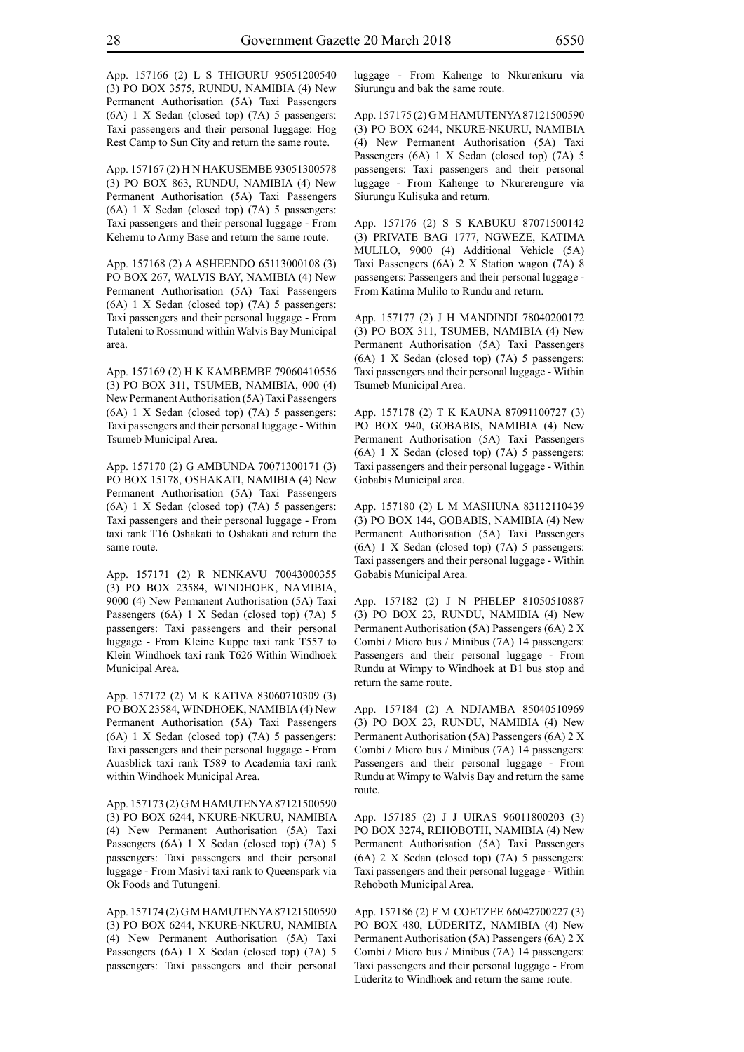App. 157166 (2) L S THIGURU 95051200540 (3) PO BOX 3575, RUNDU, NAMIBIA (4) New Permanent Authorisation (5A) Taxi Passengers (6A) 1 X Sedan (closed top) (7A) 5 passengers: Taxi passengers and their personal luggage: Hog Rest Camp to Sun City and return the same route.

App. 157167 (2) H N HAKUSEMBE 93051300578 (3) PO BOX 863, RUNDU, NAMIBIA (4) New Permanent Authorisation (5A) Taxi Passengers (6A) 1 X Sedan (closed top) (7A) 5 passengers: Taxi passengers and their personal luggage - From Kehemu to Army Base and return the same route.

App. 157168 (2) A ASHEENDO 65113000108 (3) PO BOX 267, WALVIS BAY, NAMIBIA (4) New Permanent Authorisation (5A) Taxi Passengers (6A) 1 X Sedan (closed top) (7A) 5 passengers: Taxi passengers and their personal luggage - From Tutaleni to Rossmund within Walvis Bay Municipal area.

App. 157169 (2) H K KAMBEMBE 79060410556 (3) PO BOX 311, TSUMEB, NAMIBIA, 000 (4) New Permanent Authorisation (5A) Taxi Passengers (6A) 1 X Sedan (closed top) (7A) 5 passengers: Taxi passengers and their personal luggage - Within Tsumeb Municipal Area.

App. 157170 (2) G AMBUNDA 70071300171 (3) PO BOX 15178, OSHAKATI, NAMIBIA (4) New Permanent Authorisation (5A) Taxi Passengers (6A) 1 X Sedan (closed top) (7A) 5 passengers: Taxi passengers and their personal luggage - From taxi rank T16 Oshakati to Oshakati and return the same route.

App. 157171 (2) R NENKAVU 70043000355 (3) PO BOX 23584, WINDHOEK, NAMIBIA, 9000 (4) New Permanent Authorisation (5A) Taxi Passengers (6A) 1 X Sedan (closed top) (7A) 5 passengers: Taxi passengers and their personal luggage - From Kleine Kuppe taxi rank T557 to Klein Windhoek taxi rank T626 Within Windhoek Municipal Area.

App. 157172 (2) M K KATIVA 83060710309 (3) PO BOX 23584, WINDHOEK, NAMIBIA (4) New Permanent Authorisation (5A) Taxi Passengers (6A) 1 X Sedan (closed top) (7A) 5 passengers: Taxi passengers and their personal luggage - From Auasblick taxi rank T589 to Academia taxi rank within Windhoek Municipal Area.

App. 157173 (2) G M HAMUTENYA 87121500590 (3) PO BOX 6244, NKURE-NKURU, NAMIBIA (4) New Permanent Authorisation (5A) Taxi Passengers (6A) 1 X Sedan (closed top) (7A) 5 passengers: Taxi passengers and their personal luggage - From Masivi taxi rank to Queenspark via Ok Foods and Tutungeni.

App. 157174 (2) G M HAMUTENYA 87121500590 (3) PO BOX 6244, NKURE-NKURU, NAMIBIA (4) New Permanent Authorisation (5A) Taxi Passengers (6A) 1 X Sedan (closed top) (7A) 5 passengers: Taxi passengers and their personal luggage - From Kahenge to Nkurenkuru via Siurungu and bak the same route.

App. 157175 (2) G M HAMUTENYA 87121500590 (3) PO BOX 6244, NKURE-NKURU, NAMIBIA (4) New Permanent Authorisation (5A) Taxi Passengers (6A) 1 X Sedan (closed top) (7A) 5 passengers: Taxi passengers and their personal luggage - From Kahenge to Nkurerengure via Siurungu Kulisuka and return.

App. 157176 (2) S S KABUKU 87071500142 (3) PRIVATE BAG 1777, NGWEZE, KATIMA MULILO, 9000 (4) Additional Vehicle (5A) Taxi Passengers (6A) 2 X Station wagon (7A) 8 passengers: Passengers and their personal luggage - From Katima Mulilo to Rundu and return.

App. 157177 (2) J H MANDINDI 78040200172 (3) PO BOX 311, TSUMEB, NAMIBIA (4) New Permanent Authorisation (5A) Taxi Passengers (6A) 1 X Sedan (closed top) (7A) 5 passengers: Taxi passengers and their personal luggage - Within Tsumeb Municipal Area.

App. 157178 (2) T K KAUNA 87091100727 (3) PO BOX 940, GOBABIS, NAMIBIA (4) New Permanent Authorisation (5A) Taxi Passengers (6A) 1 X Sedan (closed top) (7A) 5 passengers: Taxi passengers and their personal luggage - Within Gobabis Municipal area.

App. 157180 (2) L M MASHUNA 83112110439 (3) PO BOX 144, GOBABIS, NAMIBIA (4) New Permanent Authorisation (5A) Taxi Passengers (6A) 1 X Sedan (closed top) (7A) 5 passengers: Taxi passengers and their personal luggage - Within Gobabis Municipal Area.

App. 157182 (2) J N PHELEP 81050510887 (3) PO BOX 23, RUNDU, NAMIBIA (4) New Permanent Authorisation (5A) Passengers (6A) 2 X Combi / Micro bus / Minibus (7A) 14 passengers: Passengers and their personal luggage - From Rundu at Wimpy to Windhoek at B1 bus stop and return the same route.

App. 157184 (2) A NDJAMBA 85040510969 (3) PO BOX 23, RUNDU, NAMIBIA (4) New Permanent Authorisation (5A) Passengers (6A) 2 X Combi / Micro bus / Minibus (7A) 14 passengers: Passengers and their personal luggage - From Rundu at Wimpy to Walvis Bay and return the same route.

App. 157185 (2) J J UIRAS 96011800203 (3) PO BOX 3274, REHOBOTH, NAMIBIA (4) New Permanent Authorisation (5A) Taxi Passengers (6A) 2 X Sedan (closed top) (7A) 5 passengers: Taxi passengers and their personal luggage - Within Rehoboth Municipal Area.

App. 157186 (2) F M COETZEE 66042700227 (3) PO BOX 480, LÜDERITZ, NAMIBIA (4) New Permanent Authorisation (5A) Passengers (6A) 2 X Combi / Micro bus / Minibus (7A) 14 passengers: Taxi passengers and their personal luggage - From Lüderitz to Windhoek and return the same route.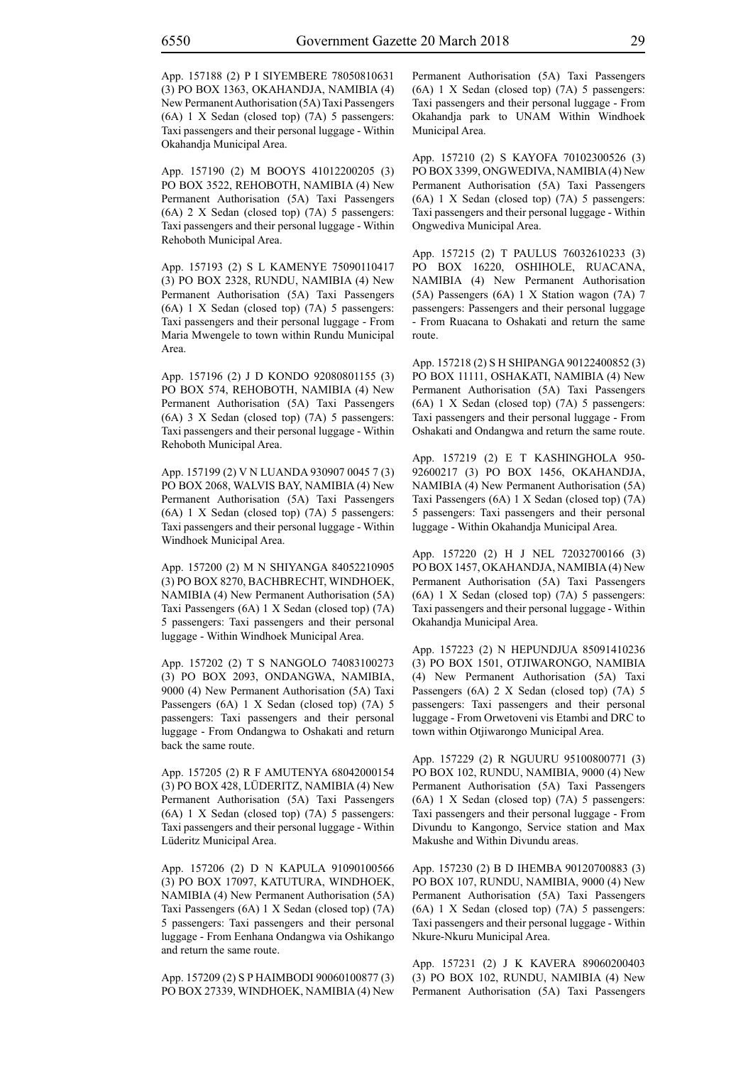App. 157188 (2) P I SIYEMBERE 78050810631 (3) PO BOX 1363, OKAHANDJA, NAMIBIA (4) New Permanent Authorisation (5A) Taxi Passengers (6A) 1 X Sedan (closed top) (7A) 5 passengers: Taxi passengers and their personal luggage - Within Okahandja Municipal Area.

App. 157190 (2) M BOOYS 41012200205 (3) PO BOX 3522, REHOBOTH, NAMIBIA (4) New Permanent Authorisation (5A) Taxi Passengers (6A) 2 X Sedan (closed top) (7A) 5 passengers: Taxi passengers and their personal luggage - Within Rehoboth Municipal Area.

App. 157193 (2) S L KAMENYE 75090110417 (3) PO BOX 2328, RUNDU, NAMIBIA (4) New Permanent Authorisation (5A) Taxi Passengers (6A) 1 X Sedan (closed top) (7A) 5 passengers: Taxi passengers and their personal luggage - From Maria Mwengele to town within Rundu Municipal Area.

App. 157196 (2) J D KONDO 92080801155 (3) PO BOX 574, REHOBOTH, NAMIBIA (4) New Permanent Authorisation (5A) Taxi Passengers (6A) 3 X Sedan (closed top) (7A) 5 passengers: Taxi passengers and their personal luggage - Within Rehoboth Municipal Area.

App. 157199 (2) V N LUANDA 930907 0045 7 (3) PO BOX 2068, WALVIS BAY, NAMIBIA (4) New Permanent Authorisation (5A) Taxi Passengers (6A) 1 X Sedan (closed top) (7A) 5 passengers: Taxi passengers and their personal luggage - Within Windhoek Municipal Area.

App. 157200 (2) M N SHIYANGA 84052210905 (3) PO BOX 8270, BACHBRECHT, WINDHOEK, NAMIBIA (4) New Permanent Authorisation (5A) Taxi Passengers (6A) 1 X Sedan (closed top) (7A) 5 passengers: Taxi passengers and their personal luggage - Within Windhoek Municipal Area.

App. 157202 (2) T S NANGOLO 74083100273 (3) PO BOX 2093, ONDANGWA, NAMIBIA, 9000 (4) New Permanent Authorisation (5A) Taxi Passengers (6A) 1 X Sedan (closed top) (7A) 5 passengers: Taxi passengers and their personal luggage - From Ondangwa to Oshakati and return back the same route.

App. 157205 (2) R F AMUTENYA 68042000154 (3) PO BOX 428, LÜDERITZ, NAMIBIA (4) New Permanent Authorisation (5A) Taxi Passengers (6A) 1 X Sedan (closed top) (7A) 5 passengers: Taxi passengers and their personal luggage - Within Lüderitz Municipal Area.

App. 157206 (2) D N KAPULA 91090100566 (3) PO BOX 17097, KATUTURA, WINDHOEK, NAMIBIA (4) New Permanent Authorisation (5A) Taxi Passengers (6A) 1 X Sedan (closed top) (7A) 5 passengers: Taxi passengers and their personal luggage - From Eenhana Ondangwa via Oshikango and return the same route.

App. 157209 (2) S P HAIMBODI 90060100877 (3) PO BOX 27339, WINDHOEK, NAMIBIA (4) New Permanent Authorisation (5A) Taxi Passengers (6A) 1 X Sedan (closed top) (7A) 5 passengers: Taxi passengers and their personal luggage - From Okahandja park to UNAM Within Windhoek Municipal Area.

App. 157210 (2) S KAYOFA 70102300526 (3) PO BOX 3399, ONGWEDIVA, NAMIBIA (4) New Permanent Authorisation (5A) Taxi Passengers (6A) 1 X Sedan (closed top) (7A) 5 passengers: Taxi passengers and their personal luggage - Within Ongwediva Municipal Area.

App. 157215 (2) T PAULUS 76032610233 (3) PO BOX 16220, OSHIHOLE, RUACANA, NAMIBIA (4) New Permanent Authorisation (5A) Passengers (6A) 1 X Station wagon (7A) 7 passengers: Passengers and their personal luggage - From Ruacana to Oshakati and return the same route.

App. 157218 (2) S H SHIPANGA 90122400852 (3) PO BOX 11111, OSHAKATI, NAMIBIA (4) New Permanent Authorisation (5A) Taxi Passengers (6A) 1 X Sedan (closed top) (7A) 5 passengers: Taxi passengers and their personal luggage - From Oshakati and Ondangwa and return the same route.

App. 157219 (2) E T KASHINGHOLA 950-92600217 (3) PO BOX 1456, OKAHANDJA, NAMIBIA (4) New Permanent Authorisation (5A) Taxi Passengers (6A) 1 X Sedan (closed top) (7A) 5 passengers: Taxi passengers and their personal luggage - Within Okahandja Municipal Area.

App. 157220 (2) H J NEL 72032700166 (3) PO BOX 1457, OKAHANDJA, NAMIBIA (4) New Permanent Authorisation (5A) Taxi Passengers (6A) 1 X Sedan (closed top) (7A) 5 passengers: Taxi passengers and their personal luggage - Within Okahandja Municipal Area.

App. 157223 (2) N HEPUNDJUA 85091410236 (3) PO BOX 1501, OTJIWARONGO, NAMIBIA (4) New Permanent Authorisation (5A) Taxi Passengers (6A) 2 X Sedan (closed top) (7A) 5 passengers: Taxi passengers and their personal luggage - From Orwetoveni vis Etambi and DRC to town within Otjiwarongo Municipal Area.

App. 157229 (2) R NGUURU 95100800771 (3) PO BOX 102, RUNDU, NAMIBIA, 9000 (4) New Permanent Authorisation (5A) Taxi Passengers (6A) 1 X Sedan (closed top) (7A) 5 passengers: Taxi passengers and their personal luggage - From Divundu to Kangongo, Service station and Max Makushe and Within Divundu areas.

App. 157230 (2) B D IHEMBA 90120700883 (3) PO BOX 107, RUNDU, NAMIBIA, 9000 (4) New Permanent Authorisation (5A) Taxi Passengers (6A) 1 X Sedan (closed top) (7A) 5 passengers: Taxi passengers and their personal luggage - Within Nkure-Nkuru Municipal Area.

App. 157231 (2) J K KAVERA 89060200403 (3) PO BOX 102, RUNDU, NAMIBIA (4) New Permanent Authorisation (5A) Taxi Passengers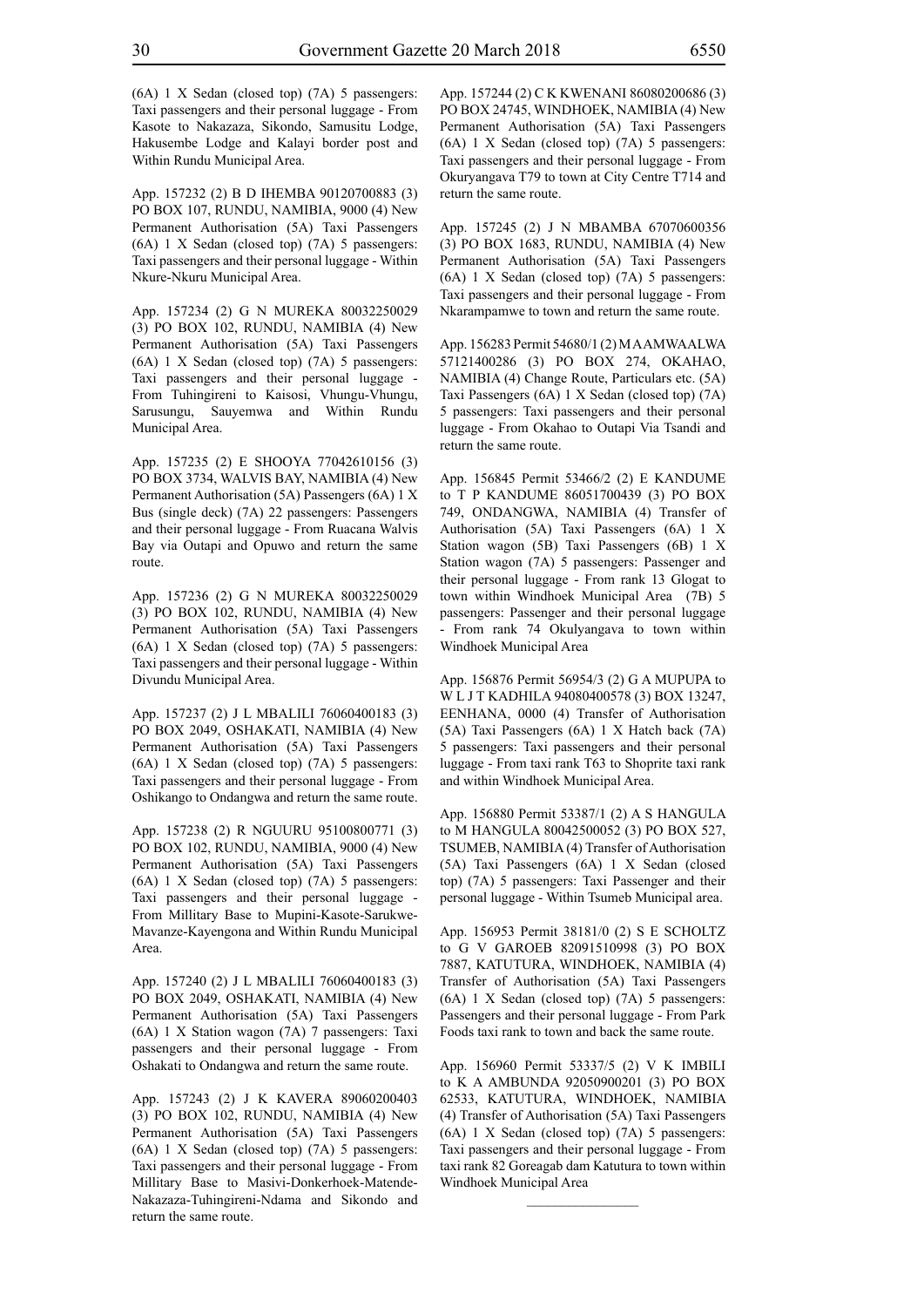(6A) 1 X Sedan (closed top) (7A) 5 passengers: Taxi passengers and their personal luggage - From Kasote to Nakazaza, Sikondo, Samusitu Lodge, Hakusembe Lodge and Kalayi border post and Within Rundu Municipal Area.

App. 157232 (2) B D IHEMBA 90120700883 (3) PO BOX 107, RUNDU, NAMIBIA, 9000 (4) New Permanent Authorisation (5A) Taxi Passengers (6A) 1 X Sedan (closed top) (7A) 5 passengers: Taxi passengers and their personal luggage - Within Nkure-Nkuru Municipal Area.

App. 157234 (2) G N MUREKA 80032250029 (3) PO BOX 102, RUNDU, NAMIBIA (4) New Permanent Authorisation (5A) Taxi Passengers (6A) 1 X Sedan (closed top) (7A) 5 passengers: Taxi passengers and their personal luggage - From Tuhingireni to Kaisosi, Vhungu-Vhungu, Sarusungu, Sauyemwa and Within Rundu Municipal Area.

App. 157235 (2) E SHOOYA 77042610156 (3) PO BOX 3734, WALVIS BAY, NAMIBIA (4) New Permanent Authorisation (5A) Passengers (6A) 1 X Bus (single deck) (7A) 22 passengers: Passengers and their personal luggage - From Ruacana Walvis Bay via Outapi and Opuwo and return the same route.

App. 157236 (2) G N MUREKA 80032250029 (3) PO BOX 102, RUNDU, NAMIBIA (4) New Permanent Authorisation (5A) Taxi Passengers (6A) 1 X Sedan (closed top) (7A) 5 passengers: Taxi passengers and their personal luggage - Within Divundu Municipal Area.

App. 157237 (2) J L MBALILI 76060400183 (3) PO BOX 2049, OSHAKATI, NAMIBIA (4) New Permanent Authorisation (5A) Taxi Passengers (6A) 1 X Sedan (closed top) (7A) 5 passengers: Taxi passengers and their personal luggage - From Oshikango to Ondangwa and return the same route.

App. 157238 (2) R NGUURU 95100800771 (3) PO BOX 102, RUNDU, NAMIBIA, 9000 (4) New Permanent Authorisation (5A) Taxi Passengers (6A) 1 X Sedan (closed top) (7A) 5 passengers: Taxi passengers and their personal luggage - From Millitary Base to Mupini-Kasote-Sarukwe-Mavanze-Kayengona and Within Rundu Municipal Area.

App. 157240 (2) J L MBALILI 76060400183 (3) PO BOX 2049, OSHAKATI, NAMIBIA (4) New Permanent Authorisation (5A) Taxi Passengers (6A) 1 X Station wagon (7A) 7 passengers: Taxi passengers and their personal luggage - From Oshakati to Ondangwa and return the same route.

App. 157243 (2) J K KAVERA 89060200403 (3) PO BOX 102, RUNDU, NAMIBIA (4) New Permanent Authorisation (5A) Taxi Passengers (6A) 1 X Sedan (closed top) (7A) 5 passengers: Taxi passengers and their personal luggage - From Millitary Base to Masivi-Donkerhoek-Matende-Nakazaza-Tuhingireni-Ndama and Sikondo and return the same route.

App. 157244 (2) C K KWENANI 86080200686 (3) PO BOX 24745, WINDHOEK, NAMIBIA (4) New Permanent Authorisation (5A) Taxi Passengers (6A) 1 X Sedan (closed top) (7A) 5 passengers: Taxi passengers and their personal luggage - From Okuryangava T79 to town at City Centre T714 and return the same route.

App. 157245 (2) J N MBAMBA 67070600356 (3) PO BOX 1683, RUNDU, NAMIBIA (4) New Permanent Authorisation (5A) Taxi Passengers (6A) 1 X Sedan (closed top) (7A) 5 passengers: Taxi passengers and their personal luggage - From Nkarampamwe to town and return the same route.

App. 156283 Permit 54680/1 (2) M A AMWAALWA 57121400286 (3) PO BOX 274, OKAHAO, NAMIBIA (4) Change Route, Particulars etc. (5A) Taxi Passengers (6A) 1 X Sedan (closed top) (7A) 5 passengers: Taxi passengers and their personal luggage - From Okahao to Outapi Via Tsandi and return the same route.

App. 156845 Permit 53466/2 (2) E KANDUME to T P KANDUME 86051700439 (3) PO BOX 749, ONDANGWA, NAMIBIA (4) Transfer of Authorisation (5A) Taxi Passengers (6A) 1 X Station wagon (5B) Taxi Passengers (6B) 1 X Station wagon (7A) 5 passengers: Passenger and their personal luggage - From rank 13 Glogat to town within Windhoek Municipal Area (7B) 5 passengers: Passenger and their personal luggage - From rank 74 Okulyangava to town within Windhoek Municipal Area

App. 156876 Permit 56954/3 (2) G A MUPUPA to W L J T KADHILA 94080400578 (3) BOX 13247, EENHANA, 0000 (4) Transfer of Authorisation (5A) Taxi Passengers (6A) 1 X Hatch back (7A) 5 passengers: Taxi passengers and their personal luggage - From taxi rank T63 to Shoprite taxi rank and within Windhoek Municipal Area.

App. 156880 Permit 53387/1 (2) A S HANGULA to M HANGULA 80042500052 (3) PO BOX 527, TSUMEB, NAMIBIA (4) Transfer of Authorisation (5A) Taxi Passengers (6A) 1 X Sedan (closed top) (7A) 5 passengers: Taxi Passenger and their personal luggage - Within Tsumeb Municipal area.

App. 156953 Permit 38181/0 (2) S E SCHOLTZ to G V GAROEB 82091510998 (3) PO BOX 7887, KATUTURA, WINDHOEK, NAMIBIA (4) Transfer of Authorisation (5A) Taxi Passengers (6A) 1 X Sedan (closed top) (7A) 5 passengers: Passengers and their personal luggage - From Park Foods taxi rank to town and back the same route.

App. 156960 Permit 53337/5 (2) V K IMBILI to K A AMBUNDA 92050900201 (3) PO BOX 62533, KATUTURA, WINDHOEK, NAMIBIA (4) Transfer of Authorisation (5A) Taxi Passengers (6A) 1 X Sedan (closed top) (7A) 5 passengers: Taxi passengers and their personal luggage - From taxi rank 82 Goreagab dam Katutura to town within Windhoek Municipal Area

________________